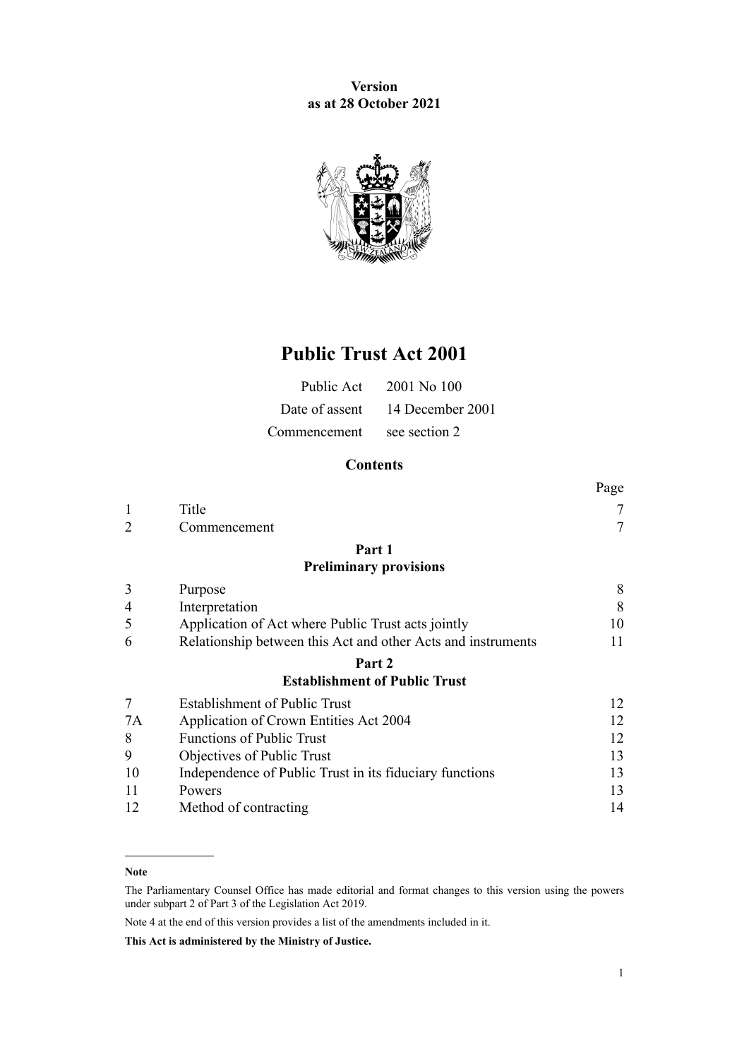**Version as at 28 October 2021**

# Public Trust Act 2001

| | |
|---|---|
| Public Act | 2001 No 100 |
| Date of assent | 14 December 2001 |
| Commencement | see section 2 |

## Contents

| | | Page |
|---|---|---|
| 1 | Title | 7 |
| 2 | Commencement | 7 |
| | **Part 1** **Preliminary provisions** | |
| 3 | Purpose | 8 |
| 4 | Interpretation | 8 |
| 5 | Application of Act where Public Trust acts jointly | 10 |
| 6 | Relationship between this Act and other Acts and instruments | 11 |
| | **Part 2** **Establishment of Public Trust** | |
| 7 | Establishment of Public Trust | 12 |
| 7A | Application of Crown Entities Act 2004 | 12 |
| 8 | Functions of Public Trust | 12 |
| 9 | Objectives of Public Trust | 13 |
| 10 | Independence of Public Trust in its fiduciary functions | 13 |
| 11 | Powers | 13 |
| 12 | Method of contracting | 14 |

**Note**

The Parliamentary Counsel Office has made editorial and format changes to this version using the powers under subpart 2 of Part 3 of the Legislation Act 2019.

Note 4 at the end of this version provides a list of the amendments included in it.

**This Act is administered by the Ministry of Justice.**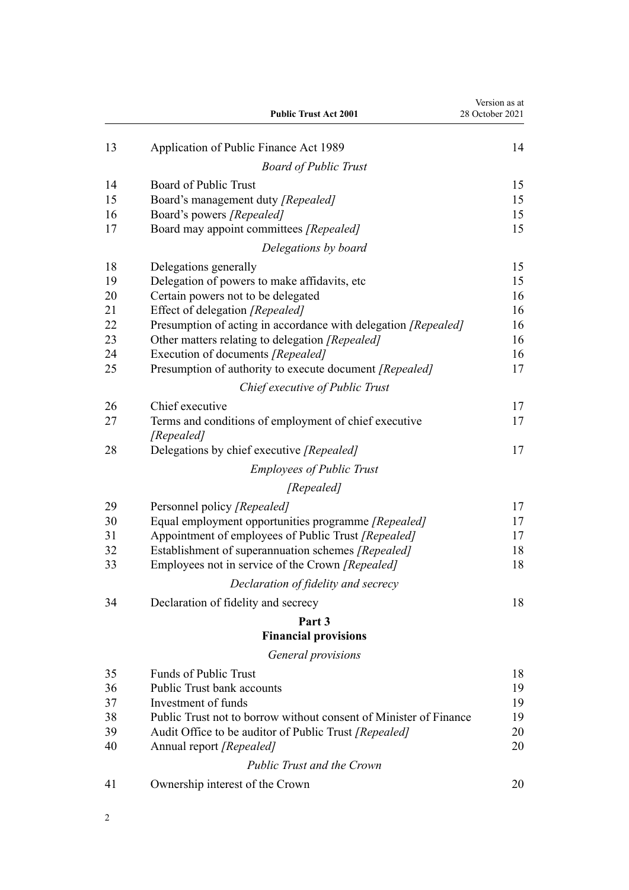| | | |
|---|---|---|
| 13 | Application of Public Finance Act 1989 | 14 |
| | *Board of Public Trust* | |
| 14 | Board of Public Trust | 15 |
| 15 | Board's management duty *[Repealed]* | 15 |
| 16 | Board's powers *[Repealed]* | 15 |
| 17 | Board may appoint committees *[Repealed]* | 15 |
| | *Delegations by board* | |
| 18 | Delegations generally | 15 |
| 19 | Delegation of powers to make affidavits, etc | 15 |
| 20 | Certain powers not to be delegated | 16 |
| 21 | Effect of delegation *[Repealed]* | 16 |
| 22 | Presumption of acting in accordance with delegation *[Repealed]* | 16 |
| 23 | Other matters relating to delegation *[Repealed]* | 16 |
| 24 | Execution of documents *[Repealed]* | 16 |
| 25 | Presumption of authority to execute document *[Repealed]* | 17 |
| | *Chief executive of Public Trust* | |
| 26 | Chief executive | 17 |
| 27 | Terms and conditions of employment of chief executive *[Repealed]* | 17 |
| 28 | Delegations by chief executive *[Repealed]* | 17 |
| | *Employees of Public Trust* | |
| | *[Repealed]* | |
| 29 | Personnel policy *[Repealed]* | 17 |
| 30 | Equal employment opportunities programme *[Repealed]* | 17 |
| 31 | Appointment of employees of Public Trust *[Repealed]* | 17 |
| 32 | Establishment of superannuation schemes *[Repealed]* | 18 |
| 33 | Employees not in service of the Crown *[Repealed]* | 18 |
| | *Declaration of fidelity and secrecy* | |
| 34 | Declaration of fidelity and secrecy | 18 |

## Part 3
## Financial provisions

| | | |
|---|---|---|
| | *General provisions* | |
| 35 | Funds of Public Trust | 18 |
| 36 | Public Trust bank accounts | 19 |
| 37 | Investment of funds | 19 |
| 38 | Public Trust not to borrow without consent of Minister of Finance | 19 |
| 39 | Audit Office to be auditor of Public Trust *[Repealed]* | 20 |
| 40 | Annual report *[Repealed]* | 20 |
| | *Public Trust and the Crown* | |
| 41 | Ownership interest of the Crown | 20 |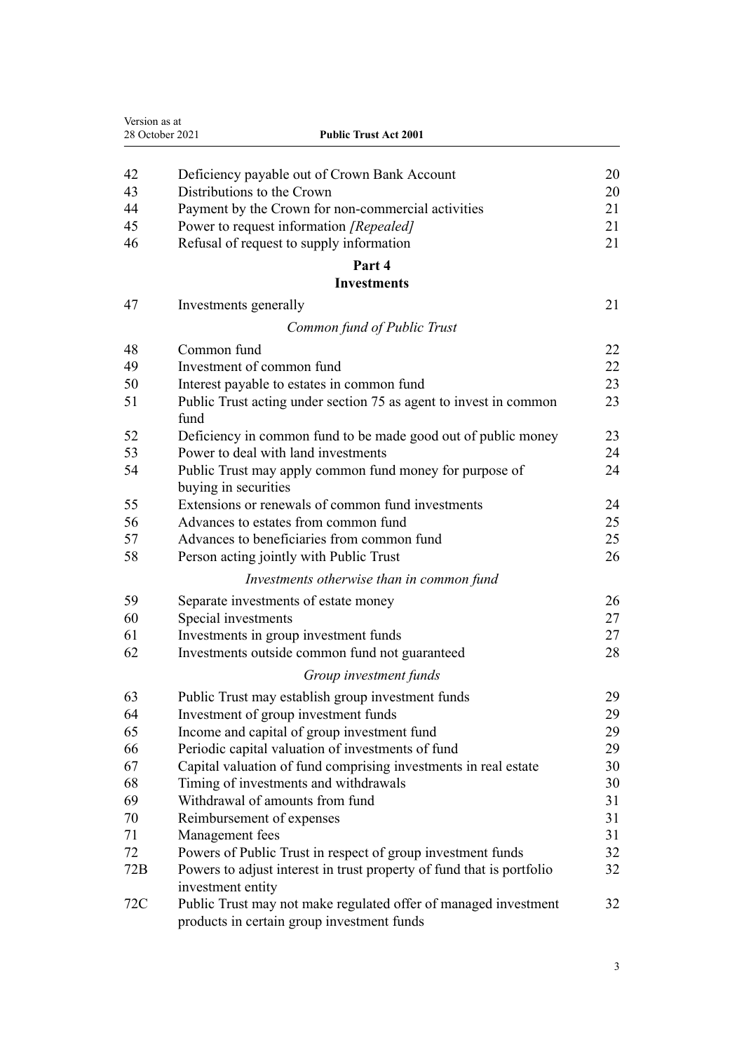| | | |
|---|---|---|
| 42 | Deficiency payable out of Crown Bank Account | 20 |
| 43 | Distributions to the Crown | 20 |
| 44 | Payment by the Crown for non-commercial activities | 21 |
| 45 | Power to request information *[Repealed]* | 21 |
| 46 | Refusal of request to supply information | 21 |

**Part 4**

**Investments**

| | | |
|---|---|---|
| 47 | Investments generally | 21 |

*Common fund of Public Trust*

| | | |
|---|---|---|
| 48 | Common fund | 22 |
| 49 | Investment of common fund | 22 |
| 50 | Interest payable to estates in common fund | 23 |
| 51 | Public Trust acting under section 75 as agent to invest in common fund | 23 |
| 52 | Deficiency in common fund to be made good out of public money | 23 |
| 53 | Power to deal with land investments | 24 |
| 54 | Public Trust may apply common fund money for purpose of buying in securities | 24 |
| 55 | Extensions or renewals of common fund investments | 24 |
| 56 | Advances to estates from common fund | 25 |
| 57 | Advances to beneficiaries from common fund | 25 |
| 58 | Person acting jointly with Public Trust | 26 |

*Investments otherwise than in common fund*

| | | |
|---|---|---|
| 59 | Separate investments of estate money | 26 |
| 60 | Special investments | 27 |
| 61 | Investments in group investment funds | 27 |
| 62 | Investments outside common fund not guaranteed | 28 |

*Group investment funds*

| | | |
|---|---|---|
| 63 | Public Trust may establish group investment funds | 29 |
| 64 | Investment of group investment funds | 29 |
| 65 | Income and capital of group investment fund | 29 |
| 66 | Periodic capital valuation of investments of fund | 29 |
| 67 | Capital valuation of fund comprising investments in real estate | 30 |
| 68 | Timing of investments and withdrawals | 30 |
| 69 | Withdrawal of amounts from fund | 31 |
| 70 | Reimbursement of expenses | 31 |
| 71 | Management fees | 31 |
| 72 | Powers of Public Trust in respect of group investment funds | 32 |
| 72B | Powers to adjust interest in trust property of fund that is portfolio investment entity | 32 |
| 72C | Public Trust may not make regulated offer of managed investment products in certain group investment funds | 32 |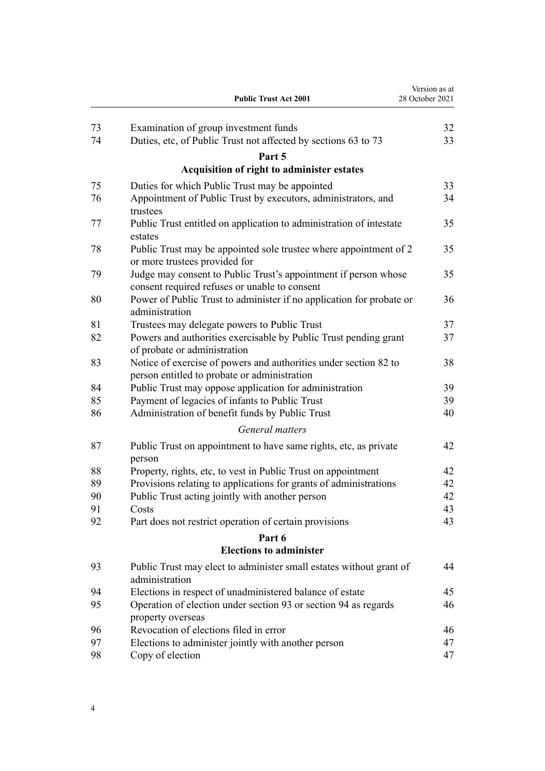| | | |
|---|---|---|
| 73 | Examination of group investment funds | 32 |
| 74 | Duties, etc, of Public Trust not affected by sections 63 to 73 | 33 |

## Part 5
## Acquisition of right to administer estates

| | | |
|---|---|---|
| 75 | Duties for which Public Trust may be appointed | 33 |
| 76 | Appointment of Public Trust by executors, administrators, and trustees | 34 |
| 77 | Public Trust entitled on application to administration of intestate estates | 35 |
| 78 | Public Trust may be appointed sole trustee where appointment of 2 or more trustees provided for | 35 |
| 79 | Judge may consent to Public Trust's appointment if person whose consent required refuses or unable to consent | 35 |
| 80 | Power of Public Trust to administer if no application for probate or administration | 36 |
| 81 | Trustees may delegate powers to Public Trust | 37 |
| 82 | Powers and authorities exercisable by Public Trust pending grant of probate or administration | 37 |
| 83 | Notice of exercise of powers and authorities under section 82 to person entitled to probate or administration | 38 |
| 84 | Public Trust may oppose application for administration | 39 |
| 85 | Payment of legacies of infants to Public Trust | 39 |
| 86 | Administration of benefit funds by Public Trust | 40 |

### *General matters*

| | | |
|---|---|---|
| 87 | Public Trust on appointment to have same rights, etc, as private person | 42 |
| 88 | Property, rights, etc, to vest in Public Trust on appointment | 42 |
| 89 | Provisions relating to applications for grants of administrations | 42 |
| 90 | Public Trust acting jointly with another person | 42 |
| 91 | Costs | 43 |
| 92 | Part does not restrict operation of certain provisions | 43 |

## Part 6
## Elections to administer

| | | |
|---|---|---|
| 93 | Public Trust may elect to administer small estates without grant of administration | 44 |
| 94 | Elections in respect of unadministered balance of estate | 45 |
| 95 | Operation of election under section 93 or section 94 as regards property overseas | 46 |
| 96 | Revocation of elections filed in error | 46 |
| 97 | Elections to administer jointly with another person | 47 |
| 98 | Copy of election | 47 |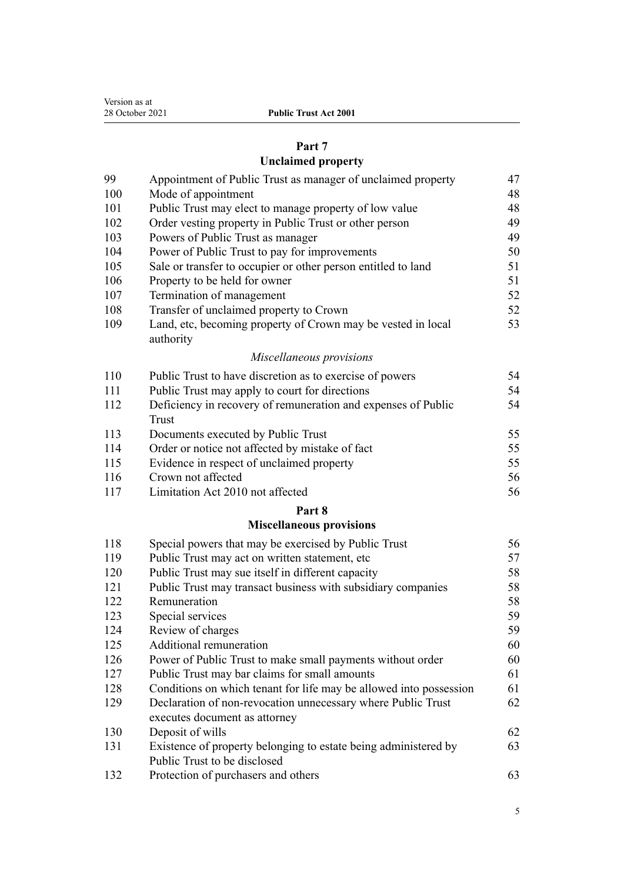## Part 7
## Unclaimed property

| | | |
|---|---|---|
| 99 | Appointment of Public Trust as manager of unclaimed property | 47 |
| 100 | Mode of appointment | 48 |
| 101 | Public Trust may elect to manage property of low value | 48 |
| 102 | Order vesting property in Public Trust or other person | 49 |
| 103 | Powers of Public Trust as manager | 49 |
| 104 | Power of Public Trust to pay for improvements | 50 |
| 105 | Sale or transfer to occupier or other person entitled to land | 51 |
| 106 | Property to be held for owner | 51 |
| 107 | Termination of management | 52 |
| 108 | Transfer of unclaimed property to Crown | 52 |
| 109 | Land, etc, becoming property of Crown may be vested in local authority | 53 |

*Miscellaneous provisions*

| | | |
|---|---|---|
| 110 | Public Trust to have discretion as to exercise of powers | 54 |
| 111 | Public Trust may apply to court for directions | 54 |
| 112 | Deficiency in recovery of remuneration and expenses of Public Trust | 54 |
| 113 | Documents executed by Public Trust | 55 |
| 114 | Order or notice not affected by mistake of fact | 55 |
| 115 | Evidence in respect of unclaimed property | 55 |
| 116 | Crown not affected | 56 |
| 117 | Limitation Act 2010 not affected | 56 |

## Part 8
## Miscellaneous provisions

| | | |
|---|---|---|
| 118 | Special powers that may be exercised by Public Trust | 56 |
| 119 | Public Trust may act on written statement, etc | 57 |
| 120 | Public Trust may sue itself in different capacity | 58 |
| 121 | Public Trust may transact business with subsidiary companies | 58 |
| 122 | Remuneration | 58 |
| 123 | Special services | 59 |
| 124 | Review of charges | 59 |
| 125 | Additional remuneration | 60 |
| 126 | Power of Public Trust to make small payments without order | 60 |
| 127 | Public Trust may bar claims for small amounts | 61 |
| 128 | Conditions on which tenant for life may be allowed into possession | 61 |
| 129 | Declaration of non-revocation unnecessary where Public Trust executes document as attorney | 62 |
| 130 | Deposit of wills | 62 |
| 131 | Existence of property belonging to estate being administered by Public Trust to be disclosed | 63 |
| 132 | Protection of purchasers and others | 63 |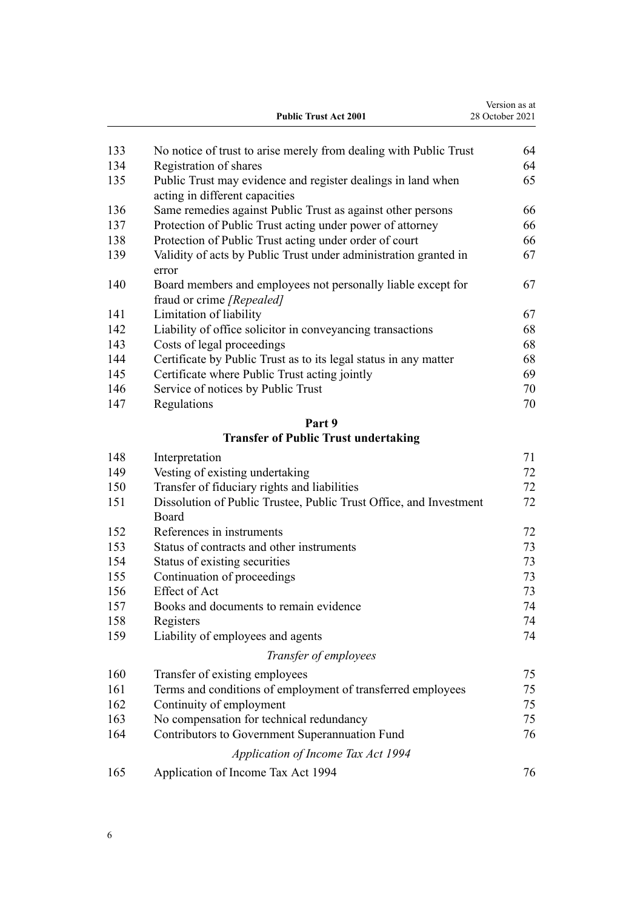| | | |
|---|---|---|
| 133 | No notice of trust to arise merely from dealing with Public Trust | 64 |
| 134 | Registration of shares | 64 |
| 135 | Public Trust may evidence and register dealings in land when acting in different capacities | 65 |
| 136 | Same remedies against Public Trust as against other persons | 66 |
| 137 | Protection of Public Trust acting under power of attorney | 66 |
| 138 | Protection of Public Trust acting under order of court | 66 |
| 139 | Validity of acts by Public Trust under administration granted in error | 67 |
| 140 | Board members and employees not personally liable except for fraud or crime *[Repealed]* | 67 |
| 141 | Limitation of liability | 67 |
| 142 | Liability of office solicitor in conveyancing transactions | 68 |
| 143 | Costs of legal proceedings | 68 |
| 144 | Certificate by Public Trust as to its legal status in any matter | 68 |
| 145 | Certificate where Public Trust acting jointly | 69 |
| 146 | Service of notices by Public Trust | 70 |
| 147 | Regulations | 70 |

## Part 9
## Transfer of Public Trust undertaking

| | | |
|---|---|---|
| 148 | Interpretation | 71 |
| 149 | Vesting of existing undertaking | 72 |
| 150 | Transfer of fiduciary rights and liabilities | 72 |
| 151 | Dissolution of Public Trustee, Public Trust Office, and Investment Board | 72 |
| 152 | References in instruments | 72 |
| 153 | Status of contracts and other instruments | 73 |
| 154 | Status of existing securities | 73 |
| 155 | Continuation of proceedings | 73 |
| 156 | Effect of Act | 73 |
| 157 | Books and documents to remain evidence | 74 |
| 158 | Registers | 74 |
| 159 | Liability of employees and agents | 74 |

*Transfer of employees*

| | | |
|---|---|---|
| 160 | Transfer of existing employees | 75 |
| 161 | Terms and conditions of employment of transferred employees | 75 |
| 162 | Continuity of employment | 75 |
| 163 | No compensation for technical redundancy | 75 |
| 164 | Contributors to Government Superannuation Fund | 76 |

*Application of Income Tax Act 1994*

| | | |
|---|---|---|
| 165 | Application of Income Tax Act 1994 | 76 |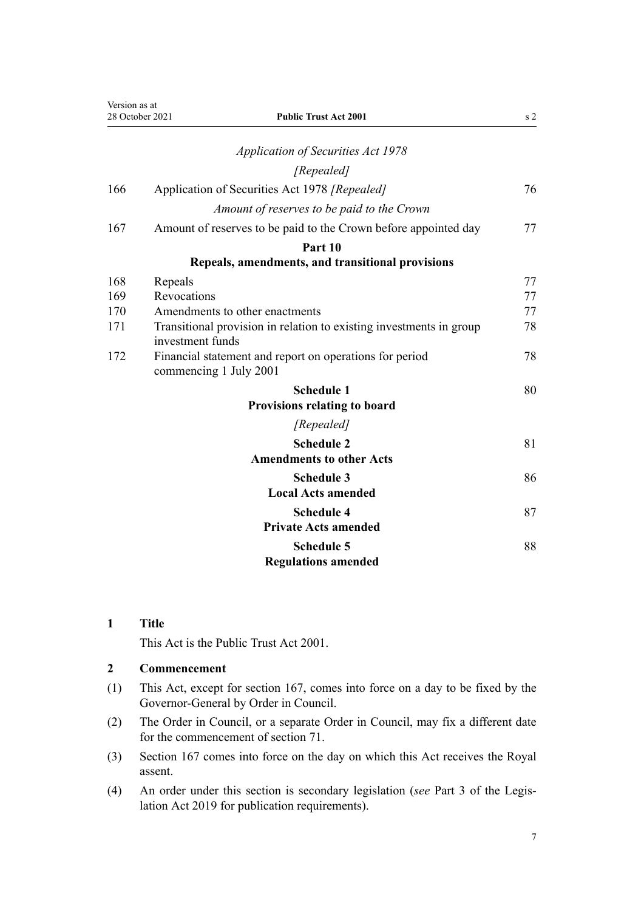*Application of Securities Act 1978*

*[Repealed]*

| | | |
|---|---|---|
| 166 | Application of Securities Act 1978 *[Repealed]* | 76 |
| | *Amount of reserves to be paid to the Crown* | |
| 167 | Amount of reserves to be paid to the Crown before appointed day | 77 |
| | **Part 10** **Repeals, amendments, and transitional provisions** | |
| 168 | Repeals | 77 |
| 169 | Revocations | 77 |
| 170 | Amendments to other enactments | 77 |
| 171 | Transitional provision in relation to existing investments in group investment funds | 78 |
| 172 | Financial statement and report on operations for period commencing 1 July 2001 | 78 |
| | **Schedule 1** **Provisions relating to board** *[Repealed]* | 80 |
| | **Schedule 2** **Amendments to other Acts** | 81 |
| | **Schedule 3** **Local Acts amended** | 86 |
| | **Schedule 4** **Private Acts amended** | 87 |
| | **Schedule 5** **Regulations amended** | 88 |

**1 Title**

This Act is the Public Trust Act 2001.

**2 Commencement**

(1) This Act, except for section 167, comes into force on a day to be fixed by the Governor-General by Order in Council.

(2) The Order in Council, or a separate Order in Council, may fix a different date for the commencement of section 71.

(3) Section 167 comes into force on the day on which this Act receives the Royal assent.

(4) An order under this section is secondary legislation (*see* Part 3 of the Legislation Act 2019 for publication requirements).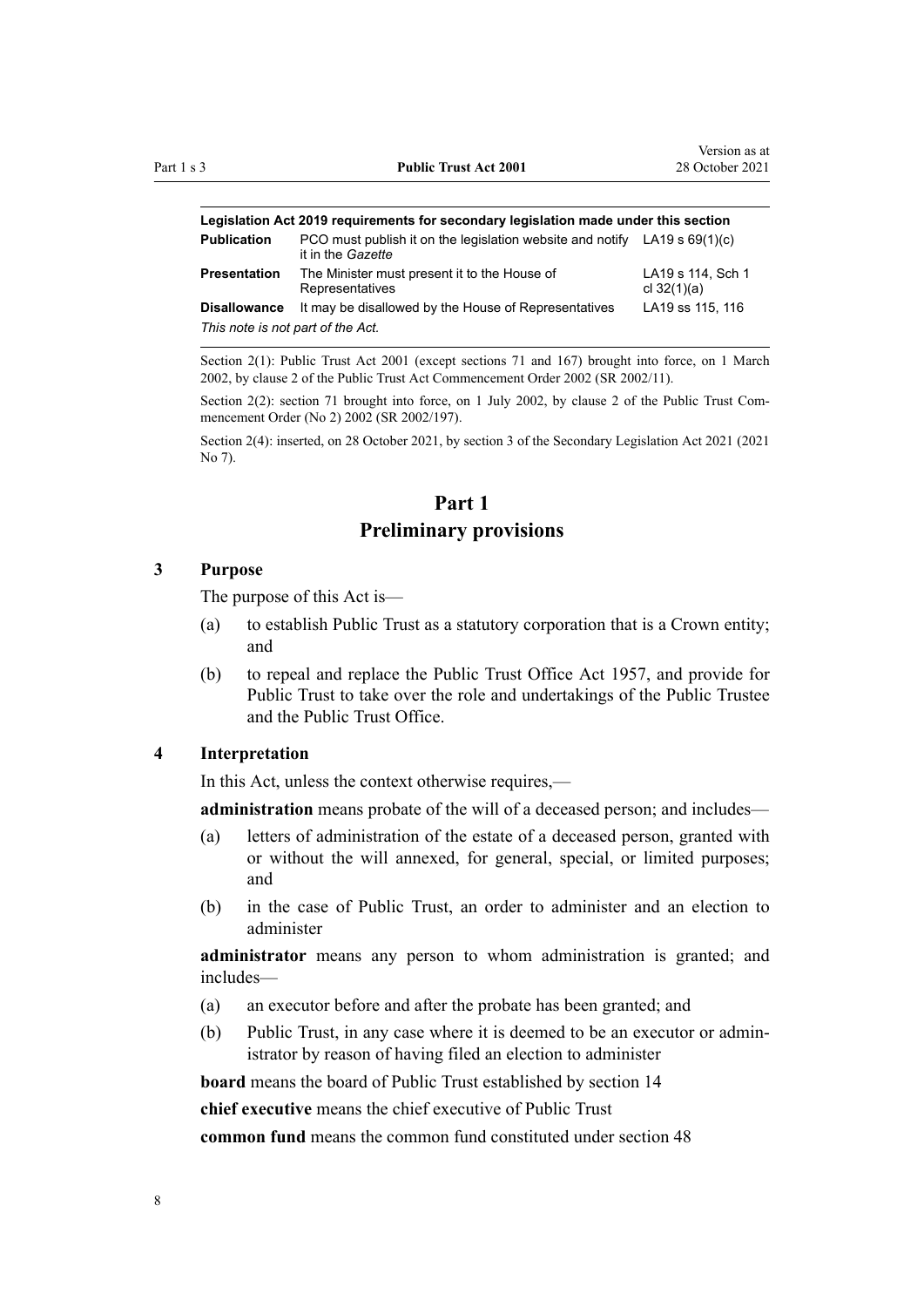| Legislation Act 2019 requirements for secondary legislation made under this section | | |
|---|---|---|
| **Publication** | PCO must publish it on the legislation website and notify it in the *Gazette* | LA19 s 69(1)(c) |
| **Presentation** | The Minister must present it to the House of Representatives | LA19 s 114, Sch 1 cl 32(1)(a) |
| **Disallowance** | It may be disallowed by the House of Representatives | LA19 ss 115, 116 |
| *This note is not part of the Act.* | | |

Section 2(1): Public Trust Act 2001 (except sections 71 and 167) brought into force, on 1 March 2002, by clause 2 of the Public Trust Act Commencement Order 2002 (SR 2002/11).

Section 2(2): section 71 brought into force, on 1 July 2002, by clause 2 of the Public Trust Commencement Order (No 2) 2002 (SR 2002/197).

Section 2(4): inserted, on 28 October 2021, by section 3 of the Secondary Legislation Act 2021 (2021 No 7).

# Part 1
# Preliminary provisions

### 3 Purpose

The purpose of this Act is—

(a) to establish Public Trust as a statutory corporation that is a Crown entity; and

(b) to repeal and replace the Public Trust Office Act 1957, and provide for Public Trust to take over the role and undertakings of the Public Trustee and the Public Trust Office.

### 4 Interpretation

In this Act, unless the context otherwise requires,—

**administration** means probate of the will of a deceased person; and includes—

(a) letters of administration of the estate of a deceased person, granted with or without the will annexed, for general, special, or limited purposes; and

(b) in the case of Public Trust, an order to administer and an election to administer

**administrator** means any person to whom administration is granted; and includes—

(a) an executor before and after the probate has been granted; and

(b) Public Trust, in any case where it is deemed to be an executor or administrator by reason of having filed an election to administer

**board** means the board of Public Trust established by section 14

**chief executive** means the chief executive of Public Trust

**common fund** means the common fund constituted under section 48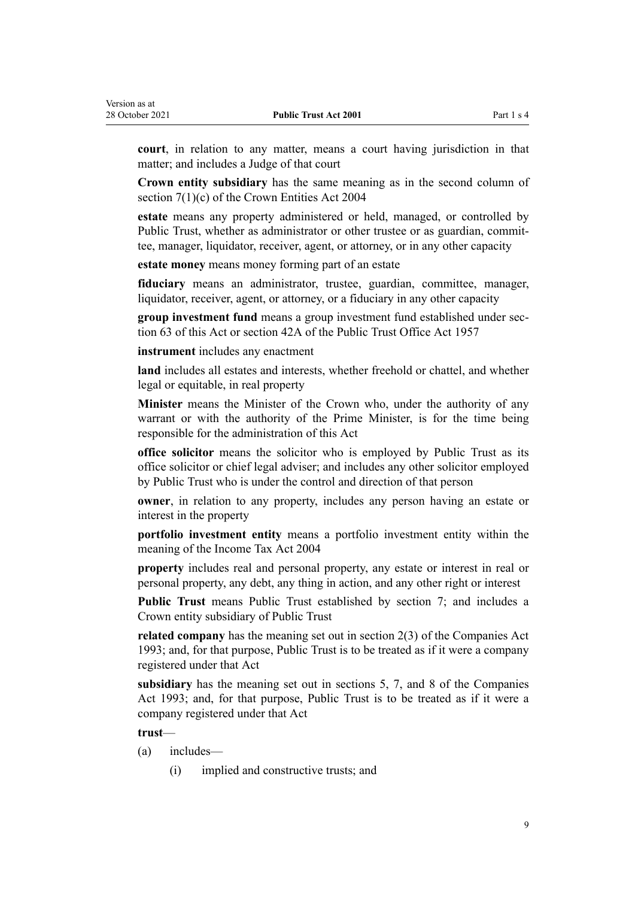**court**, in relation to any matter, means a court having jurisdiction in that matter; and includes a Judge of that court

**Crown entity subsidiary** has the same meaning as in the second column of section 7(1)(c) of the Crown Entities Act 2004

**estate** means any property administered or held, managed, or controlled by Public Trust, whether as administrator or other trustee or as guardian, committee, manager, liquidator, receiver, agent, or attorney, or in any other capacity

**estate money** means money forming part of an estate

**fiduciary** means an administrator, trustee, guardian, committee, manager, liquidator, receiver, agent, or attorney, or a fiduciary in any other capacity

**group investment fund** means a group investment fund established under section 63 of this Act or section 42A of the Public Trust Office Act 1957

**instrument** includes any enactment

**land** includes all estates and interests, whether freehold or chattel, and whether legal or equitable, in real property

**Minister** means the Minister of the Crown who, under the authority of any warrant or with the authority of the Prime Minister, is for the time being responsible for the administration of this Act

**office solicitor** means the solicitor who is employed by Public Trust as its office solicitor or chief legal adviser; and includes any other solicitor employed by Public Trust who is under the control and direction of that person

**owner**, in relation to any property, includes any person having an estate or interest in the property

**portfolio investment entity** means a portfolio investment entity within the meaning of the Income Tax Act 2004

**property** includes real and personal property, any estate or interest in real or personal property, any debt, any thing in action, and any other right or interest

**Public Trust** means Public Trust established by section 7; and includes a Crown entity subsidiary of Public Trust

**related company** has the meaning set out in section 2(3) of the Companies Act 1993; and, for that purpose, Public Trust is to be treated as if it were a company registered under that Act

**subsidiary** has the meaning set out in sections 5, 7, and 8 of the Companies Act 1993; and, for that purpose, Public Trust is to be treated as if it were a company registered under that Act

**trust**—

(a) includes—

  (i) implied and constructive trusts; and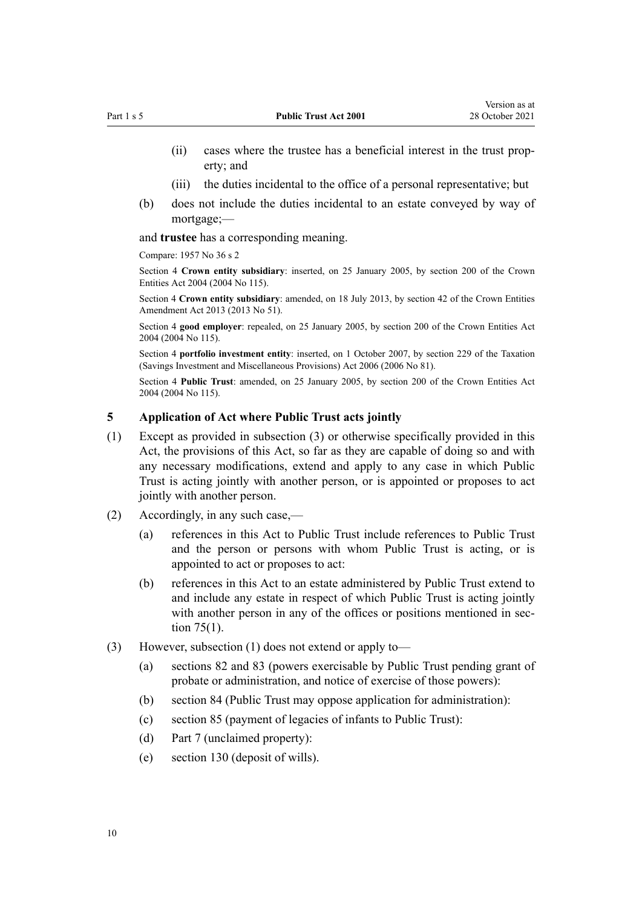(ii) cases where the trustee has a beneficial interest in the trust property; and

(iii) the duties incidental to the office of a personal representative; but

(b) does not include the duties incidental to an estate conveyed by way of mortgage;—

and **trustee** has a corresponding meaning.

Compare: 1957 No 36 s 2

Section 4 **Crown entity subsidiary**: inserted, on 25 January 2005, by section 200 of the Crown Entities Act 2004 (2004 No 115).

Section 4 **Crown entity subsidiary**: amended, on 18 July 2013, by section 42 of the Crown Entities Amendment Act 2013 (2013 No 51).

Section 4 **good employer**: repealed, on 25 January 2005, by section 200 of the Crown Entities Act 2004 (2004 No 115).

Section 4 **portfolio investment entity**: inserted, on 1 October 2007, by section 229 of the Taxation (Savings Investment and Miscellaneous Provisions) Act 2006 (2006 No 81).

Section 4 **Public Trust**: amended, on 25 January 2005, by section 200 of the Crown Entities Act 2004 (2004 No 115).

### 5 Application of Act where Public Trust acts jointly

(1) Except as provided in subsection (3) or otherwise specifically provided in this Act, the provisions of this Act, so far as they are capable of doing so and with any necessary modifications, extend and apply to any case in which Public Trust is acting jointly with another person, or is appointed or proposes to act jointly with another person.

(2) Accordingly, in any such case,—

(a) references in this Act to Public Trust include references to Public Trust and the person or persons with whom Public Trust is acting, or is appointed to act or proposes to act:

(b) references in this Act to an estate administered by Public Trust extend to and include any estate in respect of which Public Trust is acting jointly with another person in any of the offices or positions mentioned in section 75(1).

(3) However, subsection (1) does not extend or apply to—

(a) sections 82 and 83 (powers exercisable by Public Trust pending grant of probate or administration, and notice of exercise of those powers):

(b) section 84 (Public Trust may oppose application for administration):

(c) section 85 (payment of legacies of infants to Public Trust):

(d) Part 7 (unclaimed property):

(e) section 130 (deposit of wills).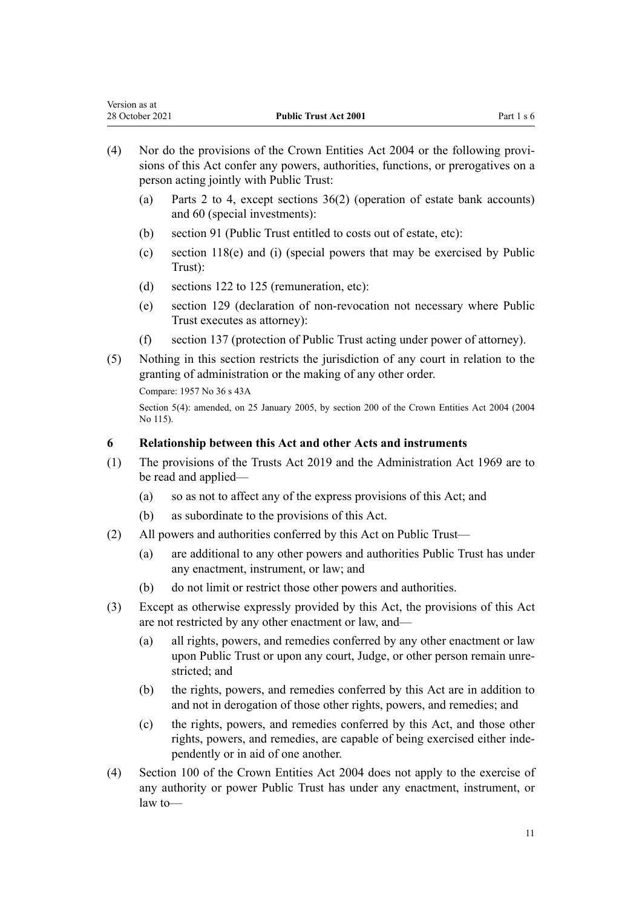(4) Nor do the provisions of the Crown Entities Act 2004 or the following provisions of this Act confer any powers, authorities, functions, or prerogatives on a person acting jointly with Public Trust:

   (a) Parts 2 to 4, except sections 36(2) (operation of estate bank accounts) and 60 (special investments):

   (b) section 91 (Public Trust entitled to costs out of estate, etc):

   (c) section 118(e) and (i) (special powers that may be exercised by Public Trust):

   (d) sections 122 to 125 (remuneration, etc):

   (e) section 129 (declaration of non-revocation not necessary where Public Trust executes as attorney):

   (f) section 137 (protection of Public Trust acting under power of attorney).

(5) Nothing in this section restricts the jurisdiction of any court in relation to the granting of administration or the making of any other order.

Compare: 1957 No 36 s 43A

Section 5(4): amended, on 25 January 2005, by section 200 of the Crown Entities Act 2004 (2004 No 115).

### 6 Relationship between this Act and other Acts and instruments

(1) The provisions of the Trusts Act 2019 and the Administration Act 1969 are to be read and applied—

   (a) so as not to affect any of the express provisions of this Act; and

   (b) as subordinate to the provisions of this Act.

(2) All powers and authorities conferred by this Act on Public Trust—

   (a) are additional to any other powers and authorities Public Trust has under any enactment, instrument, or law; and

   (b) do not limit or restrict those other powers and authorities.

(3) Except as otherwise expressly provided by this Act, the provisions of this Act are not restricted by any other enactment or law, and—

   (a) all rights, powers, and remedies conferred by any other enactment or law upon Public Trust or upon any court, Judge, or other person remain unrestricted; and

   (b) the rights, powers, and remedies conferred by this Act are in addition to and not in derogation of those other rights, powers, and remedies; and

   (c) the rights, powers, and remedies conferred by this Act, and those other rights, powers, and remedies, are capable of being exercised either independently or in aid of one another.

(4) Section 100 of the Crown Entities Act 2004 does not apply to the exercise of any authority or power Public Trust has under any enactment, instrument, or law to—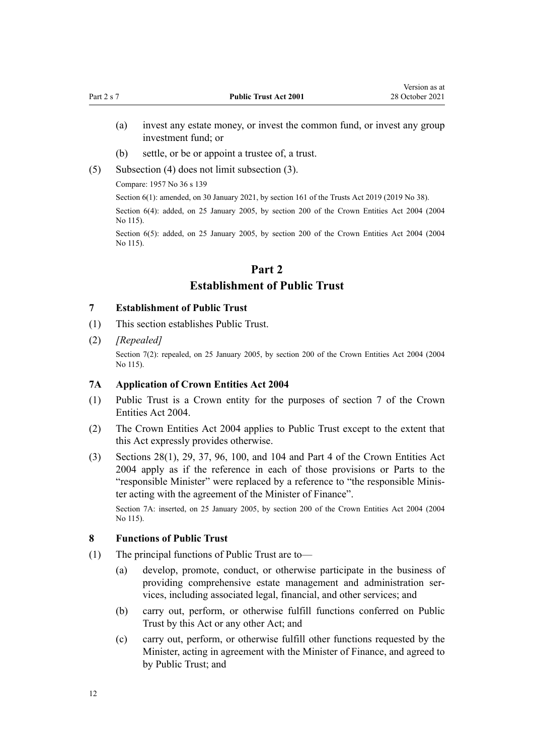(a) invest any estate money, or invest the common fund, or invest any group investment fund; or

(b) settle, or be or appoint a trustee of, a trust.

(5) Subsection (4) does not limit subsection (3).

Compare: 1957 No 36 s 139

Section 6(1): amended, on 30 January 2021, by section 161 of the Trusts Act 2019 (2019 No 38).

Section 6(4): added, on 25 January 2005, by section 200 of the Crown Entities Act 2004 (2004 No 115).

Section 6(5): added, on 25 January 2005, by section 200 of the Crown Entities Act 2004 (2004 No 115).

# Part 2
# Establishment of Public Trust

### 7 Establishment of Public Trust

(1) This section establishes Public Trust.

(2) *[Repealed]*

Section 7(2): repealed, on 25 January 2005, by section 200 of the Crown Entities Act 2004 (2004 No 115).

### 7A Application of Crown Entities Act 2004

(1) Public Trust is a Crown entity for the purposes of section 7 of the Crown Entities Act 2004.

(2) The Crown Entities Act 2004 applies to Public Trust except to the extent that this Act expressly provides otherwise.

(3) Sections 28(1), 29, 37, 96, 100, and 104 and Part 4 of the Crown Entities Act 2004 apply as if the reference in each of those provisions or Parts to the "responsible Minister" were replaced by a reference to "the responsible Minister acting with the agreement of the Minister of Finance".

Section 7A: inserted, on 25 January 2005, by section 200 of the Crown Entities Act 2004 (2004 No 115).

### 8 Functions of Public Trust

(1) The principal functions of Public Trust are to—

(a) develop, promote, conduct, or otherwise participate in the business of providing comprehensive estate management and administration services, including associated legal, financial, and other services; and

(b) carry out, perform, or otherwise fulfill functions conferred on Public Trust by this Act or any other Act; and

(c) carry out, perform, or otherwise fulfill other functions requested by the Minister, acting in agreement with the Minister of Finance, and agreed to by Public Trust; and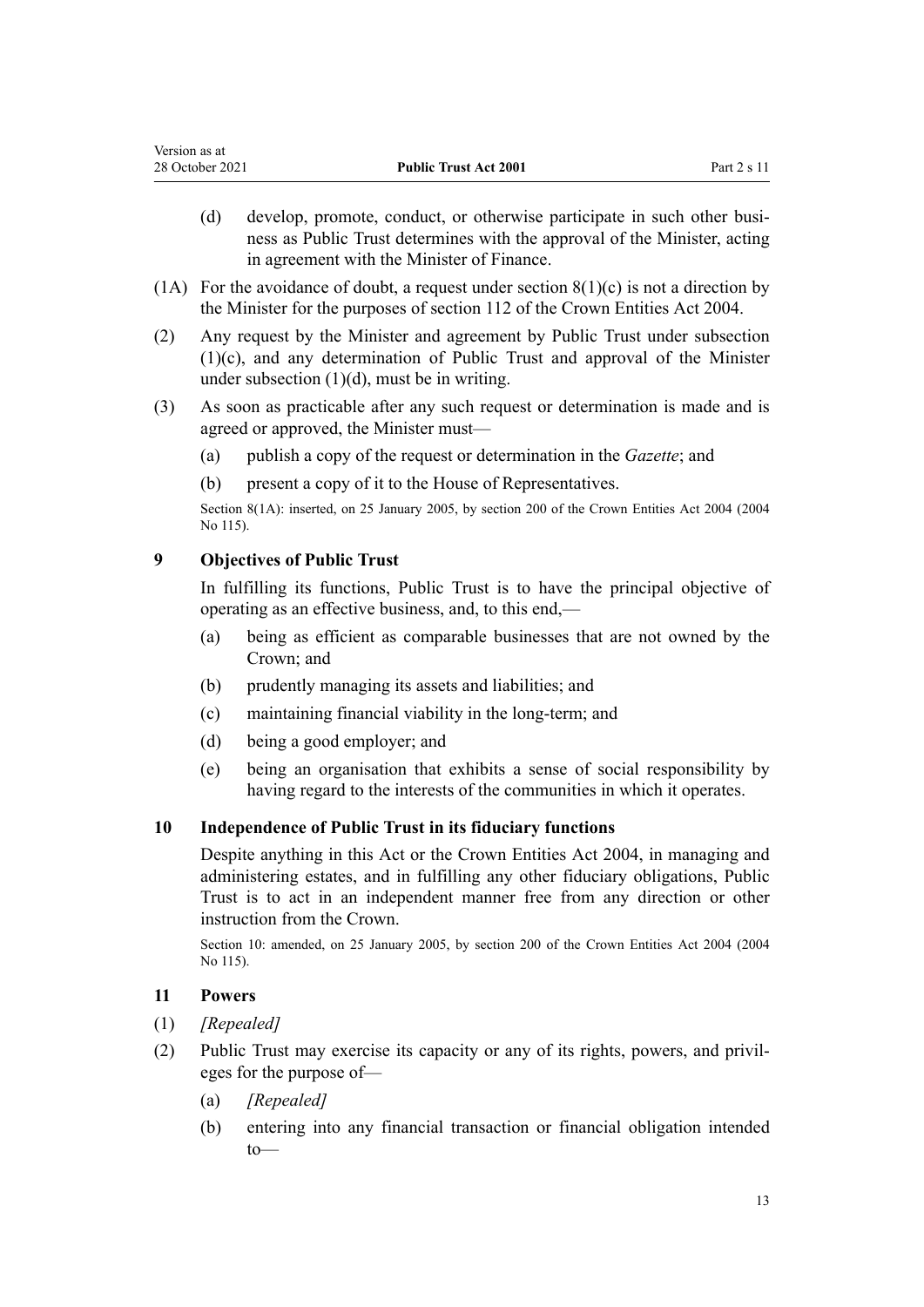(d) develop, promote, conduct, or otherwise participate in such other business as Public Trust determines with the approval of the Minister, acting in agreement with the Minister of Finance.

(1A) For the avoidance of doubt, a request under section 8(1)(c) is not a direction by the Minister for the purposes of section 112 of the Crown Entities Act 2004.

(2) Any request by the Minister and agreement by Public Trust under subsection (1)(c), and any determination of Public Trust and approval of the Minister under subsection (1)(d), must be in writing.

(3) As soon as practicable after any such request or determination is made and is agreed or approved, the Minister must—

(a) publish a copy of the request or determination in the *Gazette*; and

(b) present a copy of it to the House of Representatives.

Section 8(1A): inserted, on 25 January 2005, by section 200 of the Crown Entities Act 2004 (2004 No 115).

### 9 Objectives of Public Trust

In fulfilling its functions, Public Trust is to have the principal objective of operating as an effective business, and, to this end,—

(a) being as efficient as comparable businesses that are not owned by the Crown; and

(b) prudently managing its assets and liabilities; and

(c) maintaining financial viability in the long-term; and

(d) being a good employer; and

(e) being an organisation that exhibits a sense of social responsibility by having regard to the interests of the communities in which it operates.

### 10 Independence of Public Trust in its fiduciary functions

Despite anything in this Act or the Crown Entities Act 2004, in managing and administering estates, and in fulfilling any other fiduciary obligations, Public Trust is to act in an independent manner free from any direction or other instruction from the Crown.

Section 10: amended, on 25 January 2005, by section 200 of the Crown Entities Act 2004 (2004 No 115).

### 11 Powers

(1) *[Repealed]*

(2) Public Trust may exercise its capacity or any of its rights, powers, and privileges for the purpose of—

(a) *[Repealed]*

(b) entering into any financial transaction or financial obligation intended to—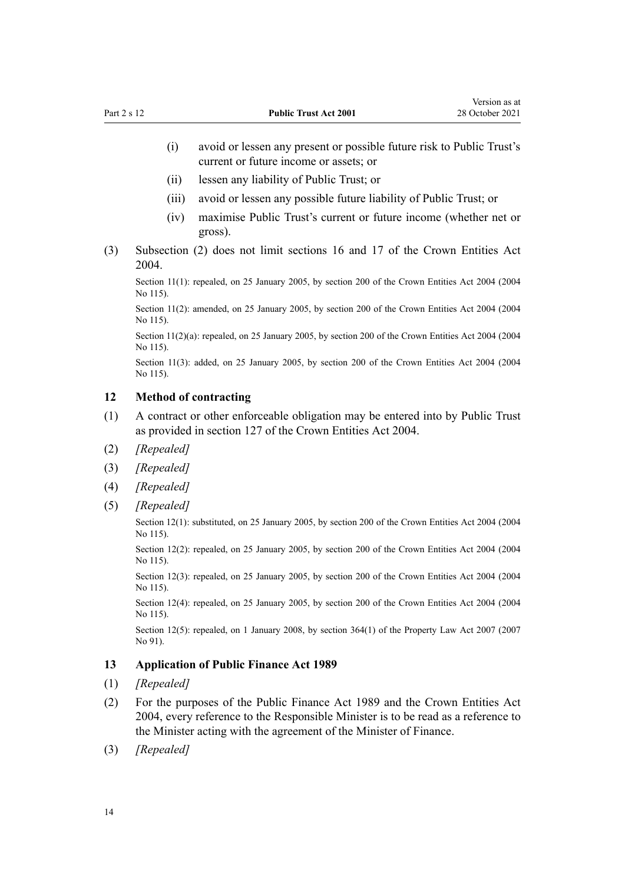(i) avoid or lessen any present or possible future risk to Public Trust's current or future income or assets; or

(ii) lessen any liability of Public Trust; or

(iii) avoid or lessen any possible future liability of Public Trust; or

(iv) maximise Public Trust's current or future income (whether net or gross).

(3) Subsection (2) does not limit sections 16 and 17 of the Crown Entities Act 2004.

Section 11(1): repealed, on 25 January 2005, by section 200 of the Crown Entities Act 2004 (2004 No 115).

Section 11(2): amended, on 25 January 2005, by section 200 of the Crown Entities Act 2004 (2004 No 115).

Section 11(2)(a): repealed, on 25 January 2005, by section 200 of the Crown Entities Act 2004 (2004 No 115).

Section 11(3): added, on 25 January 2005, by section 200 of the Crown Entities Act 2004 (2004 No 115).

### 12 Method of contracting

(1) A contract or other enforceable obligation may be entered into by Public Trust as provided in section 127 of the Crown Entities Act 2004.

(2) *[Repealed]*

(3) *[Repealed]*

(4) *[Repealed]*

(5) *[Repealed]*

Section 12(1): substituted, on 25 January 2005, by section 200 of the Crown Entities Act 2004 (2004 No 115).

Section 12(2): repealed, on 25 January 2005, by section 200 of the Crown Entities Act 2004 (2004 No 115).

Section 12(3): repealed, on 25 January 2005, by section 200 of the Crown Entities Act 2004 (2004 No 115).

Section 12(4): repealed, on 25 January 2005, by section 200 of the Crown Entities Act 2004 (2004 No 115).

Section 12(5): repealed, on 1 January 2008, by section 364(1) of the Property Law Act 2007 (2007 No 91).

### 13 Application of Public Finance Act 1989

(1) *[Repealed]*

(2) For the purposes of the Public Finance Act 1989 and the Crown Entities Act 2004, every reference to the Responsible Minister is to be read as a reference to the Minister acting with the agreement of the Minister of Finance.

(3) *[Repealed]*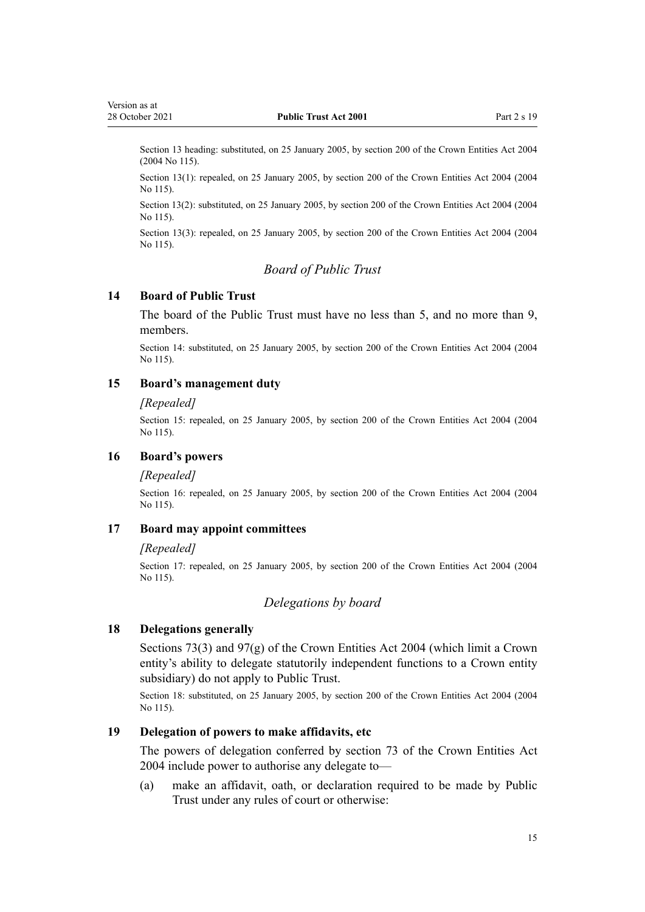Section 13 heading: substituted, on 25 January 2005, by section 200 of the Crown Entities Act 2004 (2004 No 115).

Section 13(1): repealed, on 25 January 2005, by section 200 of the Crown Entities Act 2004 (2004 No 115).

Section 13(2): substituted, on 25 January 2005, by section 200 of the Crown Entities Act 2004 (2004 No 115).

Section 13(3): repealed, on 25 January 2005, by section 200 of the Crown Entities Act 2004 (2004 No 115).

*Board of Public Trust*

### 14 Board of Public Trust

The board of the Public Trust must have no less than 5, and no more than 9, members.

Section 14: substituted, on 25 January 2005, by section 200 of the Crown Entities Act 2004 (2004 No 115).

### 15 Board's management duty

*[Repealed]*

Section 15: repealed, on 25 January 2005, by section 200 of the Crown Entities Act 2004 (2004 No 115).

### 16 Board's powers

*[Repealed]*

Section 16: repealed, on 25 January 2005, by section 200 of the Crown Entities Act 2004 (2004 No 115).

### 17 Board may appoint committees

*[Repealed]*

Section 17: repealed, on 25 January 2005, by section 200 of the Crown Entities Act 2004 (2004 No 115).

*Delegations by board*

### 18 Delegations generally

Sections 73(3) and 97(g) of the Crown Entities Act 2004 (which limit a Crown entity's ability to delegate statutorily independent functions to a Crown entity subsidiary) do not apply to Public Trust.

Section 18: substituted, on 25 January 2005, by section 200 of the Crown Entities Act 2004 (2004 No 115).

### 19 Delegation of powers to make affidavits, etc

The powers of delegation conferred by section 73 of the Crown Entities Act 2004 include power to authorise any delegate to—

(a) make an affidavit, oath, or declaration required to be made by Public Trust under any rules of court or otherwise: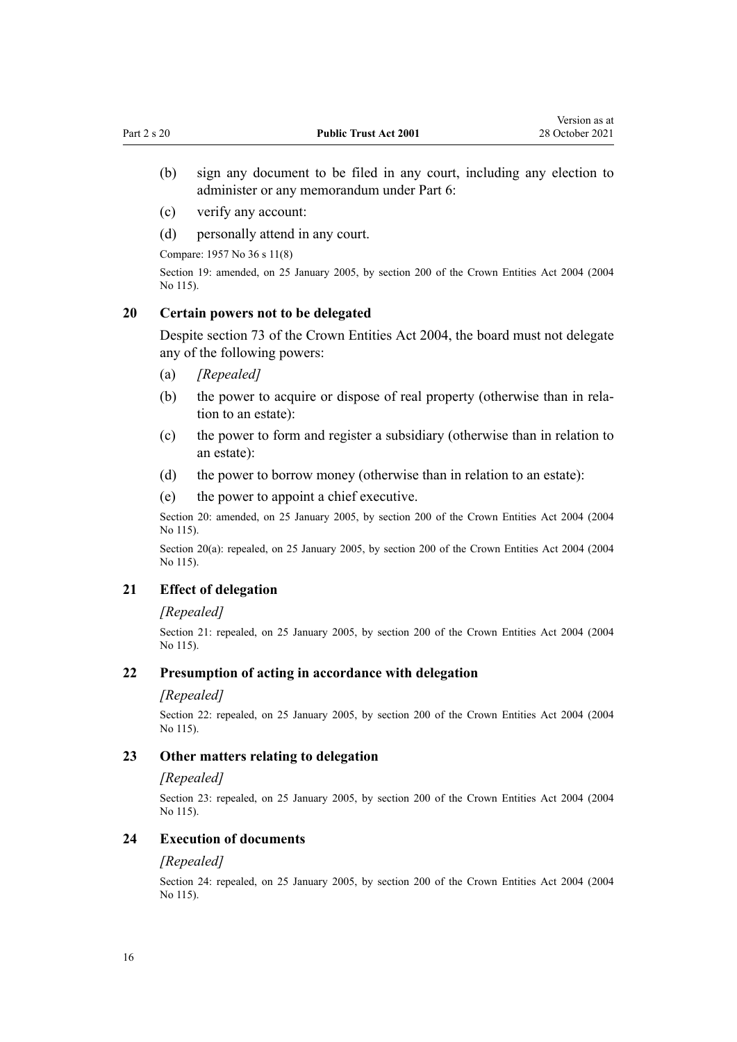(b) sign any document to be filed in any court, including any election to administer or any memorandum under Part 6:

(c) verify any account:

(d) personally attend in any court.

Compare: 1957 No 36 s 11(8)

Section 19: amended, on 25 January 2005, by section 200 of the Crown Entities Act 2004 (2004 No 115).

## 20 Certain powers not to be delegated

Despite section 73 of the Crown Entities Act 2004, the board must not delegate any of the following powers:

(a) *[Repealed]*

(b) the power to acquire or dispose of real property (otherwise than in relation to an estate):

(c) the power to form and register a subsidiary (otherwise than in relation to an estate):

(d) the power to borrow money (otherwise than in relation to an estate):

(e) the power to appoint a chief executive.

Section 20: amended, on 25 January 2005, by section 200 of the Crown Entities Act 2004 (2004 No 115).

Section 20(a): repealed, on 25 January 2005, by section 200 of the Crown Entities Act 2004 (2004 No 115).

## 21 Effect of delegation

*[Repealed]*

Section 21: repealed, on 25 January 2005, by section 200 of the Crown Entities Act 2004 (2004 No 115).

## 22 Presumption of acting in accordance with delegation

*[Repealed]*

Section 22: repealed, on 25 January 2005, by section 200 of the Crown Entities Act 2004 (2004 No 115).

## 23 Other matters relating to delegation

*[Repealed]*

Section 23: repealed, on 25 January 2005, by section 200 of the Crown Entities Act 2004 (2004 No 115).

## 24 Execution of documents

*[Repealed]*

Section 24: repealed, on 25 January 2005, by section 200 of the Crown Entities Act 2004 (2004 No 115).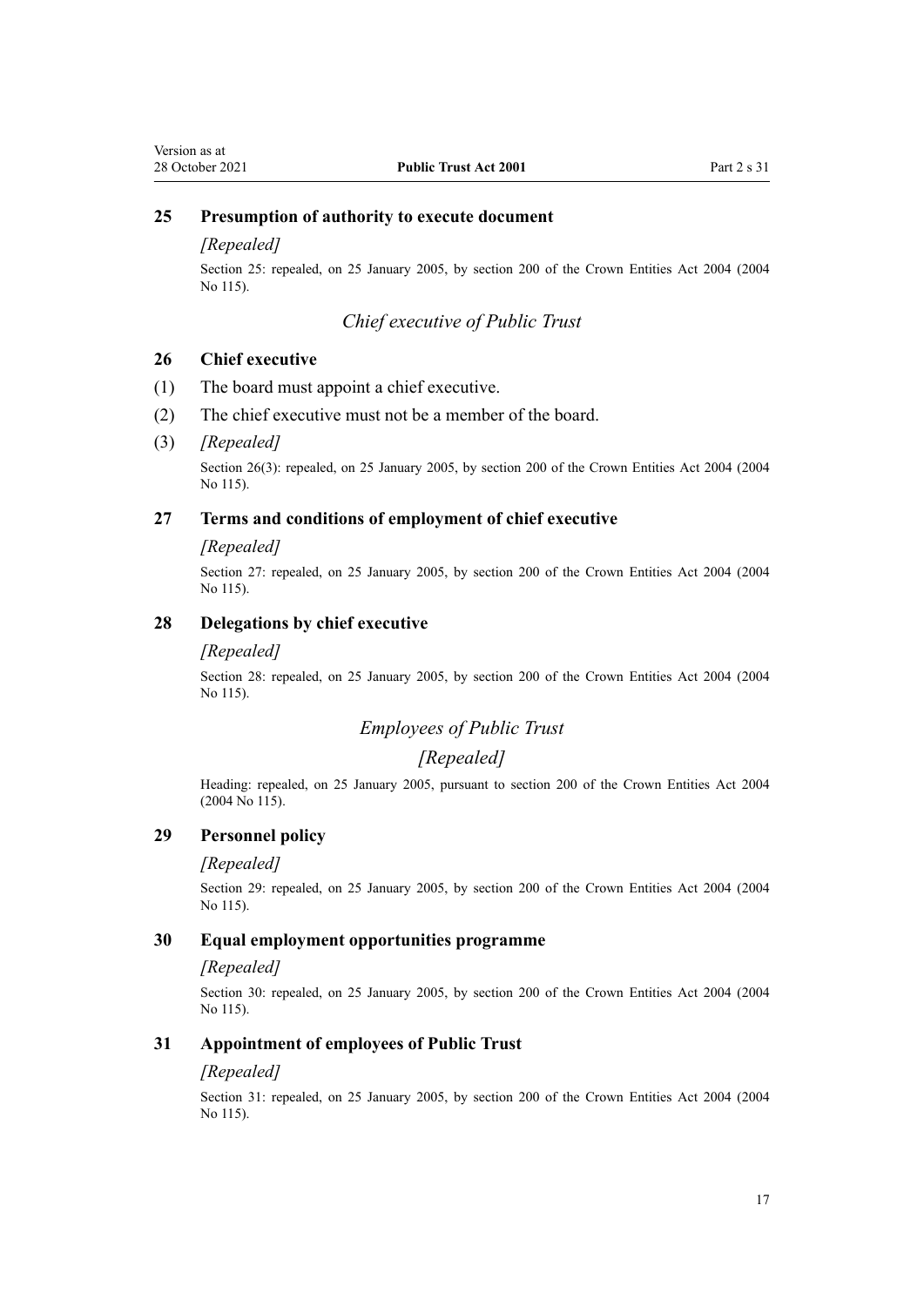### 25 Presumption of authority to execute document

*[Repealed]*

Section 25: repealed, on 25 January 2005, by section 200 of the Crown Entities Act 2004 (2004 No 115).

## *Chief executive of Public Trust*

### 26 Chief executive

(1) The board must appoint a chief executive.

(2) The chief executive must not be a member of the board.

(3) *[Repealed]*

Section 26(3): repealed, on 25 January 2005, by section 200 of the Crown Entities Act 2004 (2004 No 115).

### 27 Terms and conditions of employment of chief executive

*[Repealed]*

Section 27: repealed, on 25 January 2005, by section 200 of the Crown Entities Act 2004 (2004 No 115).

### 28 Delegations by chief executive

*[Repealed]*

Section 28: repealed, on 25 January 2005, by section 200 of the Crown Entities Act 2004 (2004 No 115).

## *Employees of Public Trust*

## *[Repealed]*

Heading: repealed, on 25 January 2005, pursuant to section 200 of the Crown Entities Act 2004 (2004 No 115).

### 29 Personnel policy

*[Repealed]*

Section 29: repealed, on 25 January 2005, by section 200 of the Crown Entities Act 2004 (2004 No 115).

### 30 Equal employment opportunities programme

*[Repealed]*

Section 30: repealed, on 25 January 2005, by section 200 of the Crown Entities Act 2004 (2004 No 115).

### 31 Appointment of employees of Public Trust

*[Repealed]*

Section 31: repealed, on 25 January 2005, by section 200 of the Crown Entities Act 2004 (2004 No 115).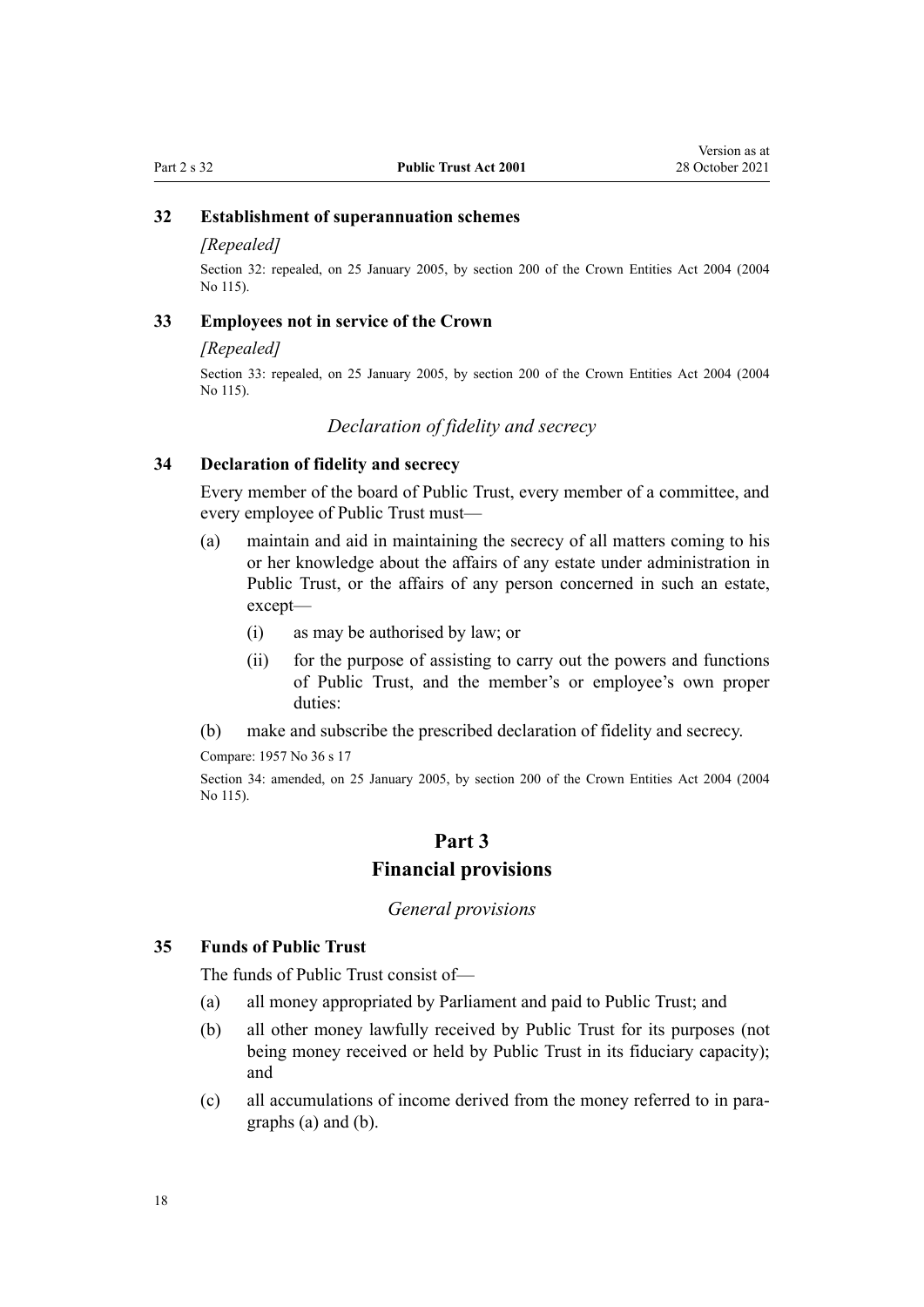### 32 Establishment of superannuation schemes

*[Repealed]*

Section 32: repealed, on 25 January 2005, by section 200 of the Crown Entities Act 2004 (2004 No 115).

### 33 Employees not in service of the Crown

*[Repealed]*

Section 33: repealed, on 25 January 2005, by section 200 of the Crown Entities Act 2004 (2004 No 115).

*Declaration of fidelity and secrecy*

### 34 Declaration of fidelity and secrecy

Every member of the board of Public Trust, every member of a committee, and every employee of Public Trust must—

(a) maintain and aid in maintaining the secrecy of all matters coming to his or her knowledge about the affairs of any estate under administration in Public Trust, or the affairs of any person concerned in such an estate, except—

  (i) as may be authorised by law; or

  (ii) for the purpose of assisting to carry out the powers and functions of Public Trust, and the member's or employee's own proper duties:

(b) make and subscribe the prescribed declaration of fidelity and secrecy.

Compare: 1957 No 36 s 17

Section 34: amended, on 25 January 2005, by section 200 of the Crown Entities Act 2004 (2004 No 115).

## Part 3
## Financial provisions

*General provisions*

### 35 Funds of Public Trust

The funds of Public Trust consist of—

(a) all money appropriated by Parliament and paid to Public Trust; and

(b) all other money lawfully received by Public Trust for its purposes (not being money received or held by Public Trust in its fiduciary capacity); and

(c) all accumulations of income derived from the money referred to in paragraphs (a) and (b).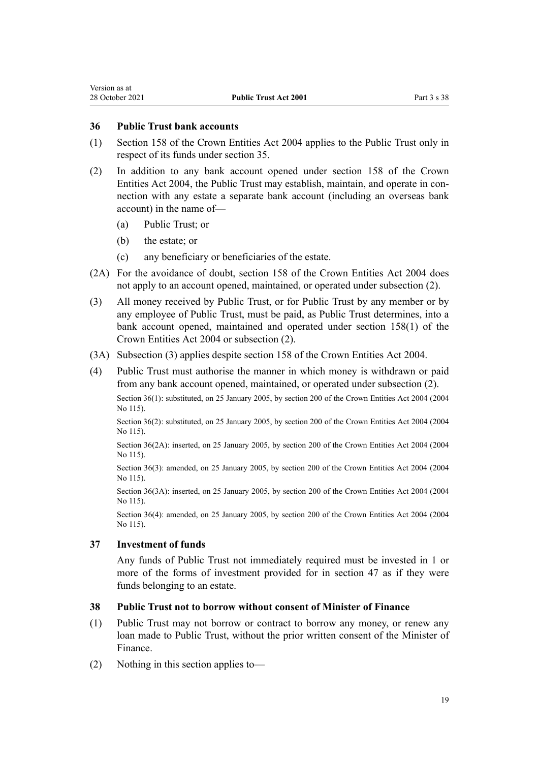### 36 Public Trust bank accounts

(1) Section 158 of the Crown Entities Act 2004 applies to the Public Trust only in respect of its funds under section 35.

(2) In addition to any bank account opened under section 158 of the Crown Entities Act 2004, the Public Trust may establish, maintain, and operate in connection with any estate a separate bank account (including an overseas bank account) in the name of—

  (a) Public Trust; or

  (b) the estate; or

  (c) any beneficiary or beneficiaries of the estate.

(2A) For the avoidance of doubt, section 158 of the Crown Entities Act 2004 does not apply to an account opened, maintained, or operated under subsection (2).

(3) All money received by Public Trust, or for Public Trust by any member or by any employee of Public Trust, must be paid, as Public Trust determines, into a bank account opened, maintained and operated under section 158(1) of the Crown Entities Act 2004 or subsection (2).

(3A) Subsection (3) applies despite section 158 of the Crown Entities Act 2004.

(4) Public Trust must authorise the manner in which money is withdrawn or paid from any bank account opened, maintained, or operated under subsection (2).

Section 36(1): substituted, on 25 January 2005, by section 200 of the Crown Entities Act 2004 (2004 No 115).

Section 36(2): substituted, on 25 January 2005, by section 200 of the Crown Entities Act 2004 (2004 No 115).

Section 36(2A): inserted, on 25 January 2005, by section 200 of the Crown Entities Act 2004 (2004 No 115).

Section 36(3): amended, on 25 January 2005, by section 200 of the Crown Entities Act 2004 (2004 No 115).

Section 36(3A): inserted, on 25 January 2005, by section 200 of the Crown Entities Act 2004 (2004 No 115).

Section 36(4): amended, on 25 January 2005, by section 200 of the Crown Entities Act 2004 (2004 No 115).

### 37 Investment of funds

Any funds of Public Trust not immediately required must be invested in 1 or more of the forms of investment provided for in section 47 as if they were funds belonging to an estate.

### 38 Public Trust not to borrow without consent of Minister of Finance

(1) Public Trust may not borrow or contract to borrow any money, or renew any loan made to Public Trust, without the prior written consent of the Minister of Finance.

(2) Nothing in this section applies to—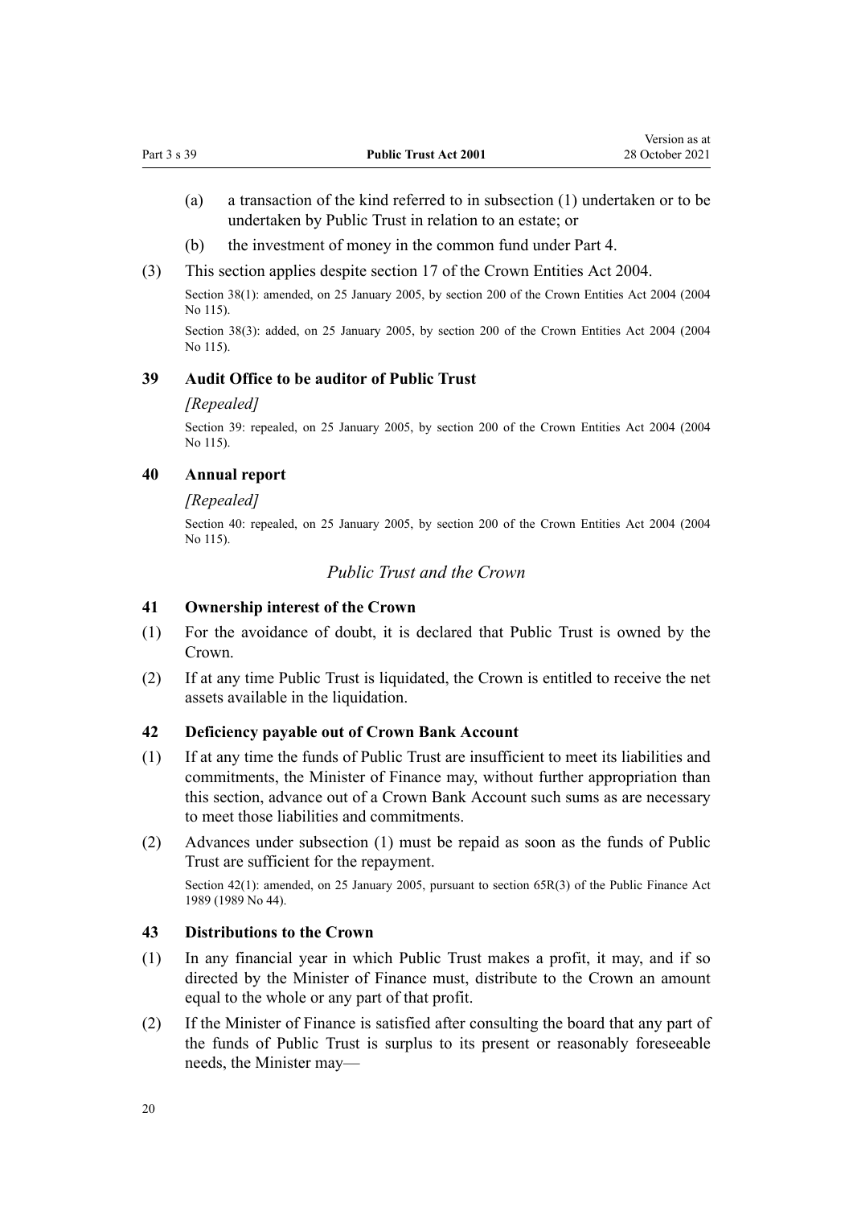(a) a transaction of the kind referred to in subsection (1) undertaken or to be undertaken by Public Trust in relation to an estate; or

(b) the investment of money in the common fund under Part 4.

(3) This section applies despite section 17 of the Crown Entities Act 2004.

Section 38(1): amended, on 25 January 2005, by section 200 of the Crown Entities Act 2004 (2004 No 115).

Section 38(3): added, on 25 January 2005, by section 200 of the Crown Entities Act 2004 (2004 No 115).

### 39 Audit Office to be auditor of Public Trust

*[Repealed]*

Section 39: repealed, on 25 January 2005, by section 200 of the Crown Entities Act 2004 (2004 No 115).

### 40 Annual report

*[Repealed]*

Section 40: repealed, on 25 January 2005, by section 200 of the Crown Entities Act 2004 (2004 No 115).

## *Public Trust and the Crown*

### 41 Ownership interest of the Crown

(1) For the avoidance of doubt, it is declared that Public Trust is owned by the Crown.

(2) If at any time Public Trust is liquidated, the Crown is entitled to receive the net assets available in the liquidation.

### 42 Deficiency payable out of Crown Bank Account

(1) If at any time the funds of Public Trust are insufficient to meet its liabilities and commitments, the Minister of Finance may, without further appropriation than this section, advance out of a Crown Bank Account such sums as are necessary to meet those liabilities and commitments.

(2) Advances under subsection (1) must be repaid as soon as the funds of Public Trust are sufficient for the repayment.

Section 42(1): amended, on 25 January 2005, pursuant to section 65R(3) of the Public Finance Act 1989 (1989 No 44).

### 43 Distributions to the Crown

(1) In any financial year in which Public Trust makes a profit, it may, and if so directed by the Minister of Finance must, distribute to the Crown an amount equal to the whole or any part of that profit.

(2) If the Minister of Finance is satisfied after consulting the board that any part of the funds of Public Trust is surplus to its present or reasonably foreseeable needs, the Minister may—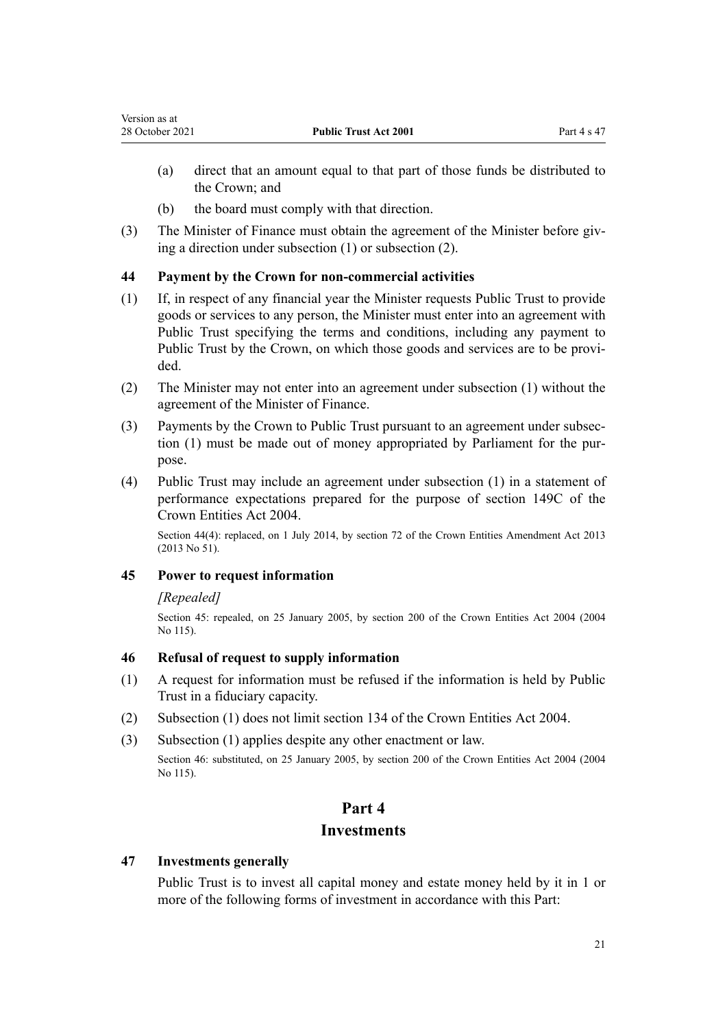(a) direct that an amount equal to that part of those funds be distributed to the Crown; and

(b) the board must comply with that direction.

(3) The Minister of Finance must obtain the agreement of the Minister before giving a direction under subsection (1) or subsection (2).

### 44 Payment by the Crown for non-commercial activities

(1) If, in respect of any financial year the Minister requests Public Trust to provide goods or services to any person, the Minister must enter into an agreement with Public Trust specifying the terms and conditions, including any payment to Public Trust by the Crown, on which those goods and services are to be provided.

(2) The Minister may not enter into an agreement under subsection (1) without the agreement of the Minister of Finance.

(3) Payments by the Crown to Public Trust pursuant to an agreement under subsection (1) must be made out of money appropriated by Parliament for the purpose.

(4) Public Trust may include an agreement under subsection (1) in a statement of performance expectations prepared for the purpose of section 149C of the Crown Entities Act 2004.

Section 44(4): replaced, on 1 July 2014, by section 72 of the Crown Entities Amendment Act 2013 (2013 No 51).

### 45 Power to request information

*[Repealed]*

Section 45: repealed, on 25 January 2005, by section 200 of the Crown Entities Act 2004 (2004 No 115).

### 46 Refusal of request to supply information

(1) A request for information must be refused if the information is held by Public Trust in a fiduciary capacity.

(2) Subsection (1) does not limit section 134 of the Crown Entities Act 2004.

(3) Subsection (1) applies despite any other enactment or law.

Section 46: substituted, on 25 January 2005, by section 200 of the Crown Entities Act 2004 (2004 No 115).

## Part 4
## Investments

### 47 Investments generally

Public Trust is to invest all capital money and estate money held by it in 1 or more of the following forms of investment in accordance with this Part: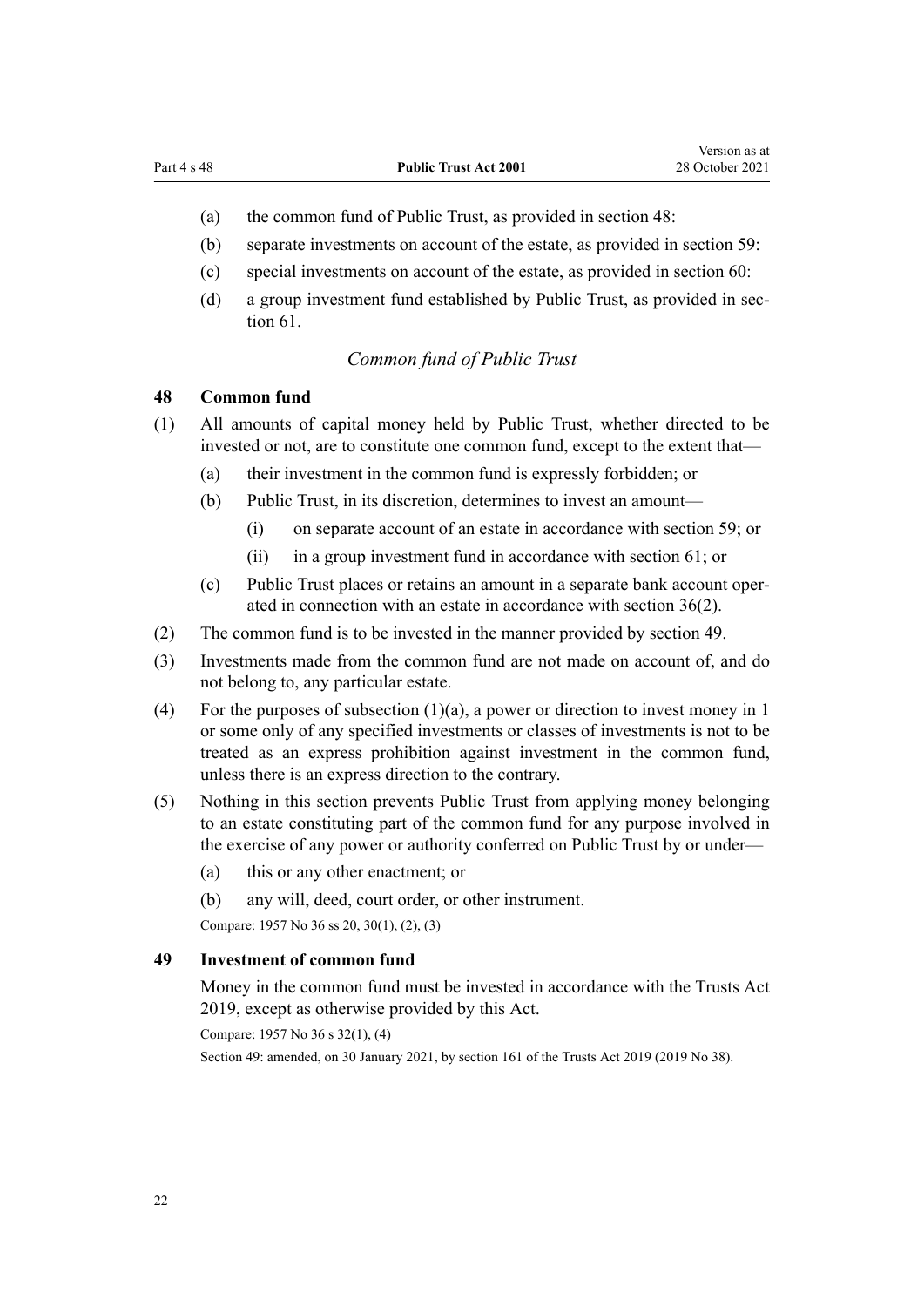(a) the common fund of Public Trust, as provided in section 48:

(b) separate investments on account of the estate, as provided in section 59:

(c) special investments on account of the estate, as provided in section 60:

(d) a group investment fund established by Public Trust, as provided in section 61.

*Common fund of Public Trust*

### 48 Common fund

(1) All amounts of capital money held by Public Trust, whether directed to be invested or not, are to constitute one common fund, except to the extent that—

(a) their investment in the common fund is expressly forbidden; or

(b) Public Trust, in its discretion, determines to invest an amount—

(i) on separate account of an estate in accordance with section 59; or

(ii) in a group investment fund in accordance with section 61; or

(c) Public Trust places or retains an amount in a separate bank account operated in connection with an estate in accordance with section 36(2).

(2) The common fund is to be invested in the manner provided by section 49.

(3) Investments made from the common fund are not made on account of, and do not belong to, any particular estate.

(4) For the purposes of subsection (1)(a), a power or direction to invest money in 1 or some only of any specified investments or classes of investments is not to be treated as an express prohibition against investment in the common fund, unless there is an express direction to the contrary.

(5) Nothing in this section prevents Public Trust from applying money belonging to an estate constituting part of the common fund for any purpose involved in the exercise of any power or authority conferred on Public Trust by or under—

(a) this or any other enactment; or

(b) any will, deed, court order, or other instrument.

Compare: 1957 No 36 ss 20, 30(1), (2), (3)

### 49 Investment of common fund

Money in the common fund must be invested in accordance with the Trusts Act 2019, except as otherwise provided by this Act.

Compare: 1957 No 36 s 32(1), (4)

Section 49: amended, on 30 January 2021, by section 161 of the Trusts Act 2019 (2019 No 38).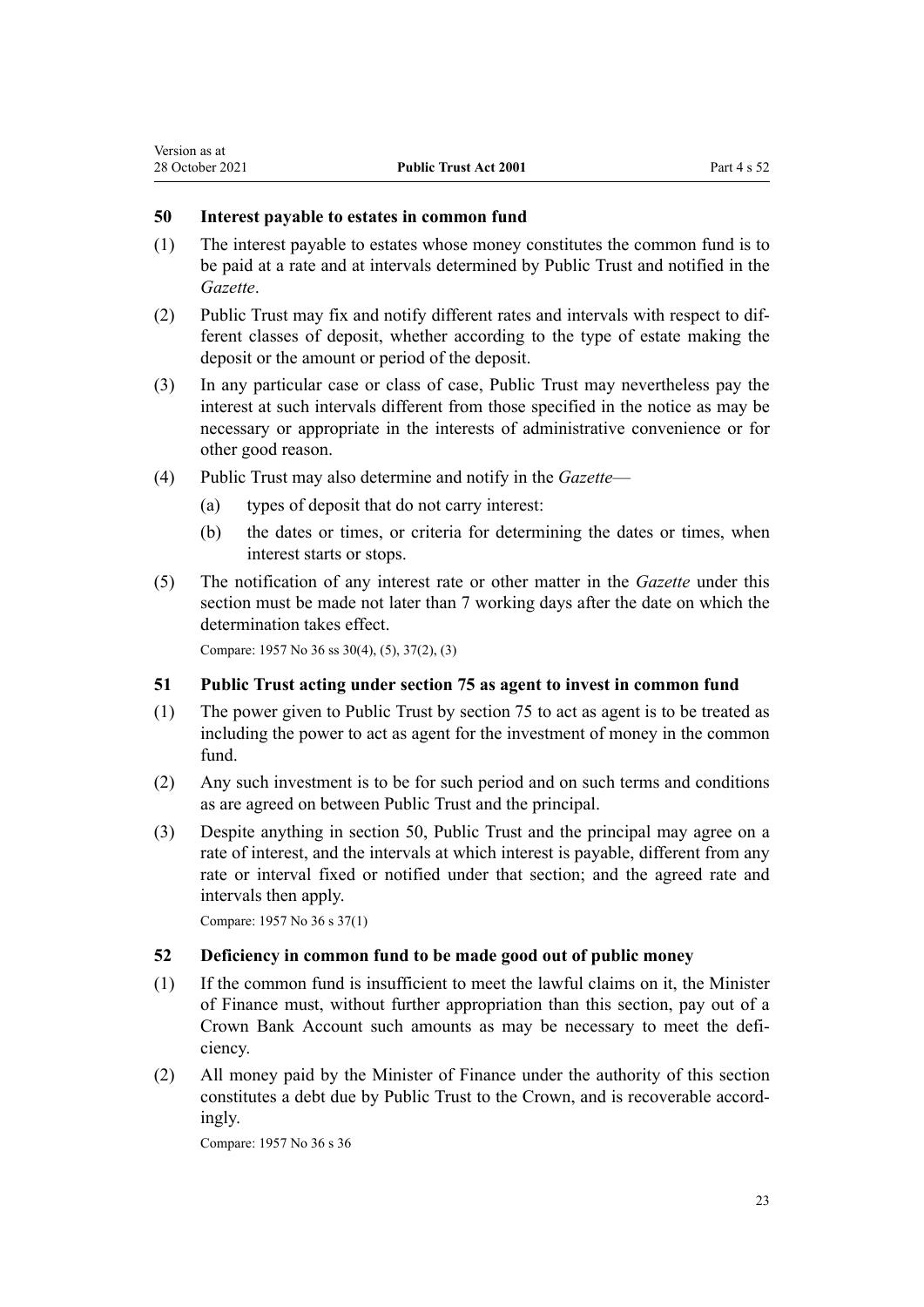### 50 Interest payable to estates in common fund

(1) The interest payable to estates whose money constitutes the common fund is to be paid at a rate and at intervals determined by Public Trust and notified in the *Gazette*.

(2) Public Trust may fix and notify different rates and intervals with respect to different classes of deposit, whether according to the type of estate making the deposit or the amount or period of the deposit.

(3) In any particular case or class of case, Public Trust may nevertheless pay the interest at such intervals different from those specified in the notice as may be necessary or appropriate in the interests of administrative convenience or for other good reason.

(4) Public Trust may also determine and notify in the *Gazette*—

  (a) types of deposit that do not carry interest:

  (b) the dates or times, or criteria for determining the dates or times, when interest starts or stops.

(5) The notification of any interest rate or other matter in the *Gazette* under this section must be made not later than 7 working days after the date on which the determination takes effect.

Compare: 1957 No 36 ss 30(4), (5), 37(2), (3)

### 51 Public Trust acting under section 75 as agent to invest in common fund

(1) The power given to Public Trust by section 75 to act as agent is to be treated as including the power to act as agent for the investment of money in the common fund.

(2) Any such investment is to be for such period and on such terms and conditions as are agreed on between Public Trust and the principal.

(3) Despite anything in section 50, Public Trust and the principal may agree on a rate of interest, and the intervals at which interest is payable, different from any rate or interval fixed or notified under that section; and the agreed rate and intervals then apply.

Compare: 1957 No 36 s 37(1)

### 52 Deficiency in common fund to be made good out of public money

(1) If the common fund is insufficient to meet the lawful claims on it, the Minister of Finance must, without further appropriation than this section, pay out of a Crown Bank Account such amounts as may be necessary to meet the deficiency.

(2) All money paid by the Minister of Finance under the authority of this section constitutes a debt due by Public Trust to the Crown, and is recoverable accordingly.

Compare: 1957 No 36 s 36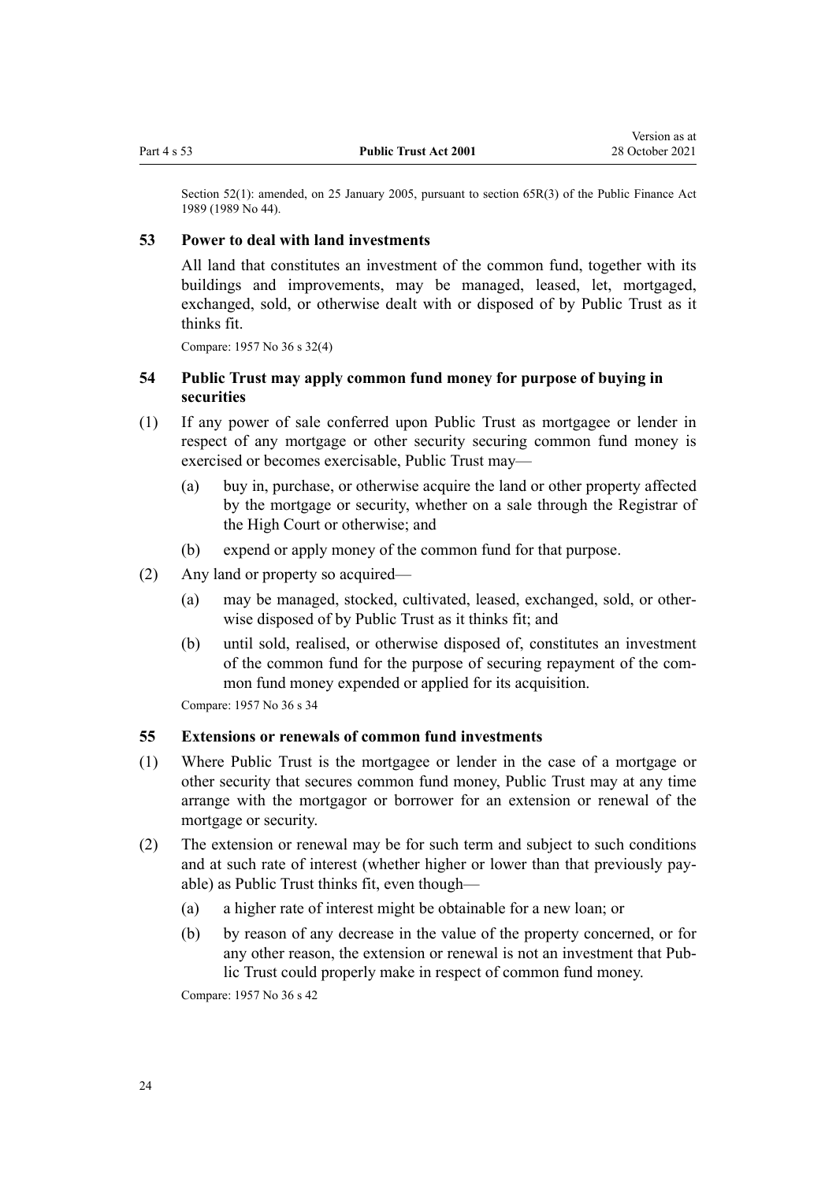Section 52(1): amended, on 25 January 2005, pursuant to section 65R(3) of the Public Finance Act 1989 (1989 No 44).

### 53 Power to deal with land investments

All land that constitutes an investment of the common fund, together with its buildings and improvements, may be managed, leased, let, mortgaged, exchanged, sold, or otherwise dealt with or disposed of by Public Trust as it thinks fit.

Compare: 1957 No 36 s 32(4)

### 54 Public Trust may apply common fund money for purpose of buying in securities

(1) If any power of sale conferred upon Public Trust as mortgagee or lender in respect of any mortgage or other security securing common fund money is exercised or becomes exercisable, Public Trust may—

(a) buy in, purchase, or otherwise acquire the land or other property affected by the mortgage or security, whether on a sale through the Registrar of the High Court or otherwise; and

(b) expend or apply money of the common fund for that purpose.

(2) Any land or property so acquired—

(a) may be managed, stocked, cultivated, leased, exchanged, sold, or otherwise disposed of by Public Trust as it thinks fit; and

(b) until sold, realised, or otherwise disposed of, constitutes an investment of the common fund for the purpose of securing repayment of the common fund money expended or applied for its acquisition.

Compare: 1957 No 36 s 34

### 55 Extensions or renewals of common fund investments

(1) Where Public Trust is the mortgagee or lender in the case of a mortgage or other security that secures common fund money, Public Trust may at any time arrange with the mortgagor or borrower for an extension or renewal of the mortgage or security.

(2) The extension or renewal may be for such term and subject to such conditions and at such rate of interest (whether higher or lower than that previously payable) as Public Trust thinks fit, even though—

(a) a higher rate of interest might be obtainable for a new loan; or

(b) by reason of any decrease in the value of the property concerned, or for any other reason, the extension or renewal is not an investment that Public Trust could properly make in respect of common fund money.

Compare: 1957 No 36 s 42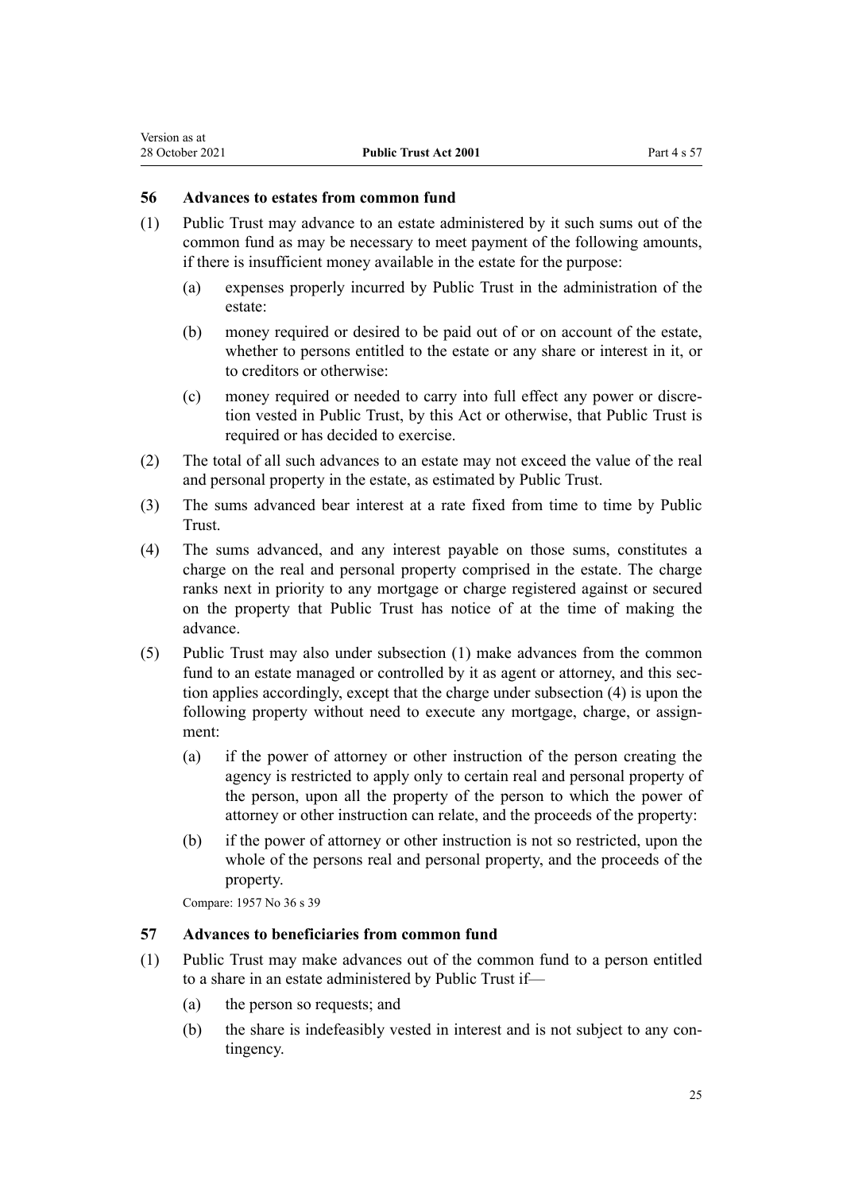### 56 Advances to estates from common fund

(1) Public Trust may advance to an estate administered by it such sums out of the common fund as may be necessary to meet payment of the following amounts, if there is insufficient money available in the estate for the purpose:

- (a) expenses properly incurred by Public Trust in the administration of the estate:
- (b) money required or desired to be paid out of or on account of the estate, whether to persons entitled to the estate or any share or interest in it, or to creditors or otherwise:
- (c) money required or needed to carry into full effect any power or discretion vested in Public Trust, by this Act or otherwise, that Public Trust is required or has decided to exercise.

(2) The total of all such advances to an estate may not exceed the value of the real and personal property in the estate, as estimated by Public Trust.

(3) The sums advanced bear interest at a rate fixed from time to time by Public Trust.

(4) The sums advanced, and any interest payable on those sums, constitutes a charge on the real and personal property comprised in the estate. The charge ranks next in priority to any mortgage or charge registered against or secured on the property that Public Trust has notice of at the time of making the advance.

(5) Public Trust may also under subsection (1) make advances from the common fund to an estate managed or controlled by it as agent or attorney, and this section applies accordingly, except that the charge under subsection (4) is upon the following property without need to execute any mortgage, charge, or assignment:

- (a) if the power of attorney or other instruction of the person creating the agency is restricted to apply only to certain real and personal property of the person, upon all the property of the person to which the power of attorney or other instruction can relate, and the proceeds of the property:
- (b) if the power of attorney or other instruction is not so restricted, upon the whole of the persons real and personal property, and the proceeds of the property.

Compare: 1957 No 36 s 39

### 57 Advances to beneficiaries from common fund

(1) Public Trust may make advances out of the common fund to a person entitled to a share in an estate administered by Public Trust if—

- (a) the person so requests; and
- (b) the share is indefeasibly vested in interest and is not subject to any contingency.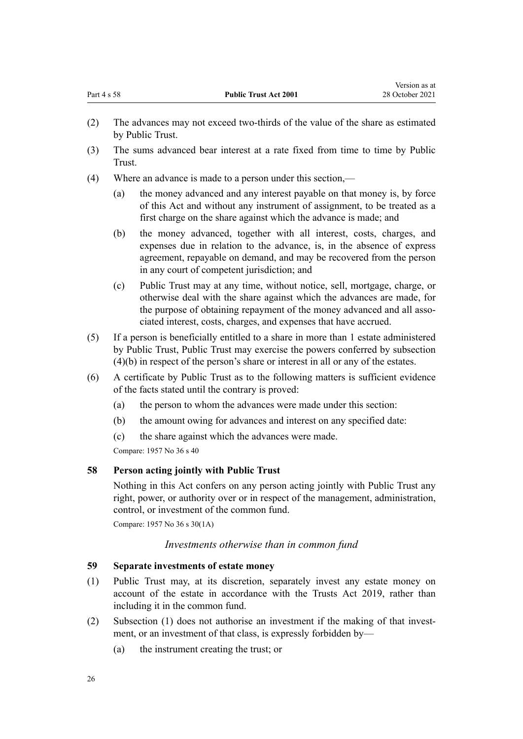(2) The advances may not exceed two-thirds of the value of the share as estimated by Public Trust.

(3) The sums advanced bear interest at a rate fixed from time to time by Public Trust.

(4) Where an advance is made to a person under this section,—

  (a) the money advanced and any interest payable on that money is, by force of this Act and without any instrument of assignment, to be treated as a first charge on the share against which the advance is made; and

  (b) the money advanced, together with all interest, costs, charges, and expenses due in relation to the advance, is, in the absence of express agreement, repayable on demand, and may be recovered from the person in any court of competent jurisdiction; and

  (c) Public Trust may at any time, without notice, sell, mortgage, charge, or otherwise deal with the share against which the advances are made, for the purpose of obtaining repayment of the money advanced and all associated interest, costs, charges, and expenses that have accrued.

(5) If a person is beneficially entitled to a share in more than 1 estate administered by Public Trust, Public Trust may exercise the powers conferred by subsection (4)(b) in respect of the person's share or interest in all or any of the estates.

(6) A certificate by Public Trust as to the following matters is sufficient evidence of the facts stated until the contrary is proved:

  (a) the person to whom the advances were made under this section:

  (b) the amount owing for advances and interest on any specified date:

  (c) the share against which the advances were made.

Compare: 1957 No 36 s 40

### 58 Person acting jointly with Public Trust

Nothing in this Act confers on any person acting jointly with Public Trust any right, power, or authority over or in respect of the management, administration, control, or investment of the common fund.

Compare: 1957 No 36 s 30(1A)

*Investments otherwise than in common fund*

### 59 Separate investments of estate money

(1) Public Trust may, at its discretion, separately invest any estate money on account of the estate in accordance with the Trusts Act 2019, rather than including it in the common fund.

(2) Subsection (1) does not authorise an investment if the making of that investment, or an investment of that class, is expressly forbidden by—

  (a) the instrument creating the trust; or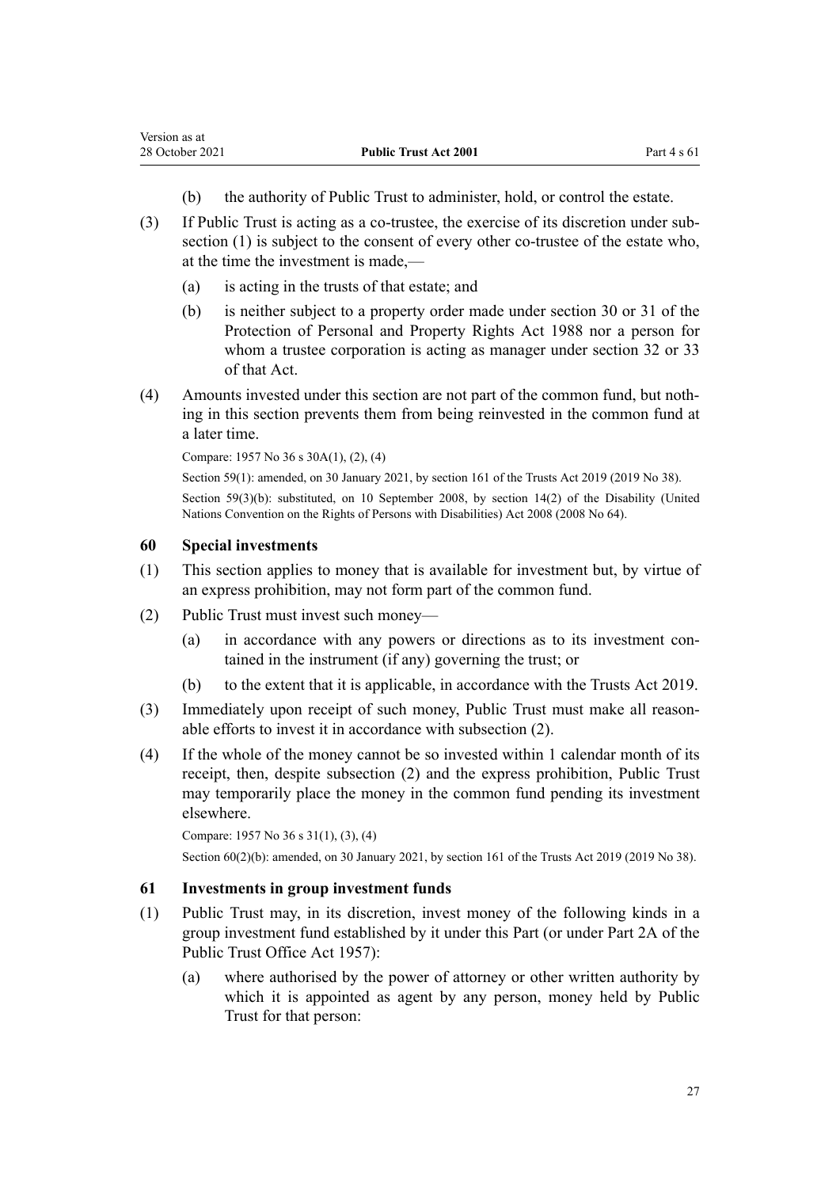(b) the authority of Public Trust to administer, hold, or control the estate.

(3) If Public Trust is acting as a co-trustee, the exercise of its discretion under subsection (1) is subject to the consent of every other co-trustee of the estate who, at the time the investment is made,—

(a) is acting in the trusts of that estate; and

(b) is neither subject to a property order made under section 30 or 31 of the Protection of Personal and Property Rights Act 1988 nor a person for whom a trustee corporation is acting as manager under section 32 or 33 of that Act.

(4) Amounts invested under this section are not part of the common fund, but nothing in this section prevents them from being reinvested in the common fund at a later time.

Compare: 1957 No 36 s 30A(1), (2), (4)

Section 59(1): amended, on 30 January 2021, by section 161 of the Trusts Act 2019 (2019 No 38).

Section 59(3)(b): substituted, on 10 September 2008, by section 14(2) of the Disability (United Nations Convention on the Rights of Persons with Disabilities) Act 2008 (2008 No 64).

### 60 Special investments

(1) This section applies to money that is available for investment but, by virtue of an express prohibition, may not form part of the common fund.

(2) Public Trust must invest such money—

(a) in accordance with any powers or directions as to its investment contained in the instrument (if any) governing the trust; or

(b) to the extent that it is applicable, in accordance with the Trusts Act 2019.

(3) Immediately upon receipt of such money, Public Trust must make all reasonable efforts to invest it in accordance with subsection (2).

(4) If the whole of the money cannot be so invested within 1 calendar month of its receipt, then, despite subsection (2) and the express prohibition, Public Trust may temporarily place the money in the common fund pending its investment elsewhere.

Compare: 1957 No 36 s 31(1), (3), (4)

Section 60(2)(b): amended, on 30 January 2021, by section 161 of the Trusts Act 2019 (2019 No 38).

### 61 Investments in group investment funds

(1) Public Trust may, in its discretion, invest money of the following kinds in a group investment fund established by it under this Part (or under Part 2A of the Public Trust Office Act 1957):

(a) where authorised by the power of attorney or other written authority by which it is appointed as agent by any person, money held by Public Trust for that person: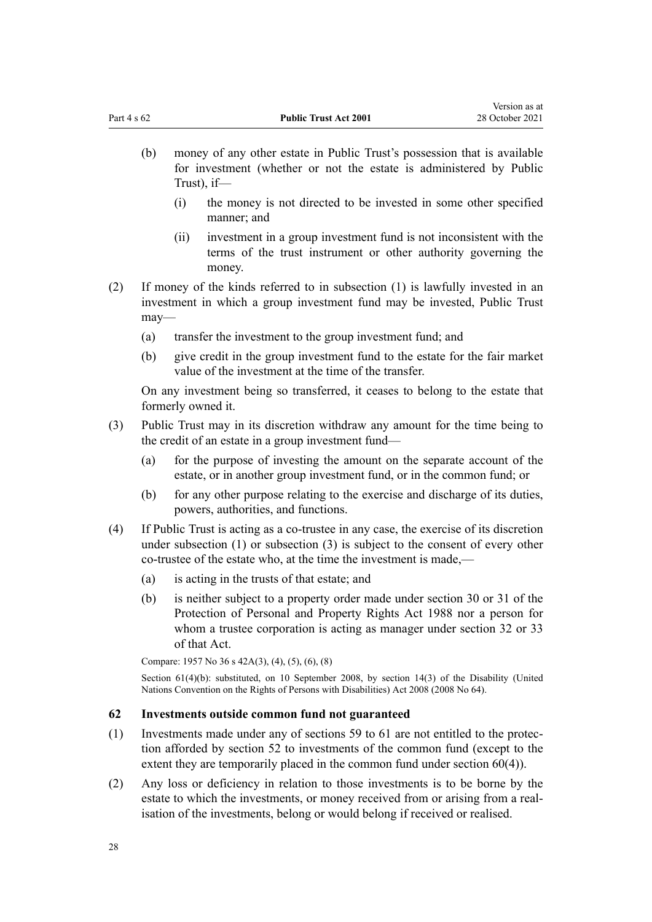(b) money of any other estate in Public Trust's possession that is available for investment (whether or not the estate is administered by Public Trust), if—

   (i) the money is not directed to be invested in some other specified manner; and

   (ii) investment in a group investment fund is not inconsistent with the terms of the trust instrument or other authority governing the money.

(2) If money of the kinds referred to in subsection (1) is lawfully invested in an investment in which a group investment fund may be invested, Public Trust may—

(a) transfer the investment to the group investment fund; and

(b) give credit in the group investment fund to the estate for the fair market value of the investment at the time of the transfer.

On any investment being so transferred, it ceases to belong to the estate that formerly owned it.

(3) Public Trust may in its discretion withdraw any amount for the time being to the credit of an estate in a group investment fund—

(a) for the purpose of investing the amount on the separate account of the estate, or in another group investment fund, or in the common fund; or

(b) for any other purpose relating to the exercise and discharge of its duties, powers, authorities, and functions.

(4) If Public Trust is acting as a co-trustee in any case, the exercise of its discretion under subsection (1) or subsection (3) is subject to the consent of every other co-trustee of the estate who, at the time the investment is made,—

(a) is acting in the trusts of that estate; and

(b) is neither subject to a property order made under section 30 or 31 of the Protection of Personal and Property Rights Act 1988 nor a person for whom a trustee corporation is acting as manager under section 32 or 33 of that Act.

Compare: 1957 No 36 s 42A(3), (4), (5), (6), (8)

Section 61(4)(b): substituted, on 10 September 2008, by section 14(3) of the Disability (United Nations Convention on the Rights of Persons with Disabilities) Act 2008 (2008 No 64).

### 62 Investments outside common fund not guaranteed

(1) Investments made under any of sections 59 to 61 are not entitled to the protection afforded by section 52 to investments of the common fund (except to the extent they are temporarily placed in the common fund under section 60(4)).

(2) Any loss or deficiency in relation to those investments is to be borne by the estate to which the investments, or money received from or arising from a realisation of the investments, belong or would belong if received or realised.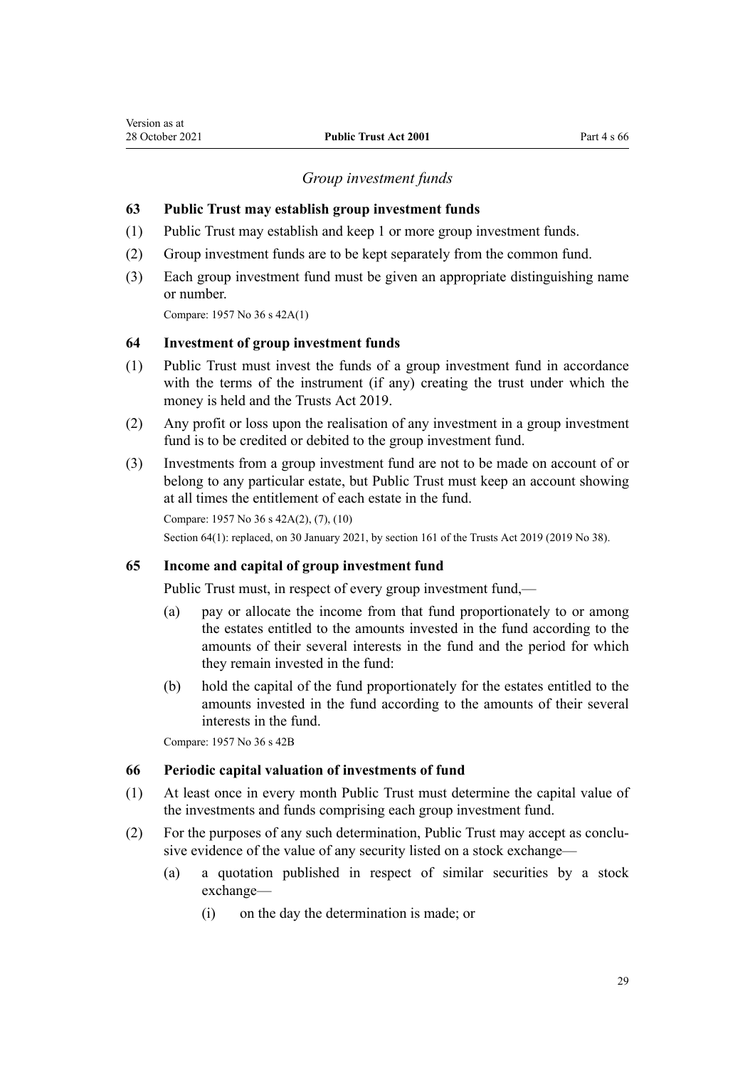### *Group investment funds*

#### 63 Public Trust may establish group investment funds

(1) Public Trust may establish and keep 1 or more group investment funds.

(2) Group investment funds are to be kept separately from the common fund.

(3) Each group investment fund must be given an appropriate distinguishing name or number.

Compare: 1957 No 36 s 42A(1)

#### 64 Investment of group investment funds

(1) Public Trust must invest the funds of a group investment fund in accordance with the terms of the instrument (if any) creating the trust under which the money is held and the Trusts Act 2019.

(2) Any profit or loss upon the realisation of any investment in a group investment fund is to be credited or debited to the group investment fund.

(3) Investments from a group investment fund are not to be made on account of or belong to any particular estate, but Public Trust must keep an account showing at all times the entitlement of each estate in the fund.

Compare: 1957 No 36 s 42A(2), (7), (10)

Section 64(1): replaced, on 30 January 2021, by section 161 of the Trusts Act 2019 (2019 No 38).

#### 65 Income and capital of group investment fund

Public Trust must, in respect of every group investment fund,—

(a) pay or allocate the income from that fund proportionately to or among the estates entitled to the amounts invested in the fund according to the amounts of their several interests in the fund and the period for which they remain invested in the fund:

(b) hold the capital of the fund proportionately for the estates entitled to the amounts invested in the fund according to the amounts of their several interests in the fund.

Compare: 1957 No 36 s 42B

#### 66 Periodic capital valuation of investments of fund

(1) At least once in every month Public Trust must determine the capital value of the investments and funds comprising each group investment fund.

(2) For the purposes of any such determination, Public Trust may accept as conclusive evidence of the value of any security listed on a stock exchange—

(a) a quotation published in respect of similar securities by a stock exchange—

(i) on the day the determination is made; or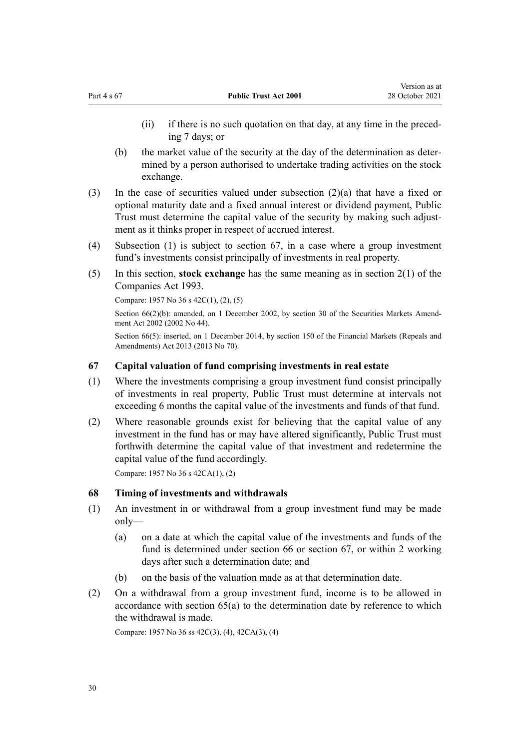(ii) if there is no such quotation on that day, at any time in the preceding 7 days; or

(b) the market value of the security at the day of the determination as determined by a person authorised to undertake trading activities on the stock exchange.

(3) In the case of securities valued under subsection (2)(a) that have a fixed or optional maturity date and a fixed annual interest or dividend payment, Public Trust must determine the capital value of the security by making such adjustment as it thinks proper in respect of accrued interest.

(4) Subsection (1) is subject to section 67, in a case where a group investment fund's investments consist principally of investments in real property.

(5) In this section, **stock exchange** has the same meaning as in section 2(1) of the Companies Act 1993.

Compare: 1957 No 36 s 42C(1), (2), (5)

Section 66(2)(b): amended, on 1 December 2002, by section 30 of the Securities Markets Amendment Act 2002 (2002 No 44).

Section 66(5): inserted, on 1 December 2014, by section 150 of the Financial Markets (Repeals and Amendments) Act 2013 (2013 No 70).

### 67 Capital valuation of fund comprising investments in real estate

(1) Where the investments comprising a group investment fund consist principally of investments in real property, Public Trust must determine at intervals not exceeding 6 months the capital value of the investments and funds of that fund.

(2) Where reasonable grounds exist for believing that the capital value of any investment in the fund has or may have altered significantly, Public Trust must forthwith determine the capital value of that investment and redetermine the capital value of the fund accordingly.

Compare: 1957 No 36 s 42CA(1), (2)

### 68 Timing of investments and withdrawals

(1) An investment in or withdrawal from a group investment fund may be made only—

(a) on a date at which the capital value of the investments and funds of the fund is determined under section 66 or section 67, or within 2 working days after such a determination date; and

(b) on the basis of the valuation made as at that determination date.

(2) On a withdrawal from a group investment fund, income is to be allowed in accordance with section 65(a) to the determination date by reference to which the withdrawal is made.

Compare: 1957 No 36 ss 42C(3), (4), 42CA(3), (4)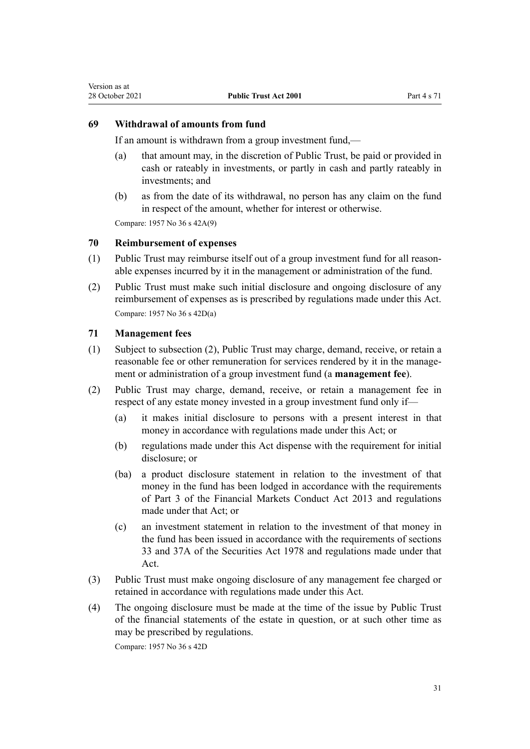### 69 Withdrawal of amounts from fund

If an amount is withdrawn from a group investment fund,—

- (a) that amount may, in the discretion of Public Trust, be paid or provided in cash or rateably in investments, or partly in cash and partly rateably in investments; and
- (b) as from the date of its withdrawal, no person has any claim on the fund in respect of the amount, whether for interest or otherwise.

Compare: 1957 No 36 s 42A(9)

### 70 Reimbursement of expenses

(1) Public Trust may reimburse itself out of a group investment fund for all reasonable expenses incurred by it in the management or administration of the fund.

(2) Public Trust must make such initial disclosure and ongoing disclosure of any reimbursement of expenses as is prescribed by regulations made under this Act.

Compare: 1957 No 36 s 42D(a)

### 71 Management fees

(1) Subject to subsection (2), Public Trust may charge, demand, receive, or retain a reasonable fee or other remuneration for services rendered by it in the management or administration of a group investment fund (a **management fee**).

(2) Public Trust may charge, demand, receive, or retain a management fee in respect of any estate money invested in a group investment fund only if—

- (a) it makes initial disclosure to persons with a present interest in that money in accordance with regulations made under this Act; or
- (b) regulations made under this Act dispense with the requirement for initial disclosure; or
- (ba) a product disclosure statement in relation to the investment of that money in the fund has been lodged in accordance with the requirements of Part 3 of the Financial Markets Conduct Act 2013 and regulations made under that Act; or
- (c) an investment statement in relation to the investment of that money in the fund has been issued in accordance with the requirements of sections 33 and 37A of the Securities Act 1978 and regulations made under that Act.

(3) Public Trust must make ongoing disclosure of any management fee charged or retained in accordance with regulations made under this Act.

(4) The ongoing disclosure must be made at the time of the issue by Public Trust of the financial statements of the estate in question, or at such other time as may be prescribed by regulations.

Compare: 1957 No 36 s 42D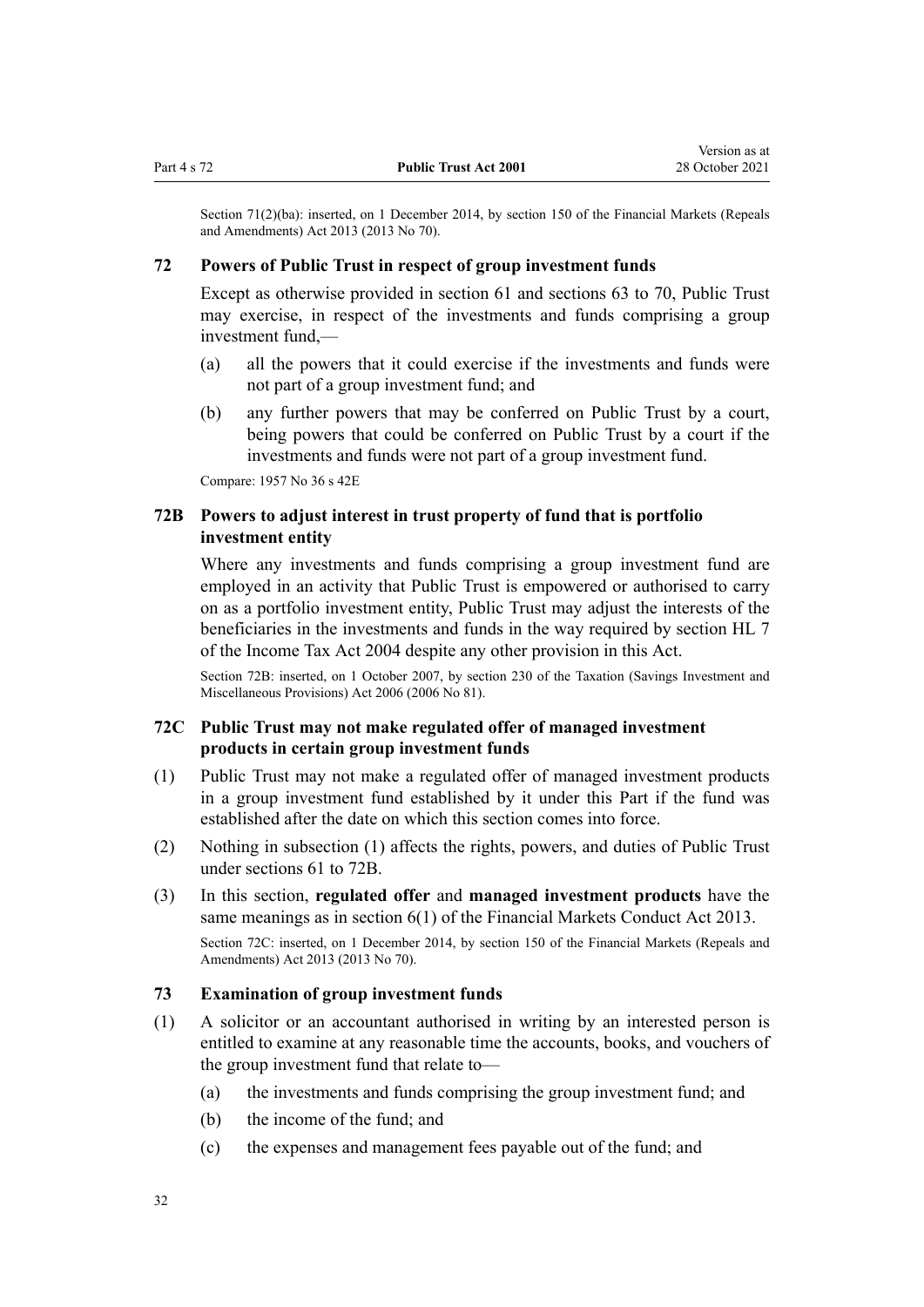Section 71(2)(ba): inserted, on 1 December 2014, by section 150 of the Financial Markets (Repeals and Amendments) Act 2013 (2013 No 70).

### 72 Powers of Public Trust in respect of group investment funds

Except as otherwise provided in section 61 and sections 63 to 70, Public Trust may exercise, in respect of the investments and funds comprising a group investment fund,—

(a) all the powers that it could exercise if the investments and funds were not part of a group investment fund; and

(b) any further powers that may be conferred on Public Trust by a court, being powers that could be conferred on Public Trust by a court if the investments and funds were not part of a group investment fund.

Compare: 1957 No 36 s 42E

### 72B Powers to adjust interest in trust property of fund that is portfolio investment entity

Where any investments and funds comprising a group investment fund are employed in an activity that Public Trust is empowered or authorised to carry on as a portfolio investment entity, Public Trust may adjust the interests of the beneficiaries in the investments and funds in the way required by section HL 7 of the Income Tax Act 2004 despite any other provision in this Act.

Section 72B: inserted, on 1 October 2007, by section 230 of the Taxation (Savings Investment and Miscellaneous Provisions) Act 2006 (2006 No 81).

### 72C Public Trust may not make regulated offer of managed investment products in certain group investment funds

(1) Public Trust may not make a regulated offer of managed investment products in a group investment fund established by it under this Part if the fund was established after the date on which this section comes into force.

(2) Nothing in subsection (1) affects the rights, powers, and duties of Public Trust under sections 61 to 72B.

(3) In this section, **regulated offer** and **managed investment products** have the same meanings as in section 6(1) of the Financial Markets Conduct Act 2013.

Section 72C: inserted, on 1 December 2014, by section 150 of the Financial Markets (Repeals and Amendments) Act 2013 (2013 No 70).

### 73 Examination of group investment funds

(1) A solicitor or an accountant authorised in writing by an interested person is entitled to examine at any reasonable time the accounts, books, and vouchers of the group investment fund that relate to—

(a) the investments and funds comprising the group investment fund; and

(b) the income of the fund; and

(c) the expenses and management fees payable out of the fund; and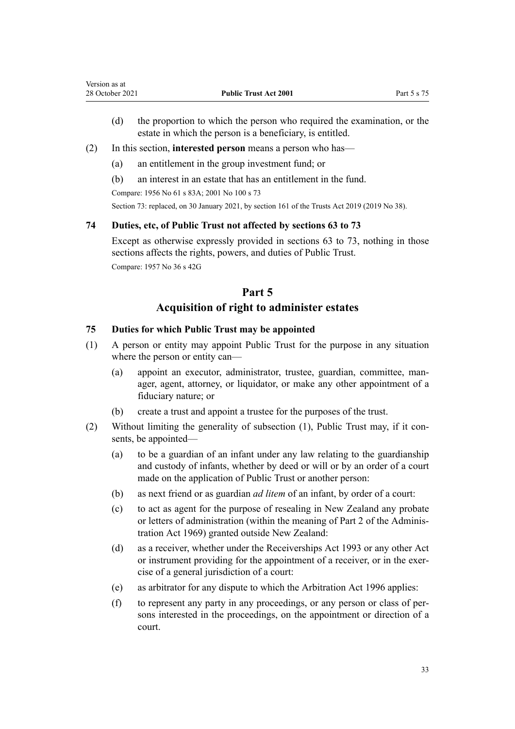(d) the proportion to which the person who required the examination, or the estate in which the person is a beneficiary, is entitled.

(2) In this section, **interested person** means a person who has—

(a) an entitlement in the group investment fund; or

(b) an interest in an estate that has an entitlement in the fund.

Compare: 1956 No 61 s 83A; 2001 No 100 s 73

Section 73: replaced, on 30 January 2021, by section 161 of the Trusts Act 2019 (2019 No 38).

### 74 Duties, etc, of Public Trust not affected by sections 63 to 73

Except as otherwise expressly provided in sections 63 to 73, nothing in those sections affects the rights, powers, and duties of Public Trust.

Compare: 1957 No 36 s 42G

## Part 5
## Acquisition of right to administer estates

### 75 Duties for which Public Trust may be appointed

(1) A person or entity may appoint Public Trust for the purpose in any situation where the person or entity can—

(a) appoint an executor, administrator, trustee, guardian, committee, manager, agent, attorney, or liquidator, or make any other appointment of a fiduciary nature; or

(b) create a trust and appoint a trustee for the purposes of the trust.

(2) Without limiting the generality of subsection (1), Public Trust may, if it consents, be appointed—

(a) to be a guardian of an infant under any law relating to the guardianship and custody of infants, whether by deed or will or by an order of a court made on the application of Public Trust or another person:

(b) as next friend or as guardian *ad litem* of an infant, by order of a court:

(c) to act as agent for the purpose of resealing in New Zealand any probate or letters of administration (within the meaning of Part 2 of the Administration Act 1969) granted outside New Zealand:

(d) as a receiver, whether under the Receiverships Act 1993 or any other Act or instrument providing for the appointment of a receiver, or in the exercise of a general jurisdiction of a court:

(e) as arbitrator for any dispute to which the Arbitration Act 1996 applies:

(f) to represent any party in any proceedings, or any person or class of persons interested in the proceedings, on the appointment or direction of a court.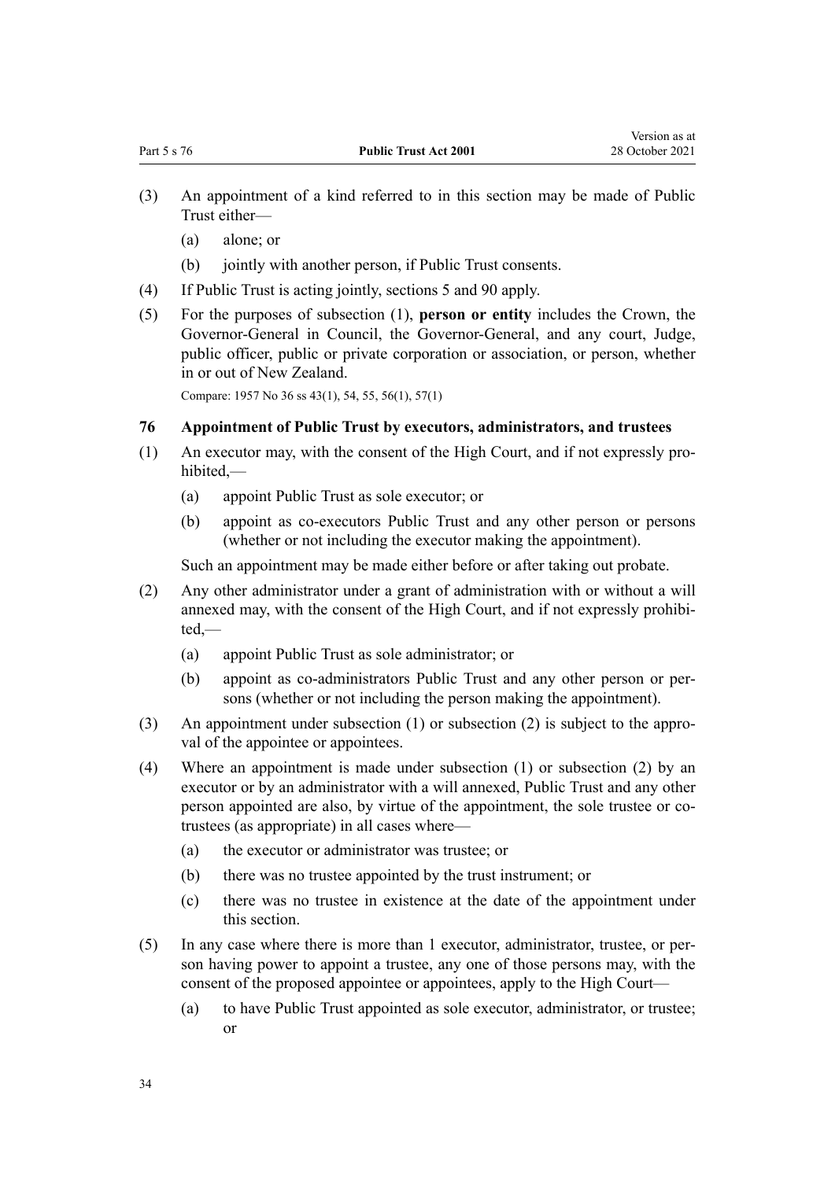(3) An appointment of a kind referred to in this section may be made of Public Trust either—

(a) alone; or

(b) jointly with another person, if Public Trust consents.

(4) If Public Trust is acting jointly, sections 5 and 90 apply.

(5) For the purposes of subsection (1), **person or entity** includes the Crown, the Governor-General in Council, the Governor-General, and any court, Judge, public officer, public or private corporation or association, or person, whether in or out of New Zealand.

Compare: 1957 No 36 ss 43(1), 54, 55, 56(1), 57(1)

### 76 Appointment of Public Trust by executors, administrators, and trustees

(1) An executor may, with the consent of the High Court, and if not expressly prohibited,—

(a) appoint Public Trust as sole executor; or

(b) appoint as co-executors Public Trust and any other person or persons (whether or not including the executor making the appointment).

Such an appointment may be made either before or after taking out probate.

(2) Any other administrator under a grant of administration with or without a will annexed may, with the consent of the High Court, and if not expressly prohibited,—

(a) appoint Public Trust as sole administrator; or

(b) appoint as co-administrators Public Trust and any other person or persons (whether or not including the person making the appointment).

(3) An appointment under subsection (1) or subsection (2) is subject to the approval of the appointee or appointees.

(4) Where an appointment is made under subsection (1) or subsection (2) by an executor or by an administrator with a will annexed, Public Trust and any other person appointed are also, by virtue of the appointment, the sole trustee or co-trustees (as appropriate) in all cases where—

(a) the executor or administrator was trustee; or

(b) there was no trustee appointed by the trust instrument; or

(c) there was no trustee in existence at the date of the appointment under this section.

(5) In any case where there is more than 1 executor, administrator, trustee, or person having power to appoint a trustee, any one of those persons may, with the consent of the proposed appointee or appointees, apply to the High Court—

(a) to have Public Trust appointed as sole executor, administrator, or trustee; or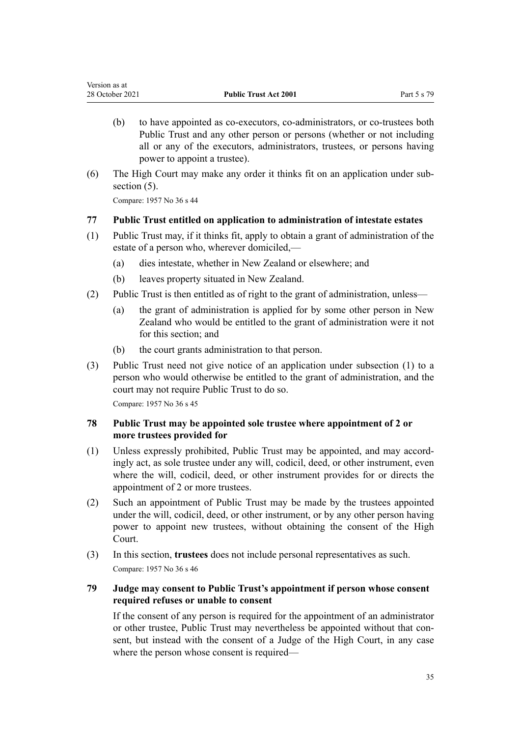(b) to have appointed as co-executors, co-administrators, or co-trustees both Public Trust and any other person or persons (whether or not including all or any of the executors, administrators, trustees, or persons having power to appoint a trustee).

(6) The High Court may make any order it thinks fit on an application under subsection (5).

Compare: 1957 No 36 s 44

### 77 Public Trust entitled on application to administration of intestate estates

(1) Public Trust may, if it thinks fit, apply to obtain a grant of administration of the estate of a person who, wherever domiciled,—

(a) dies intestate, whether in New Zealand or elsewhere; and

(b) leaves property situated in New Zealand.

(2) Public Trust is then entitled as of right to the grant of administration, unless—

(a) the grant of administration is applied for by some other person in New Zealand who would be entitled to the grant of administration were it not for this section; and

(b) the court grants administration to that person.

(3) Public Trust need not give notice of an application under subsection (1) to a person who would otherwise be entitled to the grant of administration, and the court may not require Public Trust to do so.

Compare: 1957 No 36 s 45

### 78 Public Trust may be appointed sole trustee where appointment of 2 or more trustees provided for

(1) Unless expressly prohibited, Public Trust may be appointed, and may accordingly act, as sole trustee under any will, codicil, deed, or other instrument, even where the will, codicil, deed, or other instrument provides for or directs the appointment of 2 or more trustees.

(2) Such an appointment of Public Trust may be made by the trustees appointed under the will, codicil, deed, or other instrument, or by any other person having power to appoint new trustees, without obtaining the consent of the High Court.

(3) In this section, **trustees** does not include personal representatives as such.

Compare: 1957 No 36 s 46

### 79 Judge may consent to Public Trust's appointment if person whose consent required refuses or unable to consent

If the consent of any person is required for the appointment of an administrator or other trustee, Public Trust may nevertheless be appointed without that consent, but instead with the consent of a Judge of the High Court, in any case where the person whose consent is required—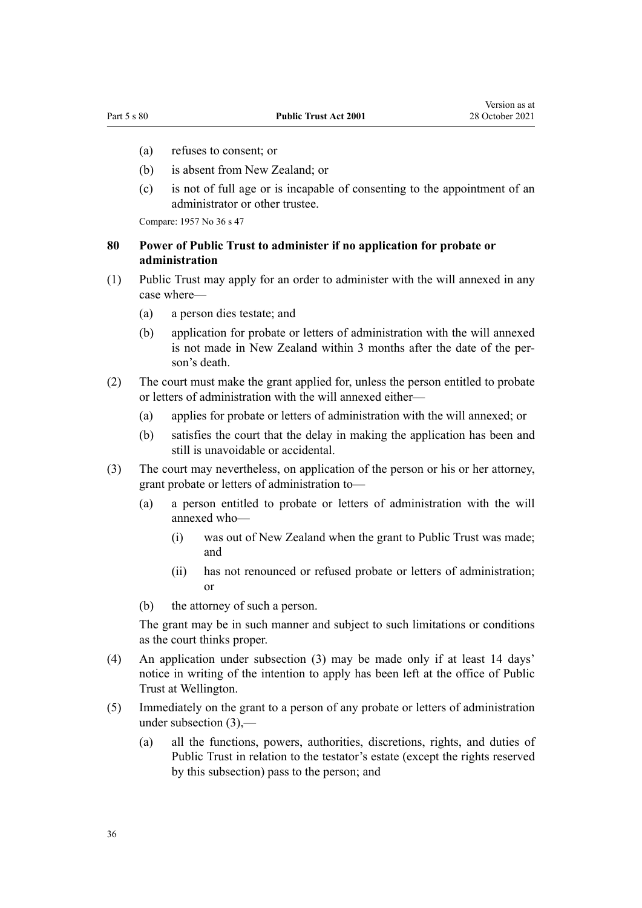(a) refuses to consent; or

(b) is absent from New Zealand; or

(c) is not of full age or is incapable of consenting to the appointment of an administrator or other trustee.

Compare: 1957 No 36 s 47

### 80 Power of Public Trust to administer if no application for probate or administration

(1) Public Trust may apply for an order to administer with the will annexed in any case where—

(a) a person dies testate; and

(b) application for probate or letters of administration with the will annexed is not made in New Zealand within 3 months after the date of the person's death.

(2) The court must make the grant applied for, unless the person entitled to probate or letters of administration with the will annexed either—

(a) applies for probate or letters of administration with the will annexed; or

(b) satisfies the court that the delay in making the application has been and still is unavoidable or accidental.

(3) The court may nevertheless, on application of the person or his or her attorney, grant probate or letters of administration to—

(a) a person entitled to probate or letters of administration with the will annexed who—

(i) was out of New Zealand when the grant to Public Trust was made; and

(ii) has not renounced or refused probate or letters of administration; or

(b) the attorney of such a person.

The grant may be in such manner and subject to such limitations or conditions as the court thinks proper.

(4) An application under subsection (3) may be made only if at least 14 days' notice in writing of the intention to apply has been left at the office of Public Trust at Wellington.

(5) Immediately on the grant to a person of any probate or letters of administration under subsection (3),—

(a) all the functions, powers, authorities, discretions, rights, and duties of Public Trust in relation to the testator's estate (except the rights reserved by this subsection) pass to the person; and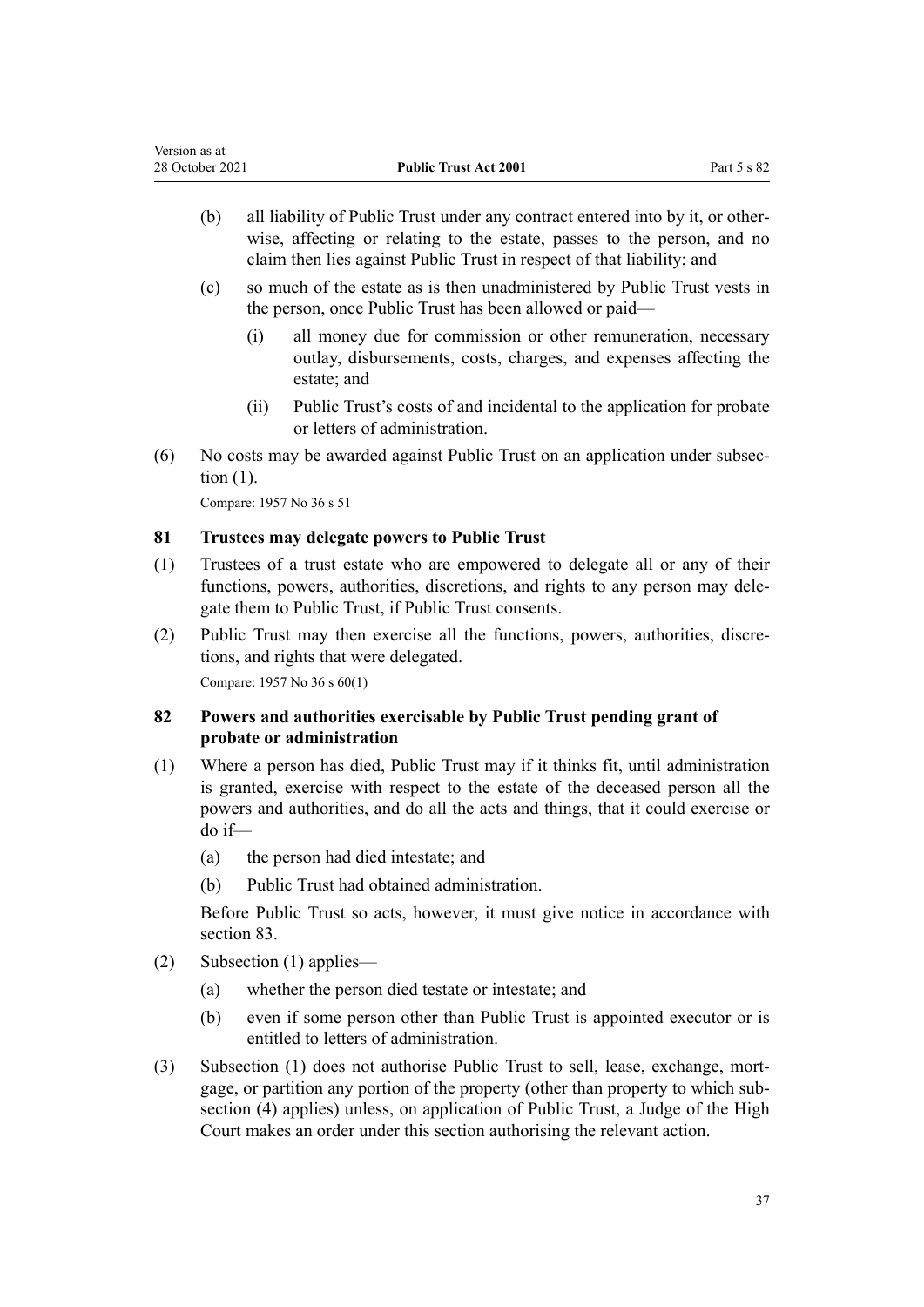(b) all liability of Public Trust under any contract entered into by it, or otherwise, affecting or relating to the estate, passes to the person, and no claim then lies against Public Trust in respect of that liability; and

(c) so much of the estate as is then unadministered by Public Trust vests in the person, once Public Trust has been allowed or paid—

(i) all money due for commission or other remuneration, necessary outlay, disbursements, costs, charges, and expenses affecting the estate; and

(ii) Public Trust's costs of and incidental to the application for probate or letters of administration.

(6) No costs may be awarded against Public Trust on an application under subsection (1).

Compare: 1957 No 36 s 51

### 81 Trustees may delegate powers to Public Trust

(1) Trustees of a trust estate who are empowered to delegate all or any of their functions, powers, authorities, discretions, and rights to any person may delegate them to Public Trust, if Public Trust consents.

(2) Public Trust may then exercise all the functions, powers, authorities, discretions, and rights that were delegated.

Compare: 1957 No 36 s 60(1)

### 82 Powers and authorities exercisable by Public Trust pending grant of probate or administration

(1) Where a person has died, Public Trust may if it thinks fit, until administration is granted, exercise with respect to the estate of the deceased person all the powers and authorities, and do all the acts and things, that it could exercise or do if—

(a) the person had died intestate; and

(b) Public Trust had obtained administration.

Before Public Trust so acts, however, it must give notice in accordance with section 83.

(2) Subsection (1) applies—

(a) whether the person died testate or intestate; and

(b) even if some person other than Public Trust is appointed executor or is entitled to letters of administration.

(3) Subsection (1) does not authorise Public Trust to sell, lease, exchange, mortgage, or partition any portion of the property (other than property to which subsection (4) applies) unless, on application of Public Trust, a Judge of the High Court makes an order under this section authorising the relevant action.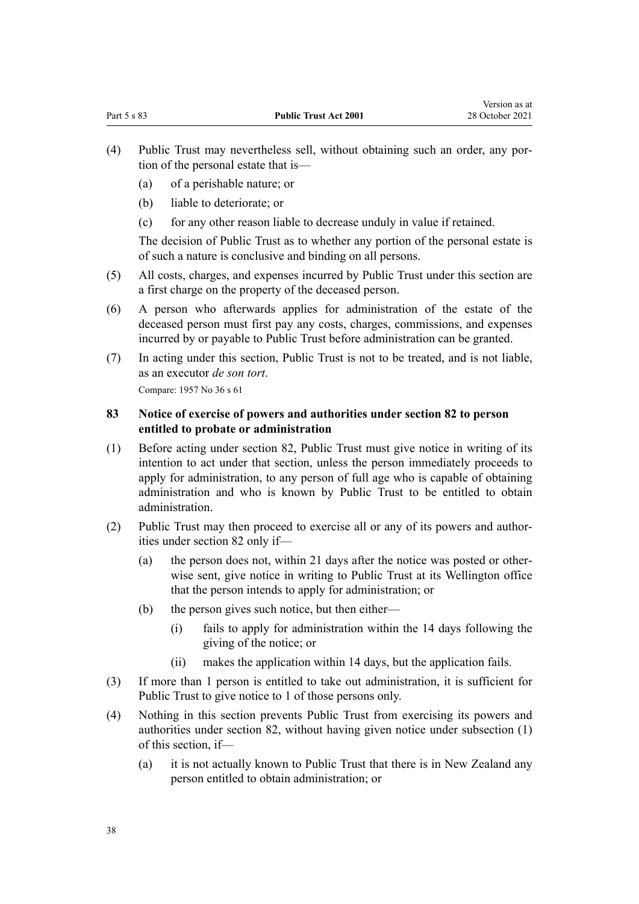(4) Public Trust may nevertheless sell, without obtaining such an order, any portion of the personal estate that is—

(a) of a perishable nature; or

(b) liable to deteriorate; or

(c) for any other reason liable to decrease unduly in value if retained.

The decision of Public Trust as to whether any portion of the personal estate is of such a nature is conclusive and binding on all persons.

(5) All costs, charges, and expenses incurred by Public Trust under this section are a first charge on the property of the deceased person.

(6) A person who afterwards applies for administration of the estate of the deceased person must first pay any costs, charges, commissions, and expenses incurred by or payable to Public Trust before administration can be granted.

(7) In acting under this section, Public Trust is not to be treated, and is not liable, as an executor *de son tort*.

Compare: 1957 No 36 s 61

### 83 Notice of exercise of powers and authorities under section 82 to person entitled to probate or administration

(1) Before acting under section 82, Public Trust must give notice in writing of its intention to act under that section, unless the person immediately proceeds to apply for administration, to any person of full age who is capable of obtaining administration and who is known by Public Trust to be entitled to obtain administration.

(2) Public Trust may then proceed to exercise all or any of its powers and authorities under section 82 only if—

(a) the person does not, within 21 days after the notice was posted or otherwise sent, give notice in writing to Public Trust at its Wellington office that the person intends to apply for administration; or

(b) the person gives such notice, but then either—

(i) fails to apply for administration within the 14 days following the giving of the notice; or

(ii) makes the application within 14 days, but the application fails.

(3) If more than 1 person is entitled to take out administration, it is sufficient for Public Trust to give notice to 1 of those persons only.

(4) Nothing in this section prevents Public Trust from exercising its powers and authorities under section 82, without having given notice under subsection (1) of this section, if—

(a) it is not actually known to Public Trust that there is in New Zealand any person entitled to obtain administration; or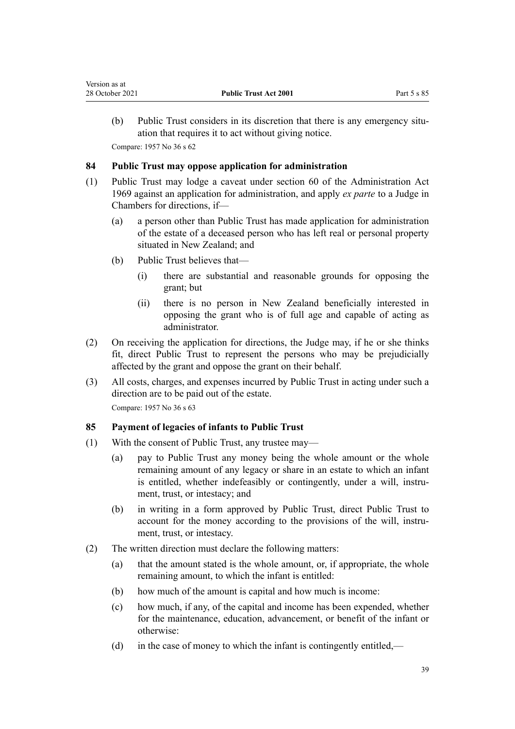(b) Public Trust considers in its discretion that there is any emergency situation that requires it to act without giving notice.

Compare: 1957 No 36 s 62

## 84 Public Trust may oppose application for administration

(1) Public Trust may lodge a caveat under section 60 of the Administration Act 1969 against an application for administration, and apply *ex parte* to a Judge in Chambers for directions, if—

(a) a person other than Public Trust has made application for administration of the estate of a deceased person who has left real or personal property situated in New Zealand; and

(b) Public Trust believes that—

(i) there are substantial and reasonable grounds for opposing the grant; but

(ii) there is no person in New Zealand beneficially interested in opposing the grant who is of full age and capable of acting as administrator.

(2) On receiving the application for directions, the Judge may, if he or she thinks fit, direct Public Trust to represent the persons who may be prejudicially affected by the grant and oppose the grant on their behalf.

(3) All costs, charges, and expenses incurred by Public Trust in acting under such a direction are to be paid out of the estate.

Compare: 1957 No 36 s 63

## 85 Payment of legacies of infants to Public Trust

(1) With the consent of Public Trust, any trustee may—

(a) pay to Public Trust any money being the whole amount or the whole remaining amount of any legacy or share in an estate to which an infant is entitled, whether indefeasibly or contingently, under a will, instrument, trust, or intestacy; and

(b) in writing in a form approved by Public Trust, direct Public Trust to account for the money according to the provisions of the will, instrument, trust, or intestacy.

(2) The written direction must declare the following matters:

(a) that the amount stated is the whole amount, or, if appropriate, the whole remaining amount, to which the infant is entitled:

(b) how much of the amount is capital and how much is income:

(c) how much, if any, of the capital and income has been expended, whether for the maintenance, education, advancement, or benefit of the infant or otherwise:

(d) in the case of money to which the infant is contingently entitled,—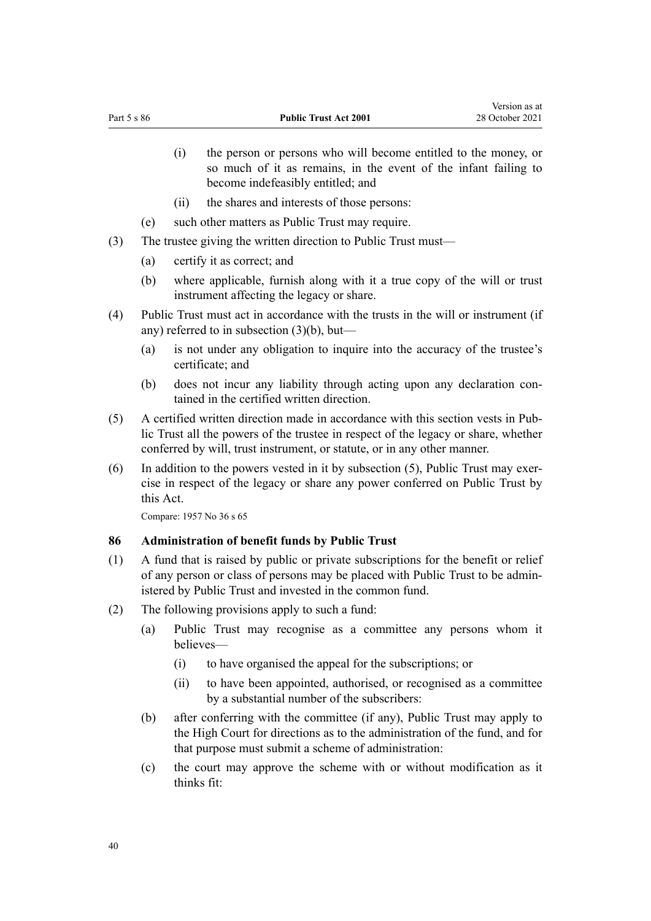(i) the person or persons who will become entitled to the money, or so much of it as remains, in the event of the infant failing to become indefeasibly entitled; and

(ii) the shares and interests of those persons:

(e) such other matters as Public Trust may require.

(3) The trustee giving the written direction to Public Trust must—

(a) certify it as correct; and

(b) where applicable, furnish along with it a true copy of the will or trust instrument affecting the legacy or share.

(4) Public Trust must act in accordance with the trusts in the will or instrument (if any) referred to in subsection (3)(b), but—

(a) is not under any obligation to inquire into the accuracy of the trustee's certificate; and

(b) does not incur any liability through acting upon any declaration contained in the certified written direction.

(5) A certified written direction made in accordance with this section vests in Public Trust all the powers of the trustee in respect of the legacy or share, whether conferred by will, trust instrument, or statute, or in any other manner.

(6) In addition to the powers vested in it by subsection (5), Public Trust may exercise in respect of the legacy or share any power conferred on Public Trust by this Act.

Compare: 1957 No 36 s 65

### 86 Administration of benefit funds by Public Trust

(1) A fund that is raised by public or private subscriptions for the benefit or relief of any person or class of persons may be placed with Public Trust to be administered by Public Trust and invested in the common fund.

(2) The following provisions apply to such a fund:

(a) Public Trust may recognise as a committee any persons whom it believes—

(i) to have organised the appeal for the subscriptions; or

(ii) to have been appointed, authorised, or recognised as a committee by a substantial number of the subscribers:

(b) after conferring with the committee (if any), Public Trust may apply to the High Court for directions as to the administration of the fund, and for that purpose must submit a scheme of administration:

(c) the court may approve the scheme with or without modification as it thinks fit: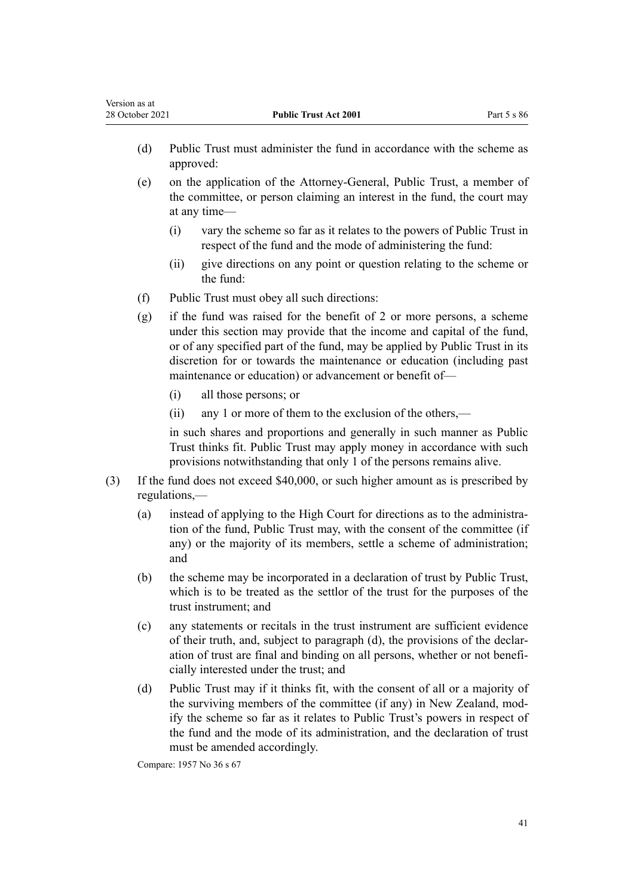(d) Public Trust must administer the fund in accordance with the scheme as approved:

(e) on the application of the Attorney-General, Public Trust, a member of the committee, or person claiming an interest in the fund, the court may at any time—

  (i) vary the scheme so far as it relates to the powers of Public Trust in respect of the fund and the mode of administering the fund:

  (ii) give directions on any point or question relating to the scheme or the fund:

(f) Public Trust must obey all such directions:

(g) if the fund was raised for the benefit of 2 or more persons, a scheme under this section may provide that the income and capital of the fund, or of any specified part of the fund, may be applied by Public Trust in its discretion for or towards the maintenance or education (including past maintenance or education) or advancement or benefit of—

  (i) all those persons; or

  (ii) any 1 or more of them to the exclusion of the others,—

  in such shares and proportions and generally in such manner as Public Trust thinks fit. Public Trust may apply money in accordance with such provisions notwithstanding that only 1 of the persons remains alive.

(3) If the fund does not exceed $40,000, or such higher amount as is prescribed by regulations,—

(a) instead of applying to the High Court for directions as to the administration of the fund, Public Trust may, with the consent of the committee (if any) or the majority of its members, settle a scheme of administration; and

(b) the scheme may be incorporated in a declaration of trust by Public Trust, which is to be treated as the settlor of the trust for the purposes of the trust instrument; and

(c) any statements or recitals in the trust instrument are sufficient evidence of their truth, and, subject to paragraph (d), the provisions of the declaration of trust are final and binding on all persons, whether or not beneficially interested under the trust; and

(d) Public Trust may if it thinks fit, with the consent of all or a majority of the surviving members of the committee (if any) in New Zealand, modify the scheme so far as it relates to Public Trust's powers in respect of the fund and the mode of its administration, and the declaration of trust must be amended accordingly.

Compare: 1957 No 36 s 67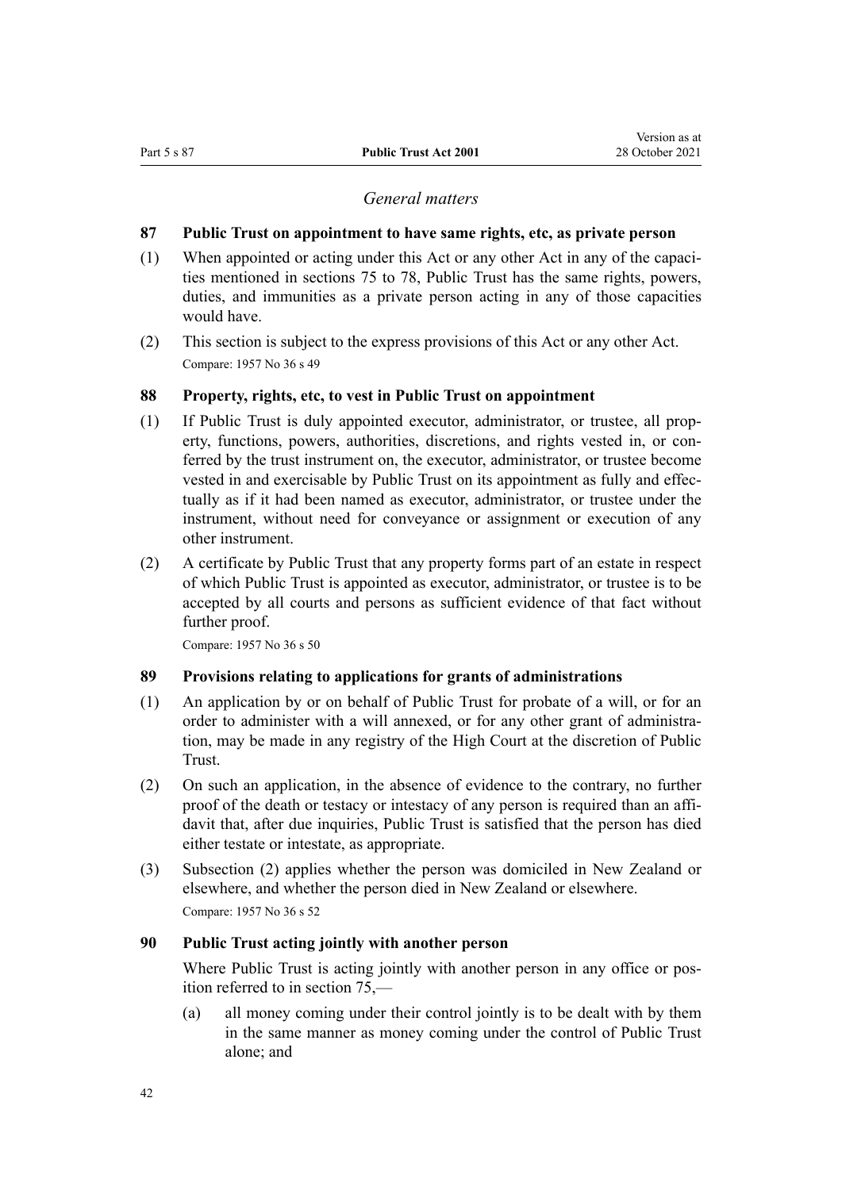*General matters*

### 87 Public Trust on appointment to have same rights, etc, as private person

(1) When appointed or acting under this Act or any other Act in any of the capacities mentioned in sections 75 to 78, Public Trust has the same rights, powers, duties, and immunities as a private person acting in any of those capacities would have.

(2) This section is subject to the express provisions of this Act or any other Act.

Compare: 1957 No 36 s 49

### 88 Property, rights, etc, to vest in Public Trust on appointment

(1) If Public Trust is duly appointed executor, administrator, or trustee, all property, functions, powers, authorities, discretions, and rights vested in, or conferred by the trust instrument on, the executor, administrator, or trustee become vested in and exercisable by Public Trust on its appointment as fully and effectually as if it had been named as executor, administrator, or trustee under the instrument, without need for conveyance or assignment or execution of any other instrument.

(2) A certificate by Public Trust that any property forms part of an estate in respect of which Public Trust is appointed as executor, administrator, or trustee is to be accepted by all courts and persons as sufficient evidence of that fact without further proof.

Compare: 1957 No 36 s 50

### 89 Provisions relating to applications for grants of administrations

(1) An application by or on behalf of Public Trust for probate of a will, or for an order to administer with a will annexed, or for any other grant of administration, may be made in any registry of the High Court at the discretion of Public Trust.

(2) On such an application, in the absence of evidence to the contrary, no further proof of the death or testacy or intestacy of any person is required than an affidavit that, after due inquiries, Public Trust is satisfied that the person has died either testate or intestate, as appropriate.

(3) Subsection (2) applies whether the person was domiciled in New Zealand or elsewhere, and whether the person died in New Zealand or elsewhere.

Compare: 1957 No 36 s 52

### 90 Public Trust acting jointly with another person

Where Public Trust is acting jointly with another person in any office or position referred to in section 75,—

(a) all money coming under their control jointly is to be dealt with by them in the same manner as money coming under the control of Public Trust alone; and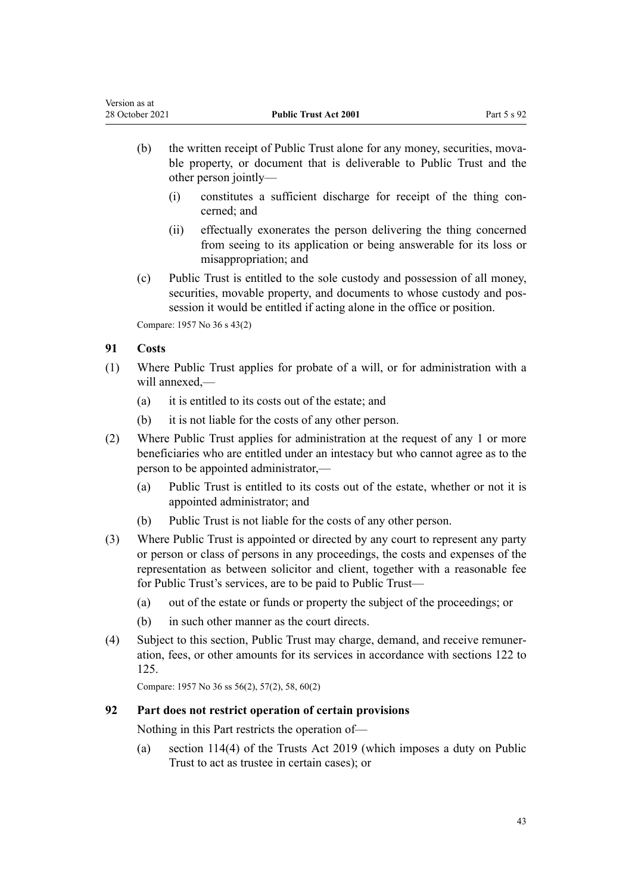(b) the written receipt of Public Trust alone for any money, securities, movable property, or document that is deliverable to Public Trust and the other person jointly—

   (i) constitutes a sufficient discharge for receipt of the thing concerned; and

   (ii) effectually exonerates the person delivering the thing concerned from seeing to its application or being answerable for its loss or misappropriation; and

(c) Public Trust is entitled to the sole custody and possession of all money, securities, movable property, and documents to whose custody and possession it would be entitled if acting alone in the office or position.

Compare: 1957 No 36 s 43(2)

### 91 Costs

(1) Where Public Trust applies for probate of a will, or for administration with a will annexed,—

   (a) it is entitled to its costs out of the estate; and

   (b) it is not liable for the costs of any other person.

(2) Where Public Trust applies for administration at the request of any 1 or more beneficiaries who are entitled under an intestacy but who cannot agree as to the person to be appointed administrator,—

   (a) Public Trust is entitled to its costs out of the estate, whether or not it is appointed administrator; and

   (b) Public Trust is not liable for the costs of any other person.

(3) Where Public Trust is appointed or directed by any court to represent any party or person or class of persons in any proceedings, the costs and expenses of the representation as between solicitor and client, together with a reasonable fee for Public Trust's services, are to be paid to Public Trust—

   (a) out of the estate or funds or property the subject of the proceedings; or

   (b) in such other manner as the court directs.

(4) Subject to this section, Public Trust may charge, demand, and receive remuneration, fees, or other amounts for its services in accordance with sections 122 to 125.

Compare: 1957 No 36 ss 56(2), 57(2), 58, 60(2)

### 92 Part does not restrict operation of certain provisions

Nothing in this Part restricts the operation of—

(a) section 114(4) of the Trusts Act 2019 (which imposes a duty on Public Trust to act as trustee in certain cases); or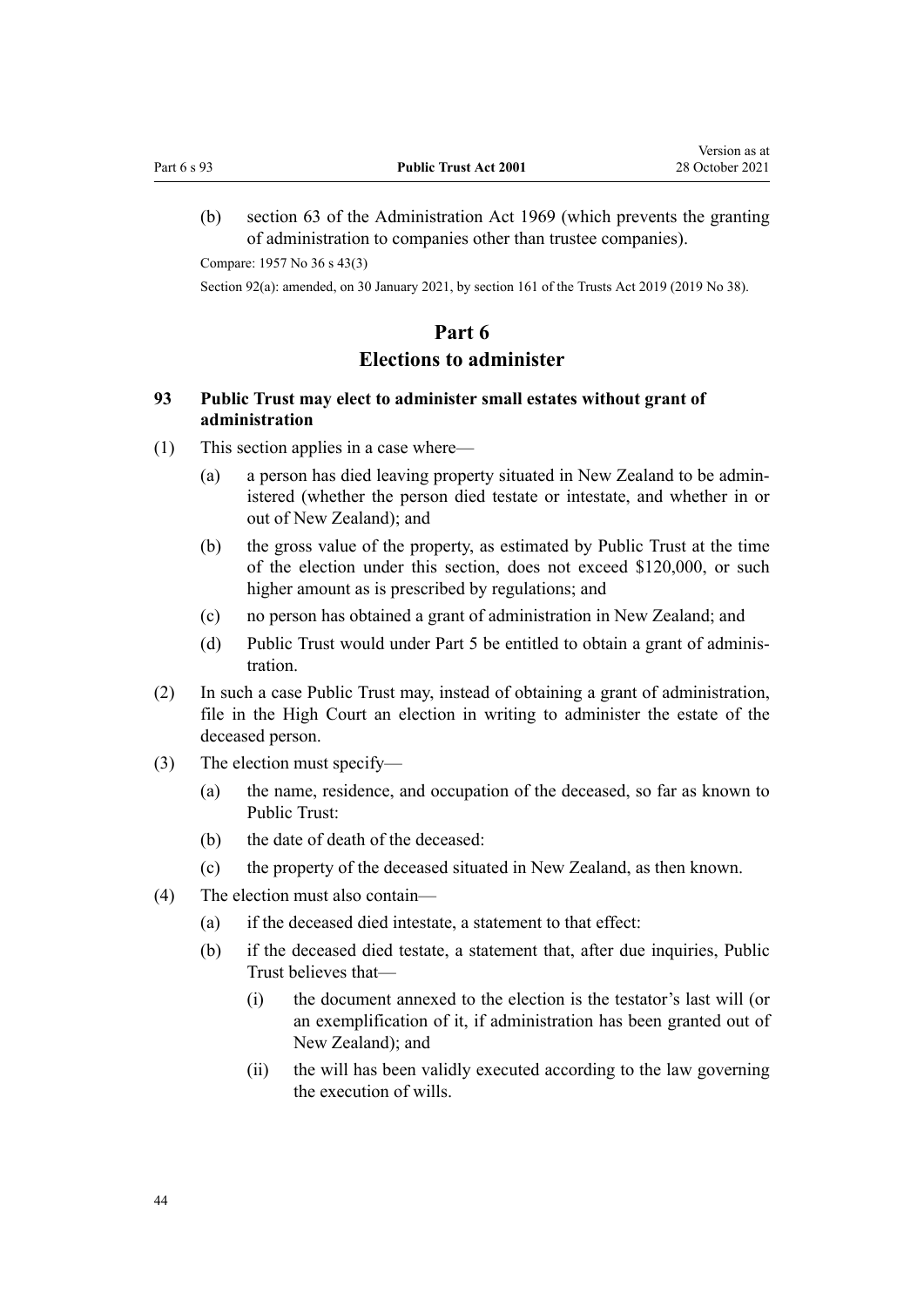(b) section 63 of the Administration Act 1969 (which prevents the granting of administration to companies other than trustee companies).

Compare: 1957 No 36 s 43(3)

Section 92(a): amended, on 30 January 2021, by section 161 of the Trusts Act 2019 (2019 No 38).

# Part 6
# Elections to administer

### 93 Public Trust may elect to administer small estates without grant of administration

(1) This section applies in a case where—

- (a) a person has died leaving property situated in New Zealand to be administered (whether the person died testate or intestate, and whether in or out of New Zealand); and
- (b) the gross value of the property, as estimated by Public Trust at the time of the election under this section, does not exceed $120,000, or such higher amount as is prescribed by regulations; and
- (c) no person has obtained a grant of administration in New Zealand; and
- (d) Public Trust would under Part 5 be entitled to obtain a grant of administration.

(2) In such a case Public Trust may, instead of obtaining a grant of administration, file in the High Court an election in writing to administer the estate of the deceased person.

(3) The election must specify—

- (a) the name, residence, and occupation of the deceased, so far as known to Public Trust:
- (b) the date of death of the deceased:
- (c) the property of the deceased situated in New Zealand, as then known.

(4) The election must also contain—

- (a) if the deceased died intestate, a statement to that effect:
- (b) if the deceased died testate, a statement that, after due inquiries, Public Trust believes that—
  - (i) the document annexed to the election is the testator's last will (or an exemplification of it, if administration has been granted out of New Zealand); and
  - (ii) the will has been validly executed according to the law governing the execution of wills.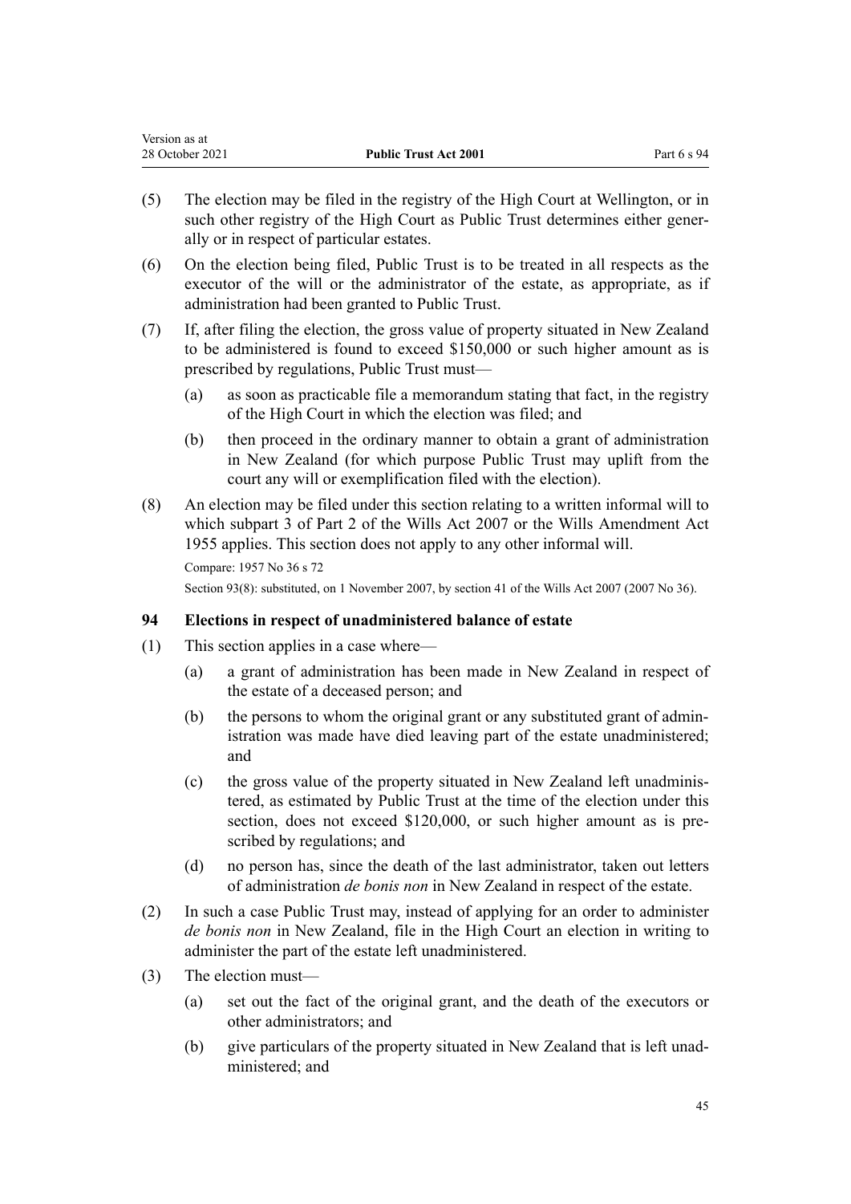(5) The election may be filed in the registry of the High Court at Wellington, or in such other registry of the High Court as Public Trust determines either generally or in respect of particular estates.

(6) On the election being filed, Public Trust is to be treated in all respects as the executor of the will or the administrator of the estate, as appropriate, as if administration had been granted to Public Trust.

(7) If, after filing the election, the gross value of property situated in New Zealand to be administered is found to exceed $150,000 or such higher amount as is prescribed by regulations, Public Trust must—

  (a) as soon as practicable file a memorandum stating that fact, in the registry of the High Court in which the election was filed; and

  (b) then proceed in the ordinary manner to obtain a grant of administration in New Zealand (for which purpose Public Trust may uplift from the court any will or exemplification filed with the election).

(8) An election may be filed under this section relating to a written informal will to which subpart 3 of Part 2 of the Wills Act 2007 or the Wills Amendment Act 1955 applies. This section does not apply to any other informal will.

Compare: 1957 No 36 s 72

Section 93(8): substituted, on 1 November 2007, by section 41 of the Wills Act 2007 (2007 No 36).

### 94 Elections in respect of unadministered balance of estate

(1) This section applies in a case where—

  (a) a grant of administration has been made in New Zealand in respect of the estate of a deceased person; and

  (b) the persons to whom the original grant or any substituted grant of administration was made have died leaving part of the estate unadministered; and

  (c) the gross value of the property situated in New Zealand left unadministered, as estimated by Public Trust at the time of the election under this section, does not exceed $120,000, or such higher amount as is prescribed by regulations; and

  (d) no person has, since the death of the last administrator, taken out letters of administration *de bonis non* in New Zealand in respect of the estate.

(2) In such a case Public Trust may, instead of applying for an order to administer *de bonis non* in New Zealand, file in the High Court an election in writing to administer the part of the estate left unadministered.

(3) The election must—

  (a) set out the fact of the original grant, and the death of the executors or other administrators; and

  (b) give particulars of the property situated in New Zealand that is left unadministered; and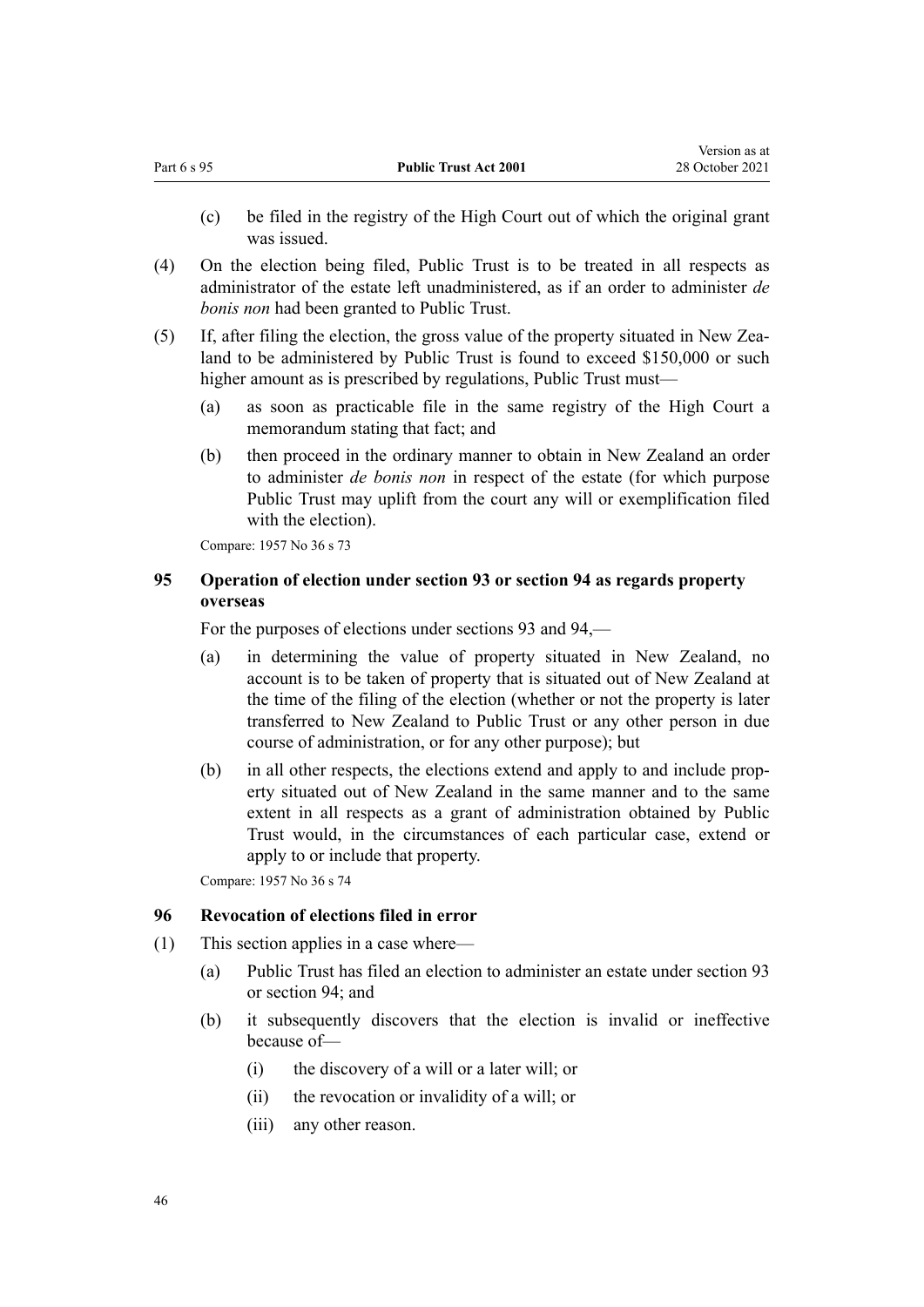(c) be filed in the registry of the High Court out of which the original grant was issued.

(4) On the election being filed, Public Trust is to be treated in all respects as administrator of the estate left unadministered, as if an order to administer *de bonis non* had been granted to Public Trust.

(5) If, after filing the election, the gross value of the property situated in New Zealand to be administered by Public Trust is found to exceed $150,000 or such higher amount as is prescribed by regulations, Public Trust must—

(a) as soon as practicable file in the same registry of the High Court a memorandum stating that fact; and

(b) then proceed in the ordinary manner to obtain in New Zealand an order to administer *de bonis non* in respect of the estate (for which purpose Public Trust may uplift from the court any will or exemplification filed with the election).

Compare: 1957 No 36 s 73

### 95 Operation of election under section 93 or section 94 as regards property overseas

For the purposes of elections under sections 93 and 94,—

(a) in determining the value of property situated in New Zealand, no account is to be taken of property that is situated out of New Zealand at the time of the filing of the election (whether or not the property is later transferred to New Zealand to Public Trust or any other person in due course of administration, or for any other purpose); but

(b) in all other respects, the elections extend and apply to and include property situated out of New Zealand in the same manner and to the same extent in all respects as a grant of administration obtained by Public Trust would, in the circumstances of each particular case, extend or apply to or include that property.

Compare: 1957 No 36 s 74

### 96 Revocation of elections filed in error

(1) This section applies in a case where—

(a) Public Trust has filed an election to administer an estate under section 93 or section 94; and

(b) it subsequently discovers that the election is invalid or ineffective because of—

(i) the discovery of a will or a later will; or

(ii) the revocation or invalidity of a will; or

(iii) any other reason.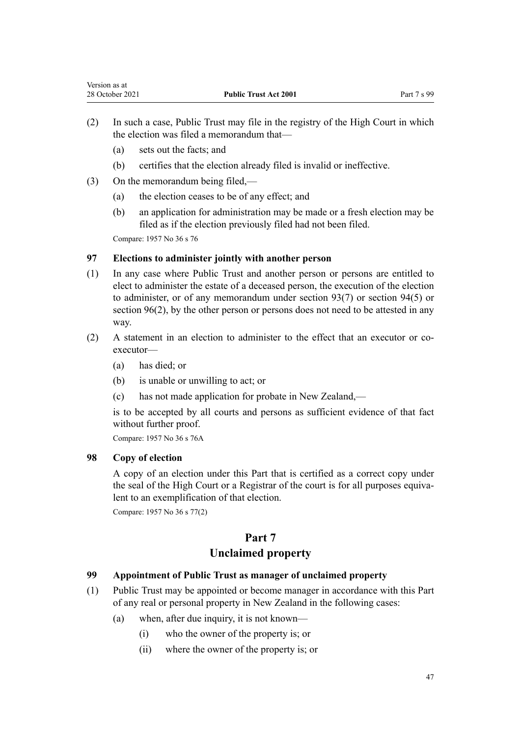(2) In such a case, Public Trust may file in the registry of the High Court in which the election was filed a memorandum that—

(a) sets out the facts; and

(b) certifies that the election already filed is invalid or ineffective.

(3) On the memorandum being filed,—

(a) the election ceases to be of any effect; and

(b) an application for administration may be made or a fresh election may be filed as if the election previously filed had not been filed.

Compare: 1957 No 36 s 76

### 97 Elections to administer jointly with another person

(1) In any case where Public Trust and another person or persons are entitled to elect to administer the estate of a deceased person, the execution of the election to administer, or of any memorandum under section 93(7) or section 94(5) or section 96(2), by the other person or persons does not need to be attested in any way.

(2) A statement in an election to administer to the effect that an executor or co-executor—

(a) has died; or

(b) is unable or unwilling to act; or

(c) has not made application for probate in New Zealand,—

is to be accepted by all courts and persons as sufficient evidence of that fact without further proof.

Compare: 1957 No 36 s 76A

### 98 Copy of election

A copy of an election under this Part that is certified as a correct copy under the seal of the High Court or a Registrar of the court is for all purposes equivalent to an exemplification of that election.

Compare: 1957 No 36 s 77(2)

## Part 7
## Unclaimed property

### 99 Appointment of Public Trust as manager of unclaimed property

(1) Public Trust may be appointed or become manager in accordance with this Part of any real or personal property in New Zealand in the following cases:

(a) when, after due inquiry, it is not known—

(i) who the owner of the property is; or

(ii) where the owner of the property is; or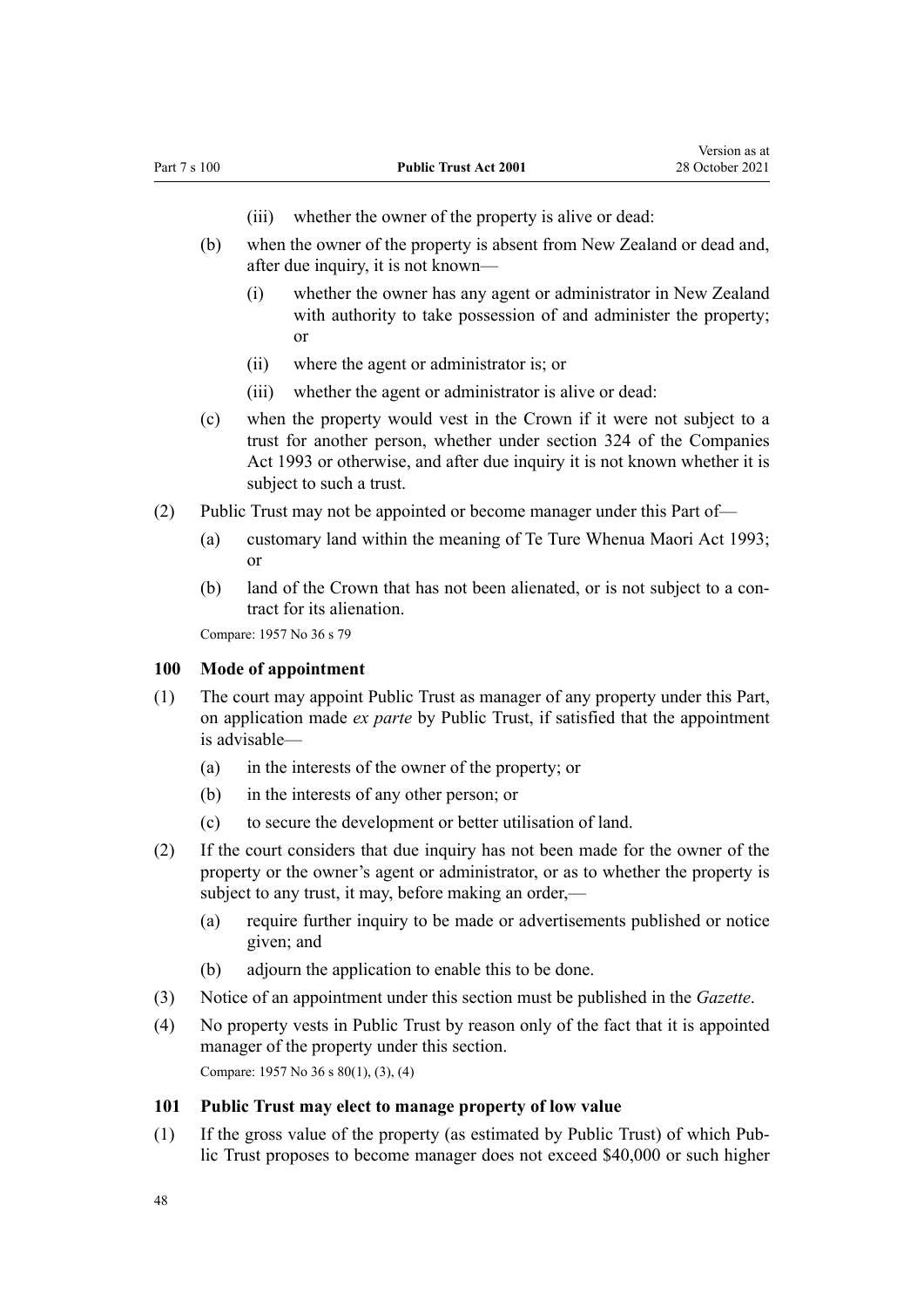(iii) whether the owner of the property is alive or dead:

(b) when the owner of the property is absent from New Zealand or dead and, after due inquiry, it is not known—

(i) whether the owner has any agent or administrator in New Zealand with authority to take possession of and administer the property; or

(ii) where the agent or administrator is; or

(iii) whether the agent or administrator is alive or dead:

(c) when the property would vest in the Crown if it were not subject to a trust for another person, whether under section 324 of the Companies Act 1993 or otherwise, and after due inquiry it is not known whether it is subject to such a trust.

(2) Public Trust may not be appointed or become manager under this Part of—

(a) customary land within the meaning of Te Ture Whenua Maori Act 1993; or

(b) land of the Crown that has not been alienated, or is not subject to a contract for its alienation.

Compare: 1957 No 36 s 79

### 100 Mode of appointment

(1) The court may appoint Public Trust as manager of any property under this Part, on application made *ex parte* by Public Trust, if satisfied that the appointment is advisable—

(a) in the interests of the owner of the property; or

(b) in the interests of any other person; or

(c) to secure the development or better utilisation of land.

(2) If the court considers that due inquiry has not been made for the owner of the property or the owner's agent or administrator, or as to whether the property is subject to any trust, it may, before making an order,—

(a) require further inquiry to be made or advertisements published or notice given; and

(b) adjourn the application to enable this to be done.

(3) Notice of an appointment under this section must be published in the *Gazette*.

(4) No property vests in Public Trust by reason only of the fact that it is appointed manager of the property under this section.

Compare: 1957 No 36 s 80(1), (3), (4)

### 101 Public Trust may elect to manage property of low value

(1) If the gross value of the property (as estimated by Public Trust) of which Public Trust proposes to become manager does not exceed $40,000 or such higher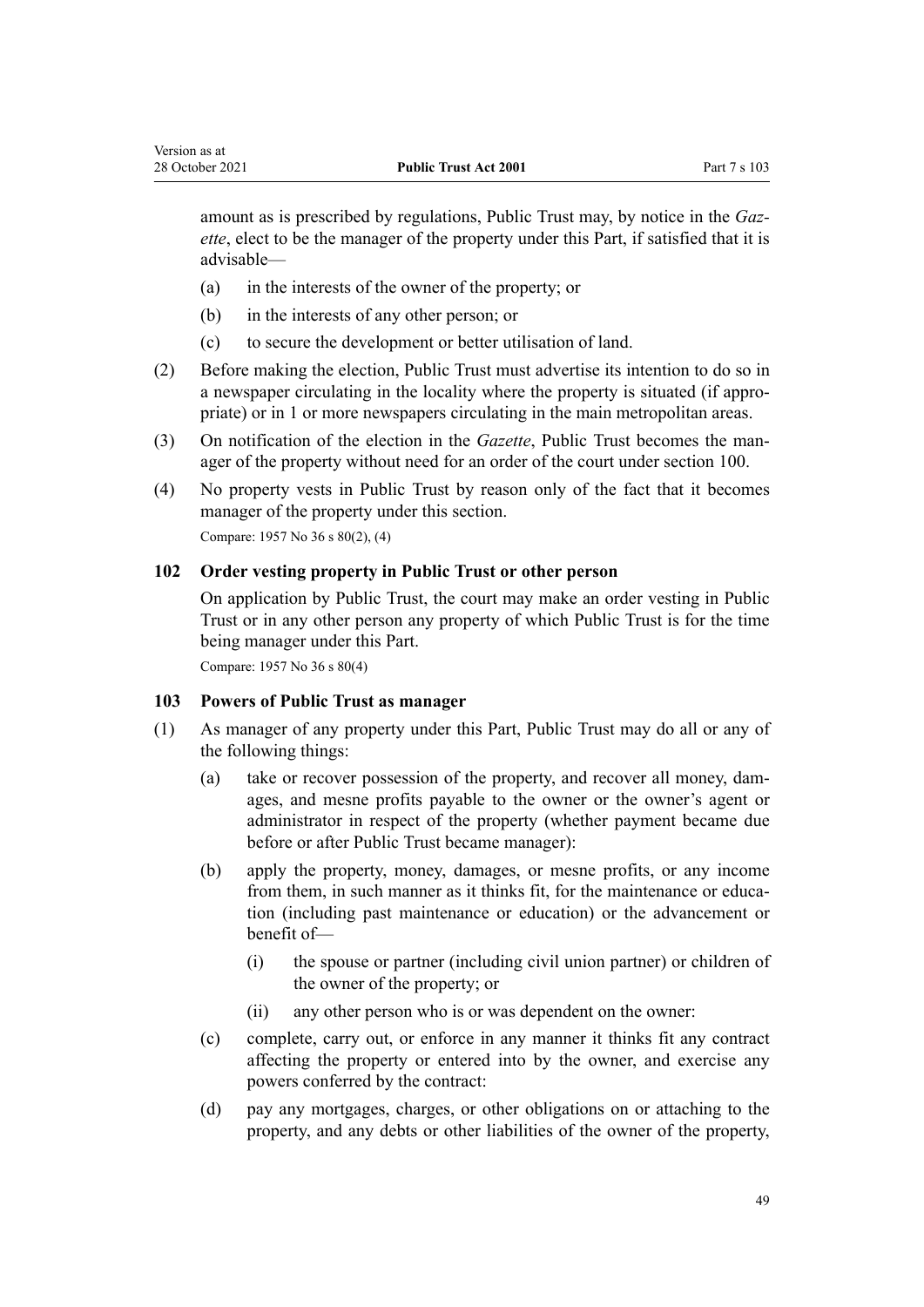amount as is prescribed by regulations, Public Trust may, by notice in the *Gazette*, elect to be the manager of the property under this Part, if satisfied that it is advisable—

(a) in the interests of the owner of the property; or

(b) in the interests of any other person; or

(c) to secure the development or better utilisation of land.

(2) Before making the election, Public Trust must advertise its intention to do so in a newspaper circulating in the locality where the property is situated (if appropriate) or in 1 or more newspapers circulating in the main metropolitan areas.

(3) On notification of the election in the *Gazette*, Public Trust becomes the manager of the property without need for an order of the court under section 100.

(4) No property vests in Public Trust by reason only of the fact that it becomes manager of the property under this section.

Compare: 1957 No 36 s 80(2), (4)

### 102 Order vesting property in Public Trust or other person

On application by Public Trust, the court may make an order vesting in Public Trust or in any other person any property of which Public Trust is for the time being manager under this Part.

Compare: 1957 No 36 s 80(4)

### 103 Powers of Public Trust as manager

(1) As manager of any property under this Part, Public Trust may do all or any of the following things:

(a) take or recover possession of the property, and recover all money, damages, and mesne profits payable to the owner or the owner's agent or administrator in respect of the property (whether payment became due before or after Public Trust became manager):

(b) apply the property, money, damages, or mesne profits, or any income from them, in such manner as it thinks fit, for the maintenance or education (including past maintenance or education) or the advancement or benefit of—

(i) the spouse or partner (including civil union partner) or children of the owner of the property; or

(ii) any other person who is or was dependent on the owner:

(c) complete, carry out, or enforce in any manner it thinks fit any contract affecting the property or entered into by the owner, and exercise any powers conferred by the contract:

(d) pay any mortgages, charges, or other obligations on or attaching to the property, and any debts or other liabilities of the owner of the property,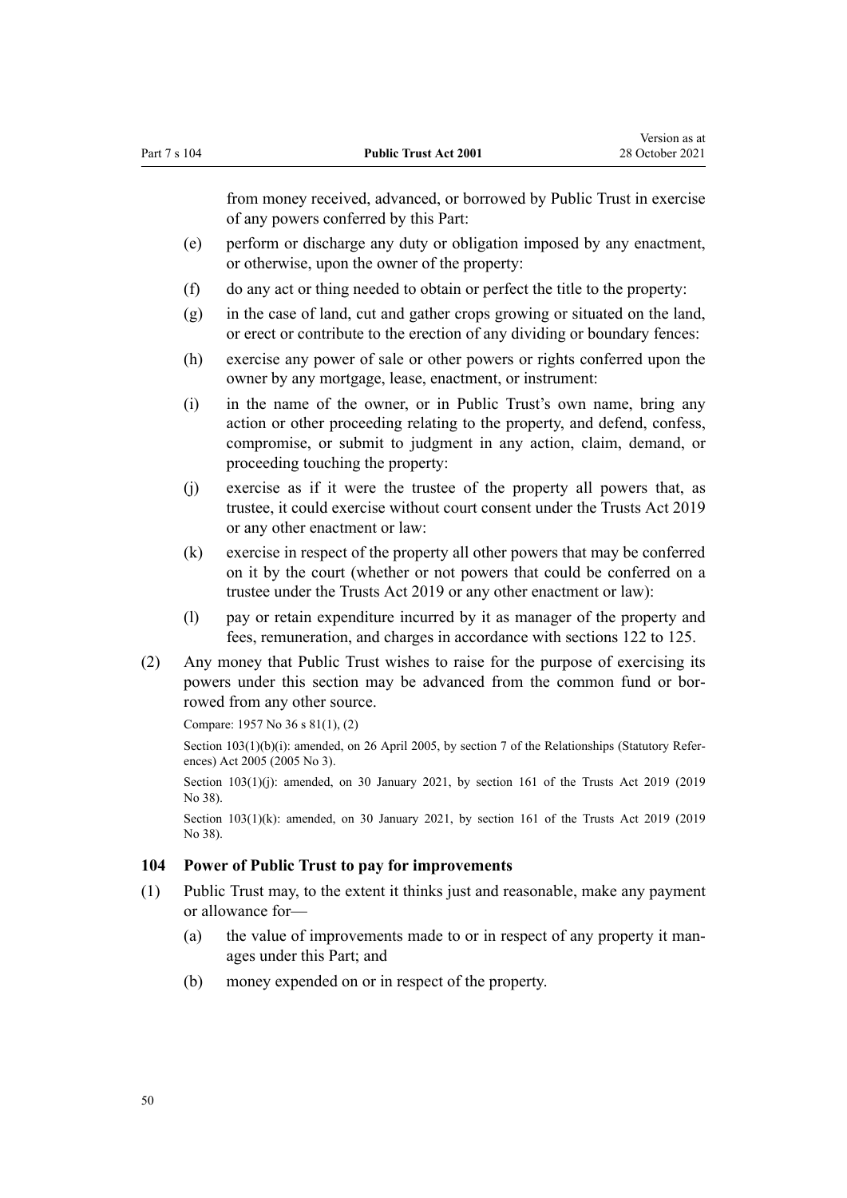from money received, advanced, or borrowed by Public Trust in exercise of any powers conferred by this Part:

(e) perform or discharge any duty or obligation imposed by any enactment, or otherwise, upon the owner of the property:

(f) do any act or thing needed to obtain or perfect the title to the property:

(g) in the case of land, cut and gather crops growing or situated on the land, or erect or contribute to the erection of any dividing or boundary fences:

(h) exercise any power of sale or other powers or rights conferred upon the owner by any mortgage, lease, enactment, or instrument:

(i) in the name of the owner, or in Public Trust's own name, bring any action or other proceeding relating to the property, and defend, confess, compromise, or submit to judgment in any action, claim, demand, or proceeding touching the property:

(j) exercise as if it were the trustee of the property all powers that, as trustee, it could exercise without court consent under the Trusts Act 2019 or any other enactment or law:

(k) exercise in respect of the property all other powers that may be conferred on it by the court (whether or not powers that could be conferred on a trustee under the Trusts Act 2019 or any other enactment or law):

(l) pay or retain expenditure incurred by it as manager of the property and fees, remuneration, and charges in accordance with sections 122 to 125.

(2) Any money that Public Trust wishes to raise for the purpose of exercising its powers under this section may be advanced from the common fund or borrowed from any other source.

Compare: 1957 No 36 s 81(1), (2)

Section 103(1)(b)(i): amended, on 26 April 2005, by section 7 of the Relationships (Statutory References) Act 2005 (2005 No 3).

Section 103(1)(j): amended, on 30 January 2021, by section 161 of the Trusts Act 2019 (2019 No 38).

Section 103(1)(k): amended, on 30 January 2021, by section 161 of the Trusts Act 2019 (2019 No 38).

### 104 Power of Public Trust to pay for improvements

(1) Public Trust may, to the extent it thinks just and reasonable, make any payment or allowance for—

(a) the value of improvements made to or in respect of any property it manages under this Part; and

(b) money expended on or in respect of the property.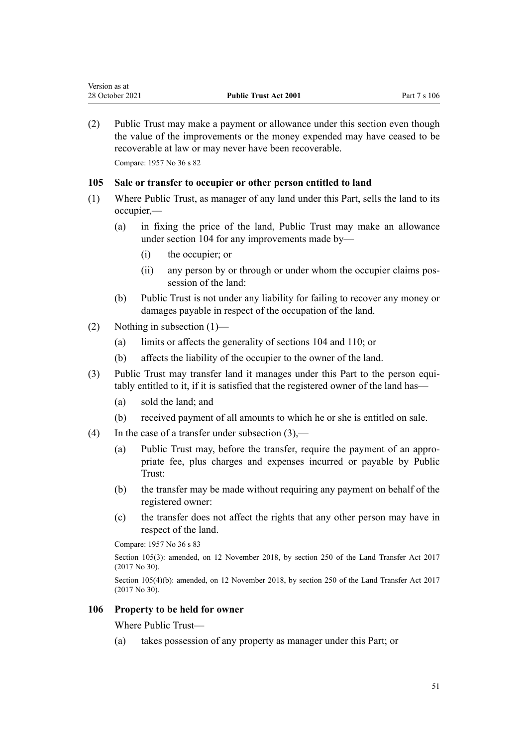(2) Public Trust may make a payment or allowance under this section even though the value of the improvements or the money expended may have ceased to be recoverable at law or may never have been recoverable.

Compare: 1957 No 36 s 82

### 105 Sale or transfer to occupier or other person entitled to land

(1) Where Public Trust, as manager of any land under this Part, sells the land to its occupier,—

  (a) in fixing the price of the land, Public Trust may make an allowance under section 104 for any improvements made by—

    (i) the occupier; or

    (ii) any person by or through or under whom the occupier claims possession of the land:

  (b) Public Trust is not under any liability for failing to recover any money or damages payable in respect of the occupation of the land.

(2) Nothing in subsection (1)—

  (a) limits or affects the generality of sections 104 and 110; or

  (b) affects the liability of the occupier to the owner of the land.

(3) Public Trust may transfer land it manages under this Part to the person equitably entitled to it, if it is satisfied that the registered owner of the land has—

  (a) sold the land; and

  (b) received payment of all amounts to which he or she is entitled on sale.

(4) In the case of a transfer under subsection (3),—

  (a) Public Trust may, before the transfer, require the payment of an appropriate fee, plus charges and expenses incurred or payable by Public Trust:

  (b) the transfer may be made without requiring any payment on behalf of the registered owner:

  (c) the transfer does not affect the rights that any other person may have in respect of the land.

Compare: 1957 No 36 s 83

Section 105(3): amended, on 12 November 2018, by section 250 of the Land Transfer Act 2017 (2017 No 30).

Section 105(4)(b): amended, on 12 November 2018, by section 250 of the Land Transfer Act 2017 (2017 No 30).

### 106 Property to be held for owner

Where Public Trust—

  (a) takes possession of any property as manager under this Part; or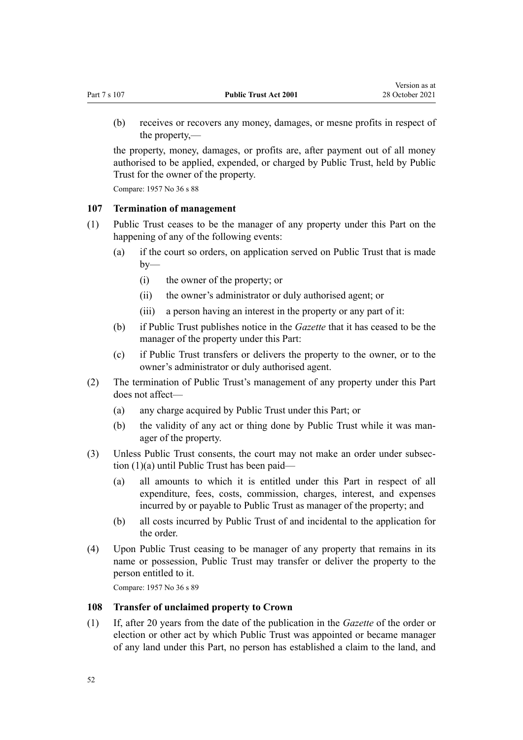(b) receives or recovers any money, damages, or mesne profits in respect of the property,—

the property, money, damages, or profits are, after payment out of all money authorised to be applied, expended, or charged by Public Trust, held by Public Trust for the owner of the property.

Compare: 1957 No 36 s 88

### 107 Termination of management

(1) Public Trust ceases to be the manager of any property under this Part on the happening of any of the following events:

 (a) if the court so orders, on application served on Public Trust that is made by—

  (i) the owner of the property; or

  (ii) the owner's administrator or duly authorised agent; or

  (iii) a person having an interest in the property or any part of it:

 (b) if Public Trust publishes notice in the *Gazette* that it has ceased to be the manager of the property under this Part:

 (c) if Public Trust transfers or delivers the property to the owner, or to the owner's administrator or duly authorised agent.

(2) The termination of Public Trust's management of any property under this Part does not affect—

 (a) any charge acquired by Public Trust under this Part; or

 (b) the validity of any act or thing done by Public Trust while it was manager of the property.

(3) Unless Public Trust consents, the court may not make an order under subsection (1)(a) until Public Trust has been paid—

 (a) all amounts to which it is entitled under this Part in respect of all expenditure, fees, costs, commission, charges, interest, and expenses incurred by or payable to Public Trust as manager of the property; and

 (b) all costs incurred by Public Trust of and incidental to the application for the order.

(4) Upon Public Trust ceasing to be manager of any property that remains in its name or possession, Public Trust may transfer or deliver the property to the person entitled to it.

Compare: 1957 No 36 s 89

### 108 Transfer of unclaimed property to Crown

(1) If, after 20 years from the date of the publication in the *Gazette* of the order or election or other act by which Public Trust was appointed or became manager of any land under this Part, no person has established a claim to the land, and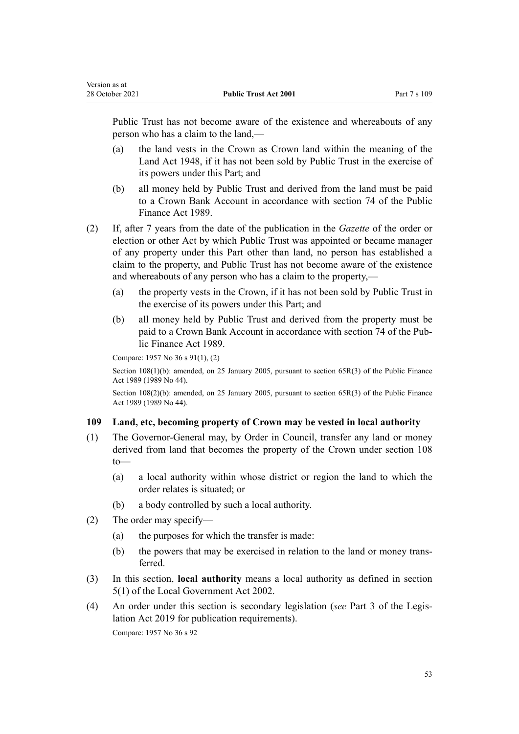Public Trust has not become aware of the existence and whereabouts of any person who has a claim to the land,—

(a) the land vests in the Crown as Crown land within the meaning of the Land Act 1948, if it has not been sold by Public Trust in the exercise of its powers under this Part; and

(b) all money held by Public Trust and derived from the land must be paid to a Crown Bank Account in accordance with section 74 of the Public Finance Act 1989.

(2) If, after 7 years from the date of the publication in the *Gazette* of the order or election or other Act by which Public Trust was appointed or became manager of any property under this Part other than land, no person has established a claim to the property, and Public Trust has not become aware of the existence and whereabouts of any person who has a claim to the property,—

(a) the property vests in the Crown, if it has not been sold by Public Trust in the exercise of its powers under this Part; and

(b) all money held by Public Trust and derived from the property must be paid to a Crown Bank Account in accordance with section 74 of the Public Finance Act 1989.

Compare: 1957 No 36 s 91(1), (2)

Section 108(1)(b): amended, on 25 January 2005, pursuant to section 65R(3) of the Public Finance Act 1989 (1989 No 44).

Section 108(2)(b): amended, on 25 January 2005, pursuant to section 65R(3) of the Public Finance Act 1989 (1989 No 44).

### 109 Land, etc, becoming property of Crown may be vested in local authority

(1) The Governor-General may, by Order in Council, transfer any land or money derived from land that becomes the property of the Crown under section 108 to—

(a) a local authority within whose district or region the land to which the order relates is situated; or

(b) a body controlled by such a local authority.

(2) The order may specify—

(a) the purposes for which the transfer is made:

(b) the powers that may be exercised in relation to the land or money transferred.

(3) In this section, **local authority** means a local authority as defined in section 5(1) of the Local Government Act 2002.

(4) An order under this section is secondary legislation (*see* Part 3 of the Legislation Act 2019 for publication requirements).

Compare: 1957 No 36 s 92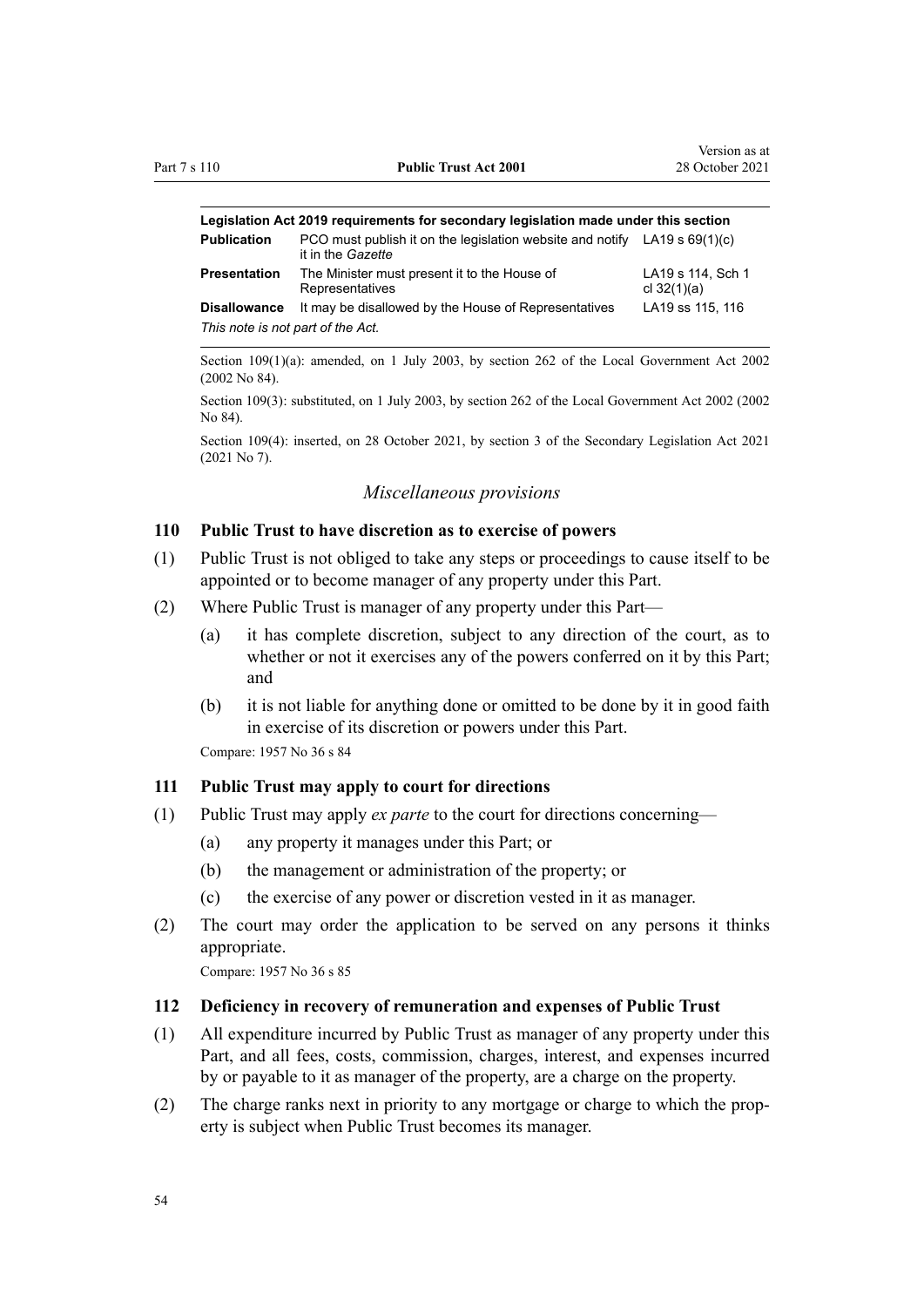| Legislation Act 2019 requirements for secondary legislation made under this section | | |
|---|---|---|
| **Publication** | PCO must publish it on the legislation website and notify it in the *Gazette* | LA19 s 69(1)(c) |
| **Presentation** | The Minister must present it to the House of Representatives | LA19 s 114, Sch 1 cl 32(1)(a) |
| **Disallowance** | It may be disallowed by the House of Representatives | LA19 ss 115, 116 |
| *This note is not part of the Act.* | | |

Section 109(1)(a): amended, on 1 July 2003, by section 262 of the Local Government Act 2002 (2002 No 84).

Section 109(3): substituted, on 1 July 2003, by section 262 of the Local Government Act 2002 (2002 No 84).

Section 109(4): inserted, on 28 October 2021, by section 3 of the Secondary Legislation Act 2021 (2021 No 7).

### *Miscellaneous provisions*

**110 Public Trust to have discretion as to exercise of powers**

(1) Public Trust is not obliged to take any steps or proceedings to cause itself to be appointed or to become manager of any property under this Part.

(2) Where Public Trust is manager of any property under this Part—

(a) it has complete discretion, subject to any direction of the court, as to whether or not it exercises any of the powers conferred on it by this Part; and

(b) it is not liable for anything done or omitted to be done by it in good faith in exercise of its discretion or powers under this Part.

Compare: 1957 No 36 s 84

**111 Public Trust may apply to court for directions**

(1) Public Trust may apply *ex parte* to the court for directions concerning—

(a) any property it manages under this Part; or

(b) the management or administration of the property; or

(c) the exercise of any power or discretion vested in it as manager.

(2) The court may order the application to be served on any persons it thinks appropriate.

Compare: 1957 No 36 s 85

**112 Deficiency in recovery of remuneration and expenses of Public Trust**

(1) All expenditure incurred by Public Trust as manager of any property under this Part, and all fees, costs, commission, charges, interest, and expenses incurred by or payable to it as manager of the property, are a charge on the property.

(2) The charge ranks next in priority to any mortgage or charge to which the property is subject when Public Trust becomes its manager.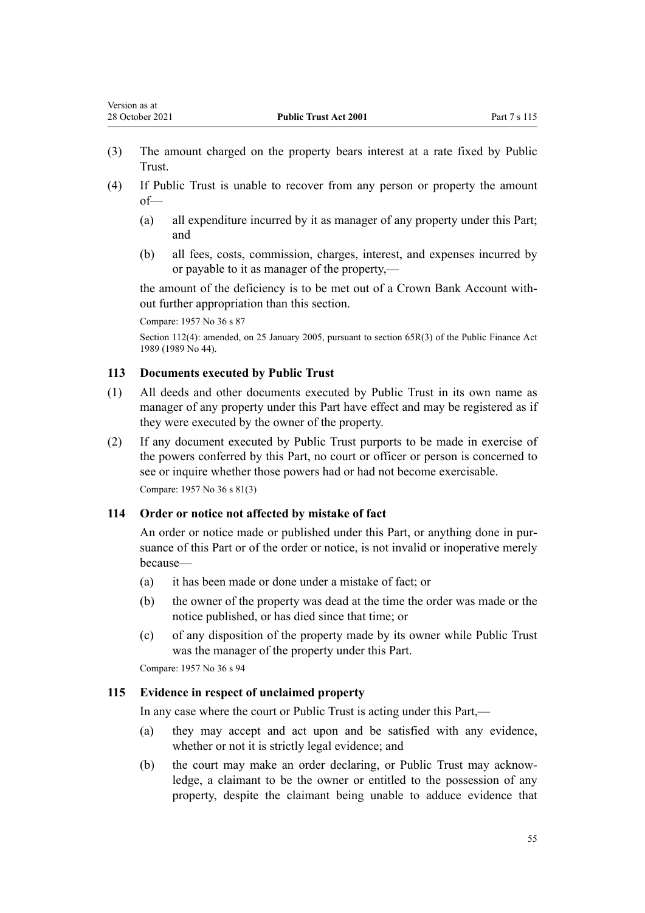(3) The amount charged on the property bears interest at a rate fixed by Public Trust.

(4) If Public Trust is unable to recover from any person or property the amount of—

- (a) all expenditure incurred by it as manager of any property under this Part; and
- (b) all fees, costs, commission, charges, interest, and expenses incurred by or payable to it as manager of the property,—

the amount of the deficiency is to be met out of a Crown Bank Account without further appropriation than this section.

Compare: 1957 No 36 s 87

Section 112(4): amended, on 25 January 2005, pursuant to section 65R(3) of the Public Finance Act 1989 (1989 No 44).

### 113 Documents executed by Public Trust

(1) All deeds and other documents executed by Public Trust in its own name as manager of any property under this Part have effect and may be registered as if they were executed by the owner of the property.

(2) If any document executed by Public Trust purports to be made in exercise of the powers conferred by this Part, no court or officer or person is concerned to see or inquire whether those powers had or had not become exercisable.

Compare: 1957 No 36 s 81(3)

### 114 Order or notice not affected by mistake of fact

An order or notice made or published under this Part, or anything done in pursuance of this Part or of the order or notice, is not invalid or inoperative merely because—

- (a) it has been made or done under a mistake of fact; or
- (b) the owner of the property was dead at the time the order was made or the notice published, or has died since that time; or
- (c) of any disposition of the property made by its owner while Public Trust was the manager of the property under this Part.

Compare: 1957 No 36 s 94

### 115 Evidence in respect of unclaimed property

In any case where the court or Public Trust is acting under this Part,—

- (a) they may accept and act upon and be satisfied with any evidence, whether or not it is strictly legal evidence; and
- (b) the court may make an order declaring, or Public Trust may acknowledge, a claimant to be the owner or entitled to the possession of any property, despite the claimant being unable to adduce evidence that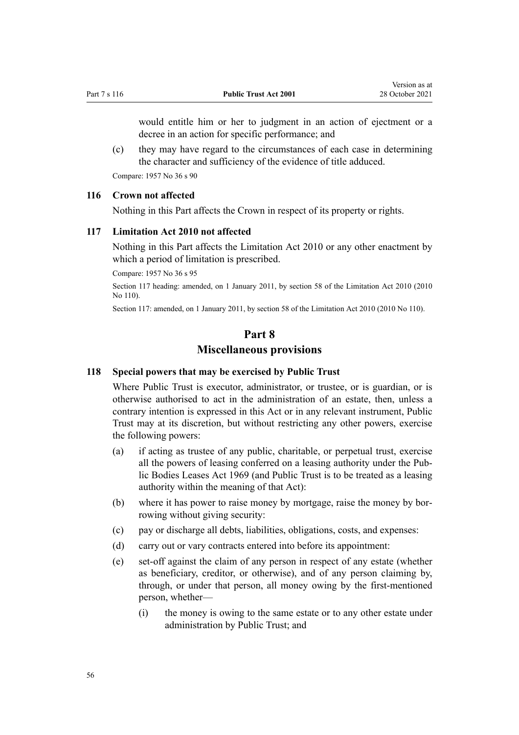would entitle him or her to judgment in an action of ejectment or a decree in an action for specific performance; and

(c) they may have regard to the circumstances of each case in determining the character and sufficiency of the evidence of title adduced.

Compare: 1957 No 36 s 90

### 116 Crown not affected

Nothing in this Part affects the Crown in respect of its property or rights.

### 117 Limitation Act 2010 not affected

Nothing in this Part affects the Limitation Act 2010 or any other enactment by which a period of limitation is prescribed.

Compare: 1957 No 36 s 95

Section 117 heading: amended, on 1 January 2011, by section 58 of the Limitation Act 2010 (2010 No 110).

Section 117: amended, on 1 January 2011, by section 58 of the Limitation Act 2010 (2010 No 110).

## Part 8
## Miscellaneous provisions

### 118 Special powers that may be exercised by Public Trust

Where Public Trust is executor, administrator, or trustee, or is guardian, or is otherwise authorised to act in the administration of an estate, then, unless a contrary intention is expressed in this Act or in any relevant instrument, Public Trust may at its discretion, but without restricting any other powers, exercise the following powers:

(a) if acting as trustee of any public, charitable, or perpetual trust, exercise all the powers of leasing conferred on a leasing authority under the Public Bodies Leases Act 1969 (and Public Trust is to be treated as a leasing authority within the meaning of that Act):

(b) where it has power to raise money by mortgage, raise the money by borrowing without giving security:

(c) pay or discharge all debts, liabilities, obligations, costs, and expenses:

(d) carry out or vary contracts entered into before its appointment:

(e) set-off against the claim of any person in respect of any estate (whether as beneficiary, creditor, or otherwise), and of any person claiming by, through, or under that person, all money owing by the first-mentioned person, whether—

  (i) the money is owing to the same estate or to any other estate under administration by Public Trust; and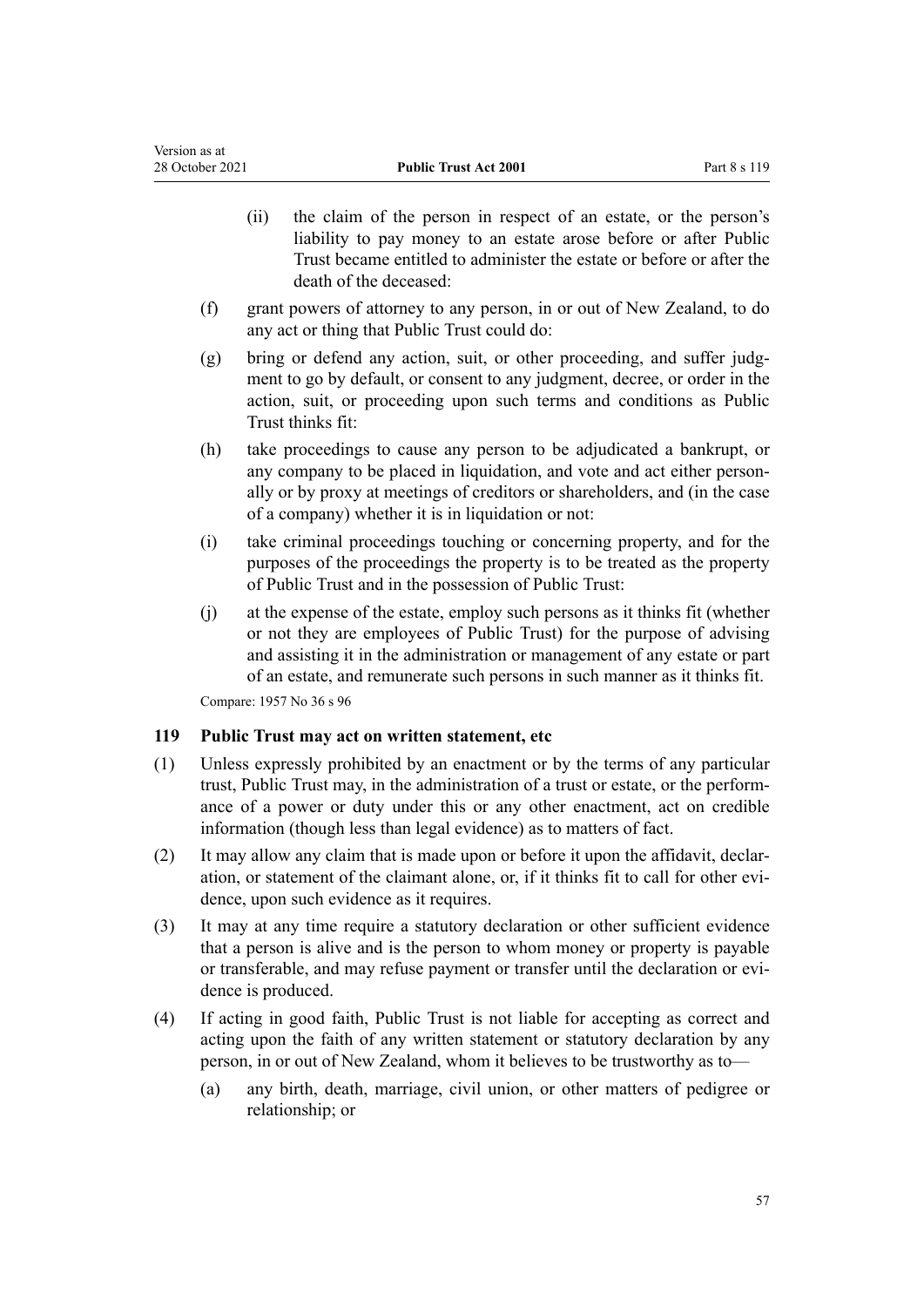(ii) the claim of the person in respect of an estate, or the person's liability to pay money to an estate arose before or after Public Trust became entitled to administer the estate or before or after the death of the deceased:

(f) grant powers of attorney to any person, in or out of New Zealand, to do any act or thing that Public Trust could do:

(g) bring or defend any action, suit, or other proceeding, and suffer judgment to go by default, or consent to any judgment, decree, or order in the action, suit, or proceeding upon such terms and conditions as Public Trust thinks fit:

(h) take proceedings to cause any person to be adjudicated a bankrupt, or any company to be placed in liquidation, and vote and act either personally or by proxy at meetings of creditors or shareholders, and (in the case of a company) whether it is in liquidation or not:

(i) take criminal proceedings touching or concerning property, and for the purposes of the proceedings the property is to be treated as the property of Public Trust and in the possession of Public Trust:

(j) at the expense of the estate, employ such persons as it thinks fit (whether or not they are employees of Public Trust) for the purpose of advising and assisting it in the administration or management of any estate or part of an estate, and remunerate such persons in such manner as it thinks fit.

Compare: 1957 No 36 s 96

### 119 Public Trust may act on written statement, etc

(1) Unless expressly prohibited by an enactment or by the terms of any particular trust, Public Trust may, in the administration of a trust or estate, or the performance of a power or duty under this or any other enactment, act on credible information (though less than legal evidence) as to matters of fact.

(2) It may allow any claim that is made upon or before it upon the affidavit, declaration, or statement of the claimant alone, or, if it thinks fit to call for other evidence, upon such evidence as it requires.

(3) It may at any time require a statutory declaration or other sufficient evidence that a person is alive and is the person to whom money or property is payable or transferable, and may refuse payment or transfer until the declaration or evidence is produced.

(4) If acting in good faith, Public Trust is not liable for accepting as correct and acting upon the faith of any written statement or statutory declaration by any person, in or out of New Zealand, whom it believes to be trustworthy as to—

(a) any birth, death, marriage, civil union, or other matters of pedigree or relationship; or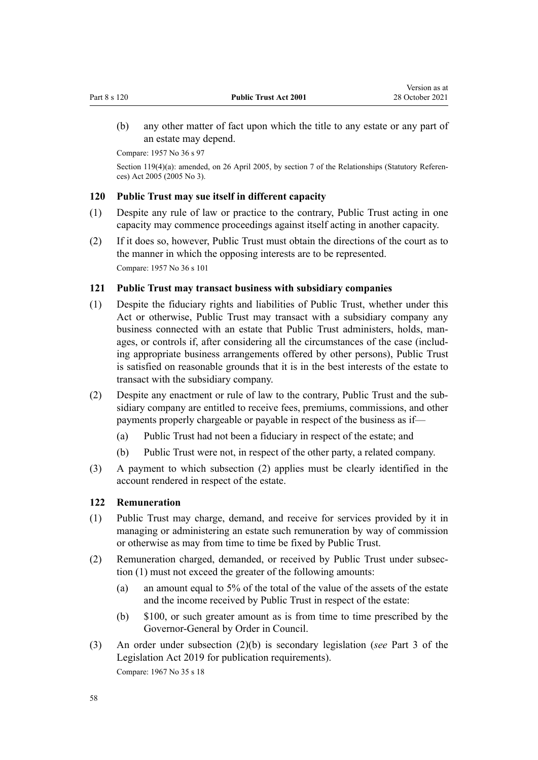(b) any other matter of fact upon which the title to any estate or any part of an estate may depend.

Compare: 1957 No 36 s 97

Section 119(4)(a): amended, on 26 April 2005, by section 7 of the Relationships (Statutory References) Act 2005 (2005 No 3).

### 120 Public Trust may sue itself in different capacity

(1) Despite any rule of law or practice to the contrary, Public Trust acting in one capacity may commence proceedings against itself acting in another capacity.

(2) If it does so, however, Public Trust must obtain the directions of the court as to the manner in which the opposing interests are to be represented.

Compare: 1957 No 36 s 101

### 121 Public Trust may transact business with subsidiary companies

(1) Despite the fiduciary rights and liabilities of Public Trust, whether under this Act or otherwise, Public Trust may transact with a subsidiary company any business connected with an estate that Public Trust administers, holds, manages, or controls if, after considering all the circumstances of the case (including appropriate business arrangements offered by other persons), Public Trust is satisfied on reasonable grounds that it is in the best interests of the estate to transact with the subsidiary company.

(2) Despite any enactment or rule of law to the contrary, Public Trust and the subsidiary company are entitled to receive fees, premiums, commissions, and other payments properly chargeable or payable in respect of the business as if—

(a) Public Trust had not been a fiduciary in respect of the estate; and

(b) Public Trust were not, in respect of the other party, a related company.

(3) A payment to which subsection (2) applies must be clearly identified in the account rendered in respect of the estate.

### 122 Remuneration

(1) Public Trust may charge, demand, and receive for services provided by it in managing or administering an estate such remuneration by way of commission or otherwise as may from time to time be fixed by Public Trust.

(2) Remuneration charged, demanded, or received by Public Trust under subsection (1) must not exceed the greater of the following amounts:

(a) an amount equal to 5% of the total of the value of the assets of the estate and the income received by Public Trust in respect of the estate:

(b) $100, or such greater amount as is from time to time prescribed by the Governor-General by Order in Council.

(3) An order under subsection (2)(b) is secondary legislation (*see* Part 3 of the Legislation Act 2019 for publication requirements).

Compare: 1967 No 35 s 18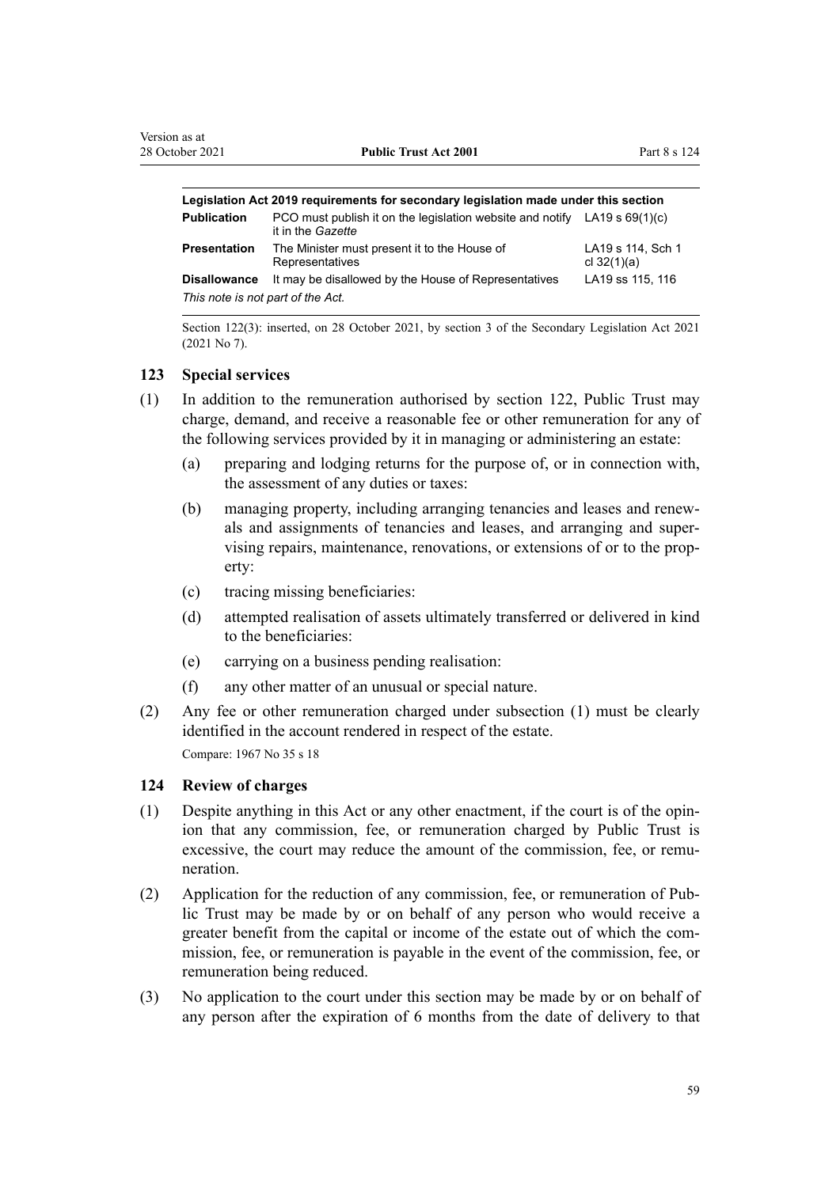| Legislation Act 2019 requirements for secondary legislation made under this section | | |
|---|---|---|
| **Publication** | PCO must publish it on the legislation website and notify it in the *Gazette* | LA19 s 69(1)(c) |
| **Presentation** | The Minister must present it to the House of Representatives | LA19 s 114, Sch 1 cl 32(1)(a) |
| **Disallowance** | It may be disallowed by the House of Representatives | LA19 ss 115, 116 |
| *This note is not part of the Act.* | | |

Section 122(3): inserted, on 28 October 2021, by section 3 of the Secondary Legislation Act 2021 (2021 No 7).

### 123 Special services

(1) In addition to the remuneration authorised by section 122, Public Trust may charge, demand, and receive a reasonable fee or other remuneration for any of the following services provided by it in managing or administering an estate:

(a) preparing and lodging returns for the purpose of, or in connection with, the assessment of any duties or taxes:

(b) managing property, including arranging tenancies and leases and renewals and assignments of tenancies and leases, and arranging and supervising repairs, maintenance, renovations, or extensions of or to the property:

(c) tracing missing beneficiaries:

(d) attempted realisation of assets ultimately transferred or delivered in kind to the beneficiaries:

(e) carrying on a business pending realisation:

(f) any other matter of an unusual or special nature.

(2) Any fee or other remuneration charged under subsection (1) must be clearly identified in the account rendered in respect of the estate.

Compare: 1967 No 35 s 18

### 124 Review of charges

(1) Despite anything in this Act or any other enactment, if the court is of the opinion that any commission, fee, or remuneration charged by Public Trust is excessive, the court may reduce the amount of the commission, fee, or remuneration.

(2) Application for the reduction of any commission, fee, or remuneration of Public Trust may be made by or on behalf of any person who would receive a greater benefit from the capital or income of the estate out of which the commission, fee, or remuneration is payable in the event of the commission, fee, or remuneration being reduced.

(3) No application to the court under this section may be made by or on behalf of any person after the expiration of 6 months from the date of delivery to that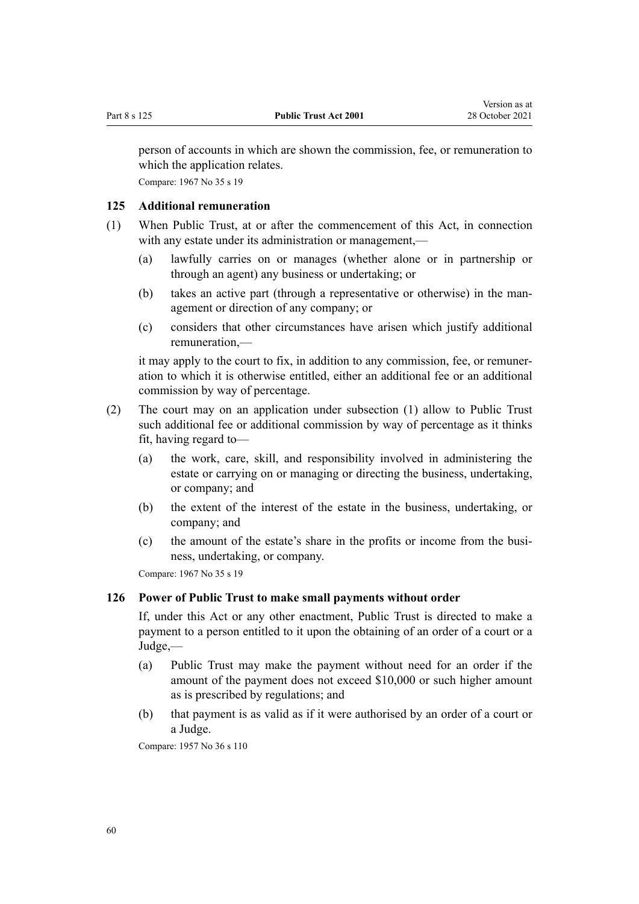person of accounts in which are shown the commission, fee, or remuneration to which the application relates.

Compare: 1967 No 35 s 19

### 125 Additional remuneration

(1) When Public Trust, at or after the commencement of this Act, in connection with any estate under its administration or management,—

- (a) lawfully carries on or manages (whether alone or in partnership or through an agent) any business or undertaking; or
- (b) takes an active part (through a representative or otherwise) in the management or direction of any company; or
- (c) considers that other circumstances have arisen which justify additional remuneration,—

it may apply to the court to fix, in addition to any commission, fee, or remuneration to which it is otherwise entitled, either an additional fee or an additional commission by way of percentage.

(2) The court may on an application under subsection (1) allow to Public Trust such additional fee or additional commission by way of percentage as it thinks fit, having regard to—

- (a) the work, care, skill, and responsibility involved in administering the estate or carrying on or managing or directing the business, undertaking, or company; and
- (b) the extent of the interest of the estate in the business, undertaking, or company; and
- (c) the amount of the estate's share in the profits or income from the business, undertaking, or company.

Compare: 1967 No 35 s 19

### 126 Power of Public Trust to make small payments without order

If, under this Act or any other enactment, Public Trust is directed to make a payment to a person entitled to it upon the obtaining of an order of a court or a Judge,—

- (a) Public Trust may make the payment without need for an order if the amount of the payment does not exceed $10,000 or such higher amount as is prescribed by regulations; and
- (b) that payment is as valid as if it were authorised by an order of a court or a Judge.

Compare: 1957 No 36 s 110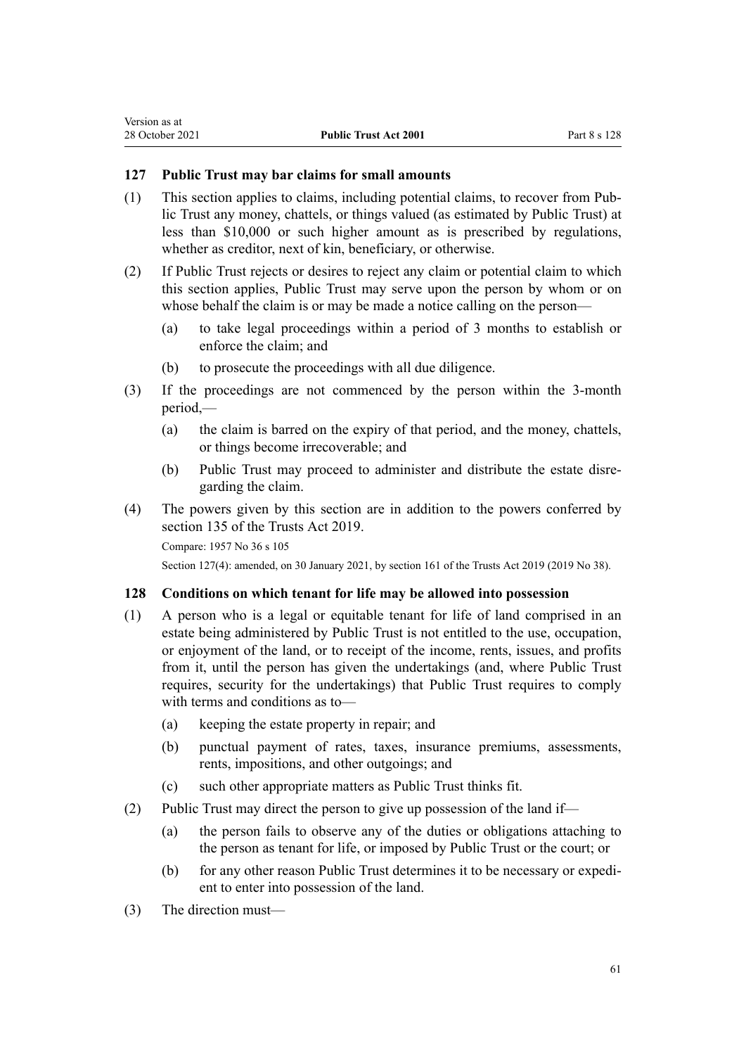### 127 Public Trust may bar claims for small amounts

(1) This section applies to claims, including potential claims, to recover from Public Trust any money, chattels, or things valued (as estimated by Public Trust) at less than $10,000 or such higher amount as is prescribed by regulations, whether as creditor, next of kin, beneficiary, or otherwise.

(2) If Public Trust rejects or desires to reject any claim or potential claim to which this section applies, Public Trust may serve upon the person by whom or on whose behalf the claim is or may be made a notice calling on the person—

(a) to take legal proceedings within a period of 3 months to establish or enforce the claim; and

(b) to prosecute the proceedings with all due diligence.

(3) If the proceedings are not commenced by the person within the 3-month period,—

(a) the claim is barred on the expiry of that period, and the money, chattels, or things become irrecoverable; and

(b) Public Trust may proceed to administer and distribute the estate disregarding the claim.

(4) The powers given by this section are in addition to the powers conferred by section 135 of the Trusts Act 2019.

Compare: 1957 No 36 s 105

Section 127(4): amended, on 30 January 2021, by section 161 of the Trusts Act 2019 (2019 No 38).

### 128 Conditions on which tenant for life may be allowed into possession

(1) A person who is a legal or equitable tenant for life of land comprised in an estate being administered by Public Trust is not entitled to the use, occupation, or enjoyment of the land, or to receipt of the income, rents, issues, and profits from it, until the person has given the undertakings (and, where Public Trust requires, security for the undertakings) that Public Trust requires to comply with terms and conditions as to—

(a) keeping the estate property in repair; and

(b) punctual payment of rates, taxes, insurance premiums, assessments, rents, impositions, and other outgoings; and

(c) such other appropriate matters as Public Trust thinks fit.

(2) Public Trust may direct the person to give up possession of the land if—

(a) the person fails to observe any of the duties or obligations attaching to the person as tenant for life, or imposed by Public Trust or the court; or

(b) for any other reason Public Trust determines it to be necessary or expedient to enter into possession of the land.

(3) The direction must—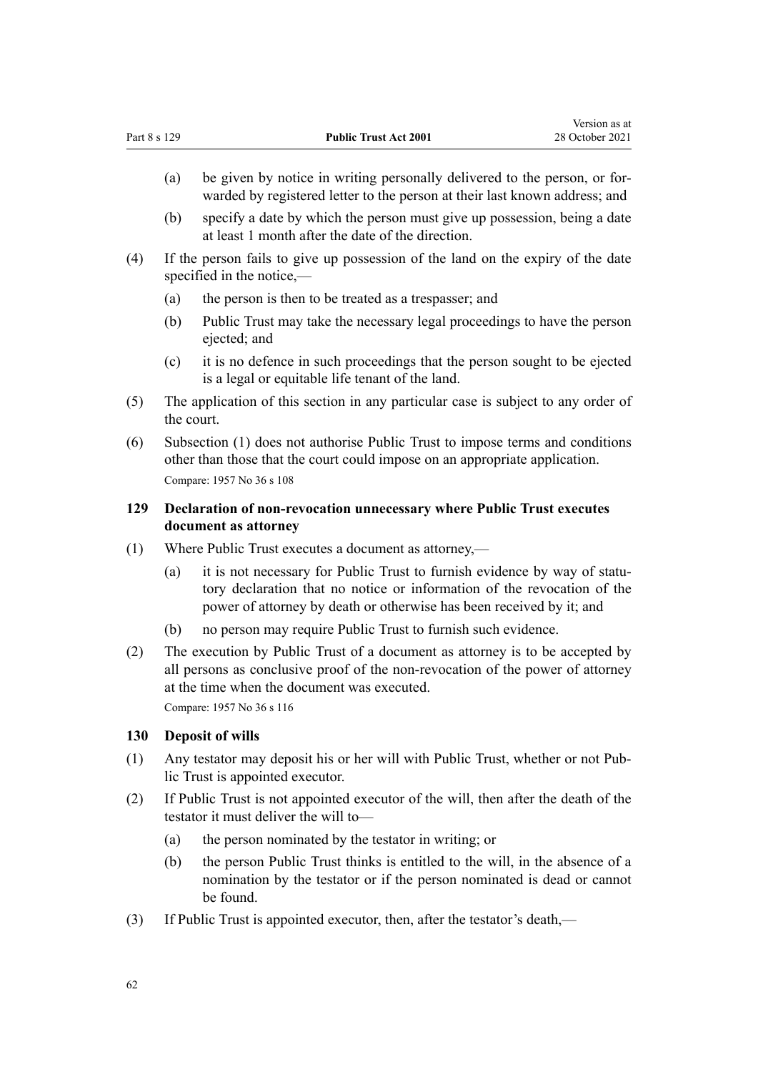(a) be given by notice in writing personally delivered to the person, or forwarded by registered letter to the person at their last known address; and

(b) specify a date by which the person must give up possession, being a date at least 1 month after the date of the direction.

(4) If the person fails to give up possession of the land on the expiry of the date specified in the notice,—

(a) the person is then to be treated as a trespasser; and

(b) Public Trust may take the necessary legal proceedings to have the person ejected; and

(c) it is no defence in such proceedings that the person sought to be ejected is a legal or equitable life tenant of the land.

(5) The application of this section in any particular case is subject to any order of the court.

(6) Subsection (1) does not authorise Public Trust to impose terms and conditions other than those that the court could impose on an appropriate application.

Compare: 1957 No 36 s 108

### 129 Declaration of non-revocation unnecessary where Public Trust executes document as attorney

(1) Where Public Trust executes a document as attorney,—

(a) it is not necessary for Public Trust to furnish evidence by way of statutory declaration that no notice or information of the revocation of the power of attorney by death or otherwise has been received by it; and

(b) no person may require Public Trust to furnish such evidence.

(2) The execution by Public Trust of a document as attorney is to be accepted by all persons as conclusive proof of the non-revocation of the power of attorney at the time when the document was executed.

Compare: 1957 No 36 s 116

### 130 Deposit of wills

(1) Any testator may deposit his or her will with Public Trust, whether or not Public Trust is appointed executor.

(2) If Public Trust is not appointed executor of the will, then after the death of the testator it must deliver the will to—

(a) the person nominated by the testator in writing; or

(b) the person Public Trust thinks is entitled to the will, in the absence of a nomination by the testator or if the person nominated is dead or cannot be found.

(3) If Public Trust is appointed executor, then, after the testator's death,—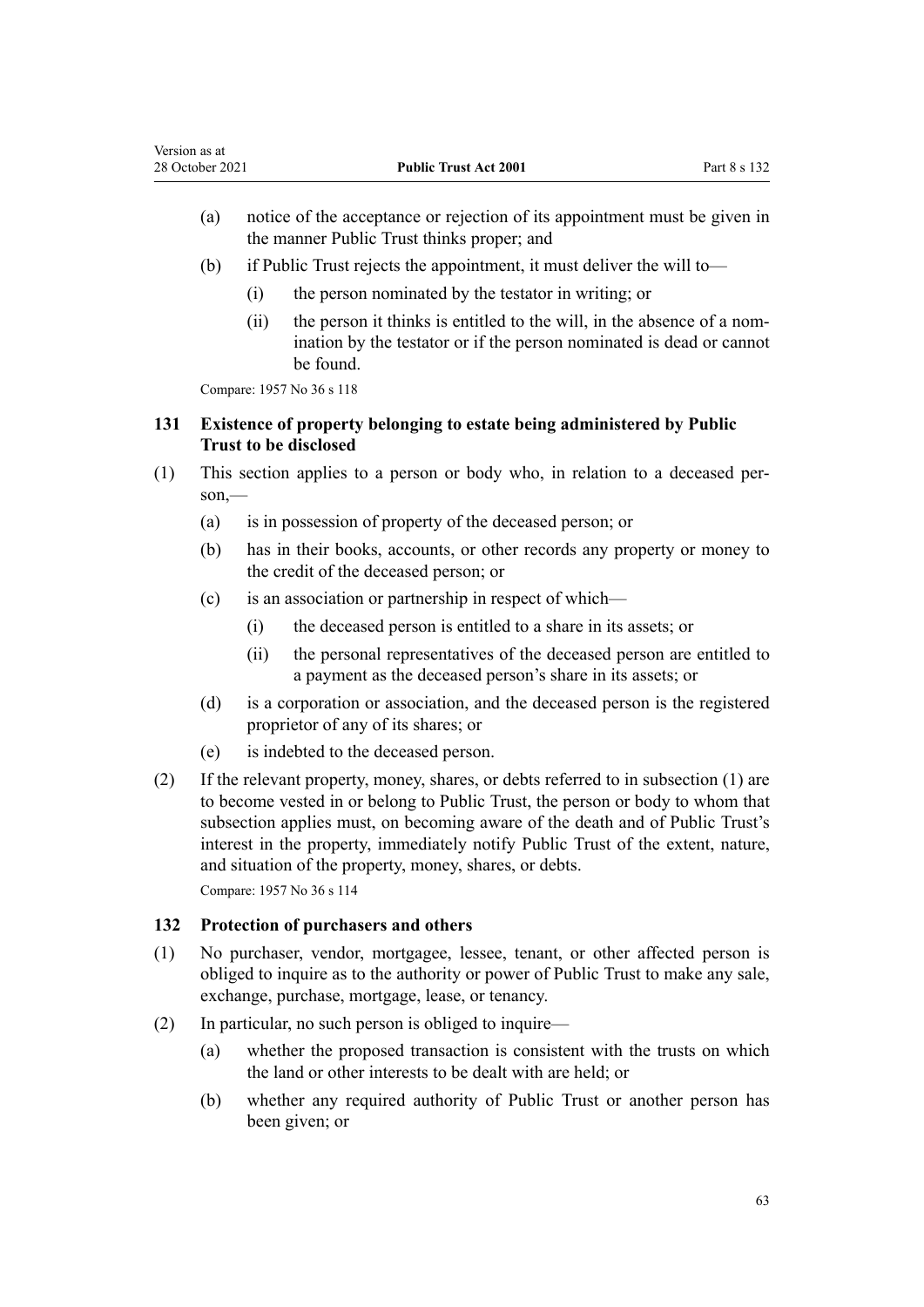(a) notice of the acceptance or rejection of its appointment must be given in the manner Public Trust thinks proper; and

(b) if Public Trust rejects the appointment, it must deliver the will to—

 (i) the person nominated by the testator in writing; or

 (ii) the person it thinks is entitled to the will, in the absence of a nomination by the testator or if the person nominated is dead or cannot be found.

Compare: 1957 No 36 s 118

### 131 Existence of property belonging to estate being administered by Public Trust to be disclosed

(1) This section applies to a person or body who, in relation to a deceased person,—

 (a) is in possession of property of the deceased person; or

 (b) has in their books, accounts, or other records any property or money to the credit of the deceased person; or

 (c) is an association or partnership in respect of which—

  (i) the deceased person is entitled to a share in its assets; or

  (ii) the personal representatives of the deceased person are entitled to a payment as the deceased person's share in its assets; or

 (d) is a corporation or association, and the deceased person is the registered proprietor of any of its shares; or

 (e) is indebted to the deceased person.

(2) If the relevant property, money, shares, or debts referred to in subsection (1) are to become vested in or belong to Public Trust, the person or body to whom that subsection applies must, on becoming aware of the death and of Public Trust's interest in the property, immediately notify Public Trust of the extent, nature, and situation of the property, money, shares, or debts.

Compare: 1957 No 36 s 114

### 132 Protection of purchasers and others

(1) No purchaser, vendor, mortgagee, lessee, tenant, or other affected person is obliged to inquire as to the authority or power of Public Trust to make any sale, exchange, purchase, mortgage, lease, or tenancy.

(2) In particular, no such person is obliged to inquire—

 (a) whether the proposed transaction is consistent with the trusts on which the land or other interests to be dealt with are held; or

 (b) whether any required authority of Public Trust or another person has been given; or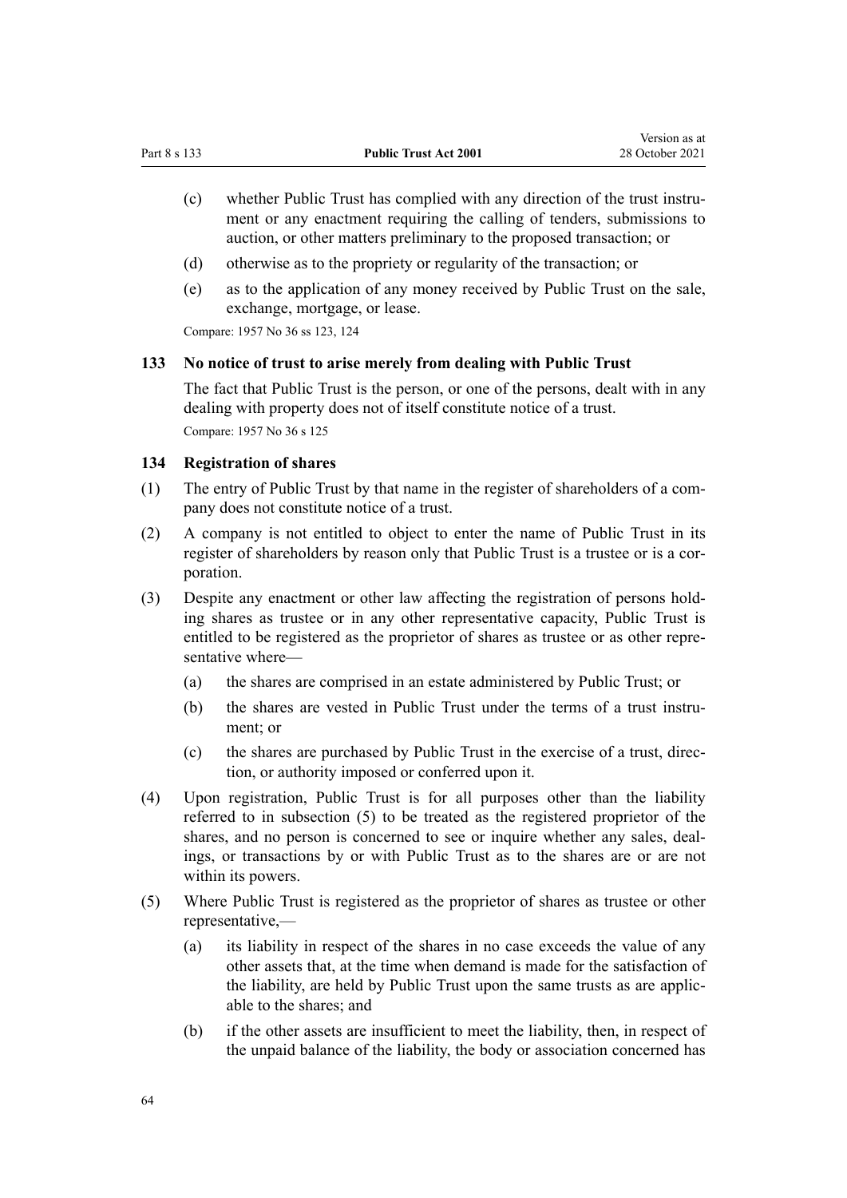- (c) whether Public Trust has complied with any direction of the trust instrument or any enactment requiring the calling of tenders, submissions to auction, or other matters preliminary to the proposed transaction; or
- (d) otherwise as to the propriety or regularity of the transaction; or
- (e) as to the application of any money received by Public Trust on the sale, exchange, mortgage, or lease.

Compare: 1957 No 36 ss 123, 124

### 133 No notice of trust to arise merely from dealing with Public Trust

The fact that Public Trust is the person, or one of the persons, dealt with in any dealing with property does not of itself constitute notice of a trust.

Compare: 1957 No 36 s 125

### 134 Registration of shares

(1) The entry of Public Trust by that name in the register of shareholders of a company does not constitute notice of a trust.

(2) A company is not entitled to object to enter the name of Public Trust in its register of shareholders by reason only that Public Trust is a trustee or is a corporation.

(3) Despite any enactment or other law affecting the registration of persons holding shares as trustee or in any other representative capacity, Public Trust is entitled to be registered as the proprietor of shares as trustee or as other representative where—

- (a) the shares are comprised in an estate administered by Public Trust; or
- (b) the shares are vested in Public Trust under the terms of a trust instrument; or
- (c) the shares are purchased by Public Trust in the exercise of a trust, direction, or authority imposed or conferred upon it.

(4) Upon registration, Public Trust is for all purposes other than the liability referred to in subsection (5) to be treated as the registered proprietor of the shares, and no person is concerned to see or inquire whether any sales, dealings, or transactions by or with Public Trust as to the shares are or are not within its powers.

(5) Where Public Trust is registered as the proprietor of shares as trustee or other representative,—

- (a) its liability in respect of the shares in no case exceeds the value of any other assets that, at the time when demand is made for the satisfaction of the liability, are held by Public Trust upon the same trusts as are applicable to the shares; and
- (b) if the other assets are insufficient to meet the liability, then, in respect of the unpaid balance of the liability, the body or association concerned has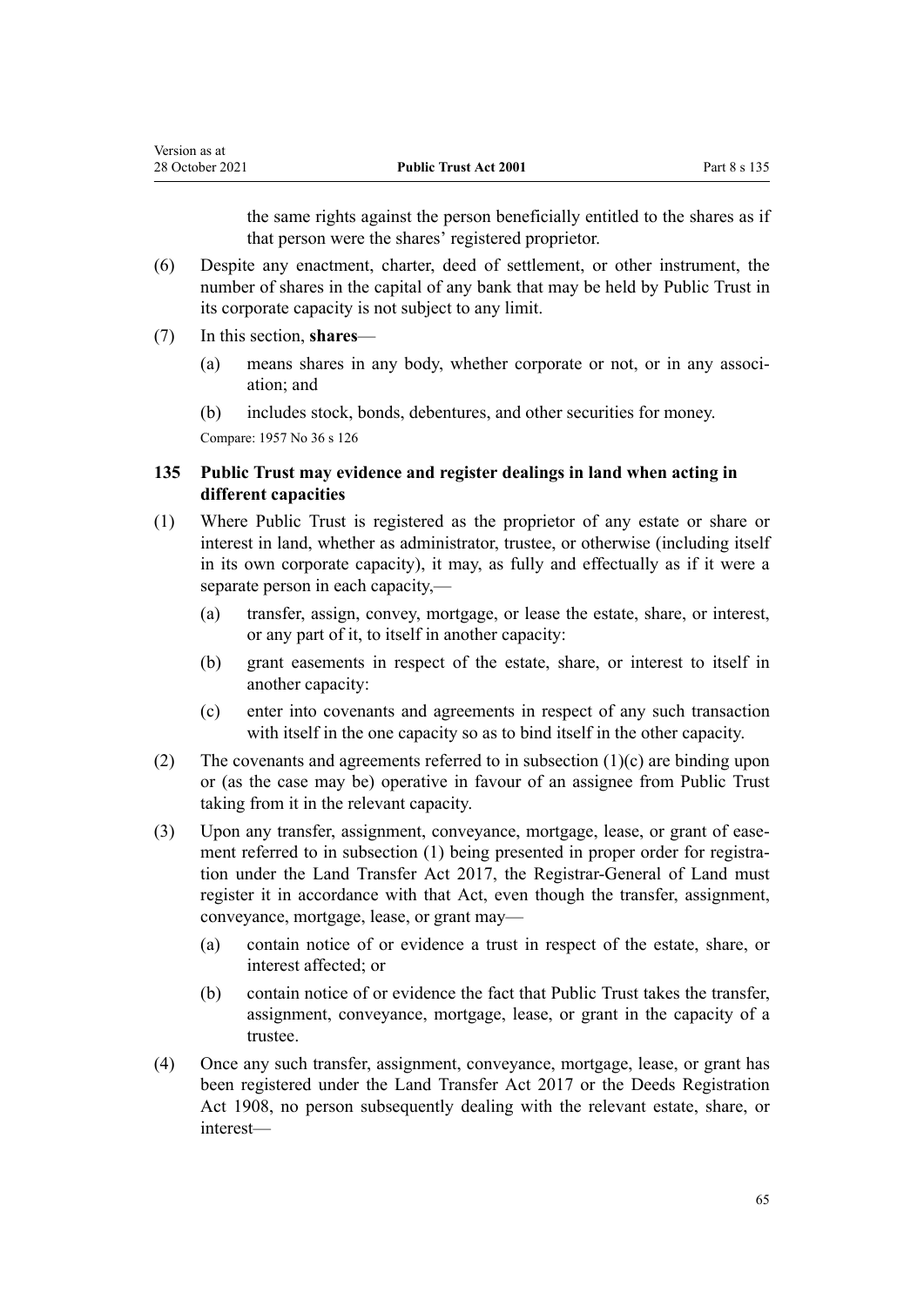the same rights against the person beneficially entitled to the shares as if that person were the shares' registered proprietor.

(6) Despite any enactment, charter, deed of settlement, or other instrument, the number of shares in the capital of any bank that may be held by Public Trust in its corporate capacity is not subject to any limit.

(7) In this section, **shares**—

(a) means shares in any body, whether corporate or not, or in any association; and

(b) includes stock, bonds, debentures, and other securities for money.

Compare: 1957 No 36 s 126

### 135 Public Trust may evidence and register dealings in land when acting in different capacities

(1) Where Public Trust is registered as the proprietor of any estate or share or interest in land, whether as administrator, trustee, or otherwise (including itself in its own corporate capacity), it may, as fully and effectually as if it were a separate person in each capacity,—

(a) transfer, assign, convey, mortgage, or lease the estate, share, or interest, or any part of it, to itself in another capacity:

(b) grant easements in respect of the estate, share, or interest to itself in another capacity:

(c) enter into covenants and agreements in respect of any such transaction with itself in the one capacity so as to bind itself in the other capacity.

(2) The covenants and agreements referred to in subsection (1)(c) are binding upon or (as the case may be) operative in favour of an assignee from Public Trust taking from it in the relevant capacity.

(3) Upon any transfer, assignment, conveyance, mortgage, lease, or grant of easement referred to in subsection (1) being presented in proper order for registration under the Land Transfer Act 2017, the Registrar-General of Land must register it in accordance with that Act, even though the transfer, assignment, conveyance, mortgage, lease, or grant may—

(a) contain notice of or evidence a trust in respect of the estate, share, or interest affected; or

(b) contain notice of or evidence the fact that Public Trust takes the transfer, assignment, conveyance, mortgage, lease, or grant in the capacity of a trustee.

(4) Once any such transfer, assignment, conveyance, mortgage, lease, or grant has been registered under the Land Transfer Act 2017 or the Deeds Registration Act 1908, no person subsequently dealing with the relevant estate, share, or interest—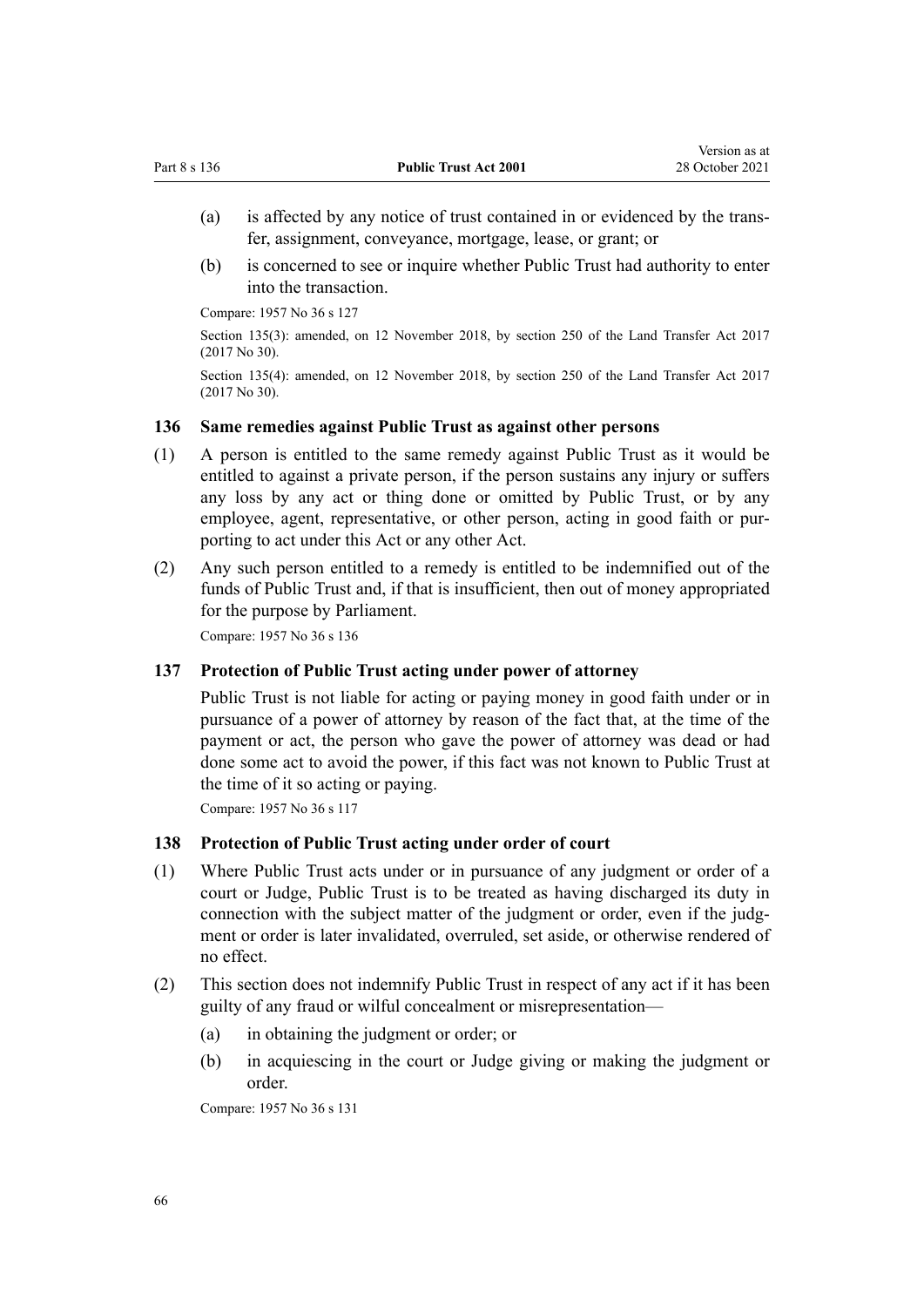(a) is affected by any notice of trust contained in or evidenced by the transfer, assignment, conveyance, mortgage, lease, or grant; or

(b) is concerned to see or inquire whether Public Trust had authority to enter into the transaction.

Compare: 1957 No 36 s 127

Section 135(3): amended, on 12 November 2018, by section 250 of the Land Transfer Act 2017 (2017 No 30).

Section 135(4): amended, on 12 November 2018, by section 250 of the Land Transfer Act 2017 (2017 No 30).

### 136 Same remedies against Public Trust as against other persons

(1) A person is entitled to the same remedy against Public Trust as it would be entitled to against a private person, if the person sustains any injury or suffers any loss by any act or thing done or omitted by Public Trust, or by any employee, agent, representative, or other person, acting in good faith or purporting to act under this Act or any other Act.

(2) Any such person entitled to a remedy is entitled to be indemnified out of the funds of Public Trust and, if that is insufficient, then out of money appropriated for the purpose by Parliament.

Compare: 1957 No 36 s 136

### 137 Protection of Public Trust acting under power of attorney

Public Trust is not liable for acting or paying money in good faith under or in pursuance of a power of attorney by reason of the fact that, at the time of the payment or act, the person who gave the power of attorney was dead or had done some act to avoid the power, if this fact was not known to Public Trust at the time of it so acting or paying.

Compare: 1957 No 36 s 117

### 138 Protection of Public Trust acting under order of court

(1) Where Public Trust acts under or in pursuance of any judgment or order of a court or Judge, Public Trust is to be treated as having discharged its duty in connection with the subject matter of the judgment or order, even if the judgment or order is later invalidated, overruled, set aside, or otherwise rendered of no effect.

(2) This section does not indemnify Public Trust in respect of any act if it has been guilty of any fraud or wilful concealment or misrepresentation—

(a) in obtaining the judgment or order; or

(b) in acquiescing in the court or Judge giving or making the judgment or order.

Compare: 1957 No 36 s 131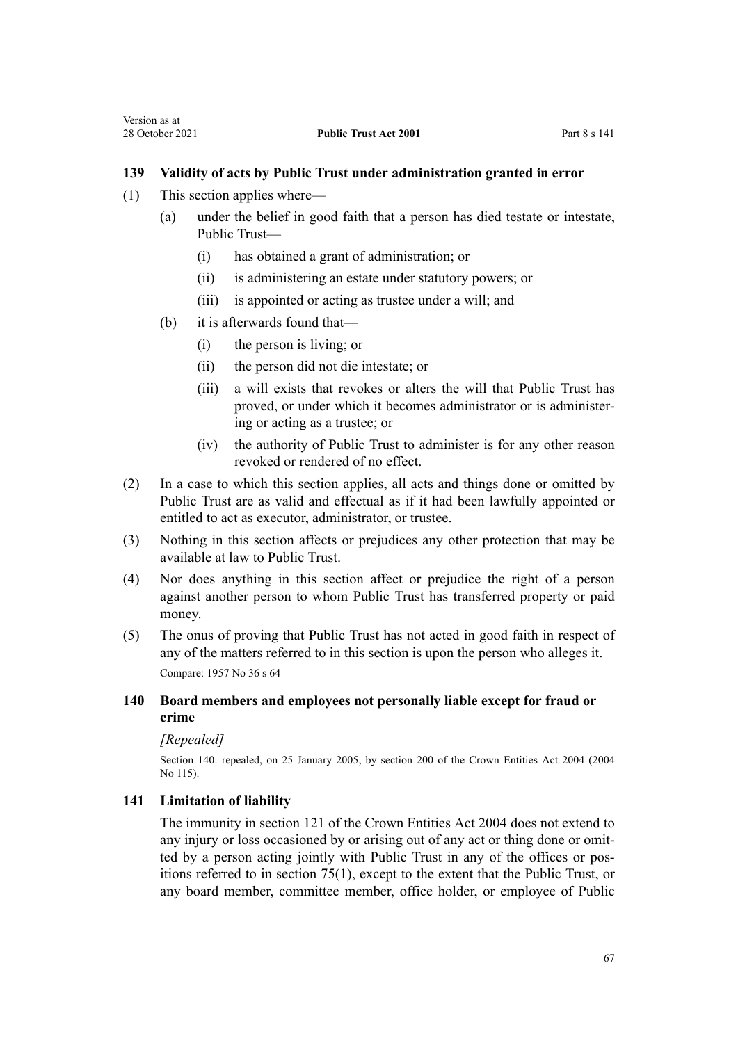### 139 Validity of acts by Public Trust under administration granted in error

(1) This section applies where—

  (a) under the belief in good faith that a person has died testate or intestate, Public Trust—

    (i) has obtained a grant of administration; or

    (ii) is administering an estate under statutory powers; or

    (iii) is appointed or acting as trustee under a will; and

  (b) it is afterwards found that—

    (i) the person is living; or

    (ii) the person did not die intestate; or

    (iii) a will exists that revokes or alters the will that Public Trust has proved, or under which it becomes administrator or is administering or acting as a trustee; or

    (iv) the authority of Public Trust to administer is for any other reason revoked or rendered of no effect.

(2) In a case to which this section applies, all acts and things done or omitted by Public Trust are as valid and effectual as if it had been lawfully appointed or entitled to act as executor, administrator, or trustee.

(3) Nothing in this section affects or prejudices any other protection that may be available at law to Public Trust.

(4) Nor does anything in this section affect or prejudice the right of a person against another person to whom Public Trust has transferred property or paid money.

(5) The onus of proving that Public Trust has not acted in good faith in respect of any of the matters referred to in this section is upon the person who alleges it.

Compare: 1957 No 36 s 64

### 140 Board members and employees not personally liable except for fraud or crime

*[Repealed]*

Section 140: repealed, on 25 January 2005, by section 200 of the Crown Entities Act 2004 (2004 No 115).

### 141 Limitation of liability

The immunity in section 121 of the Crown Entities Act 2004 does not extend to any injury or loss occasioned by or arising out of any act or thing done or omitted by a person acting jointly with Public Trust in any of the offices or positions referred to in section 75(1), except to the extent that the Public Trust, or any board member, committee member, office holder, or employee of Public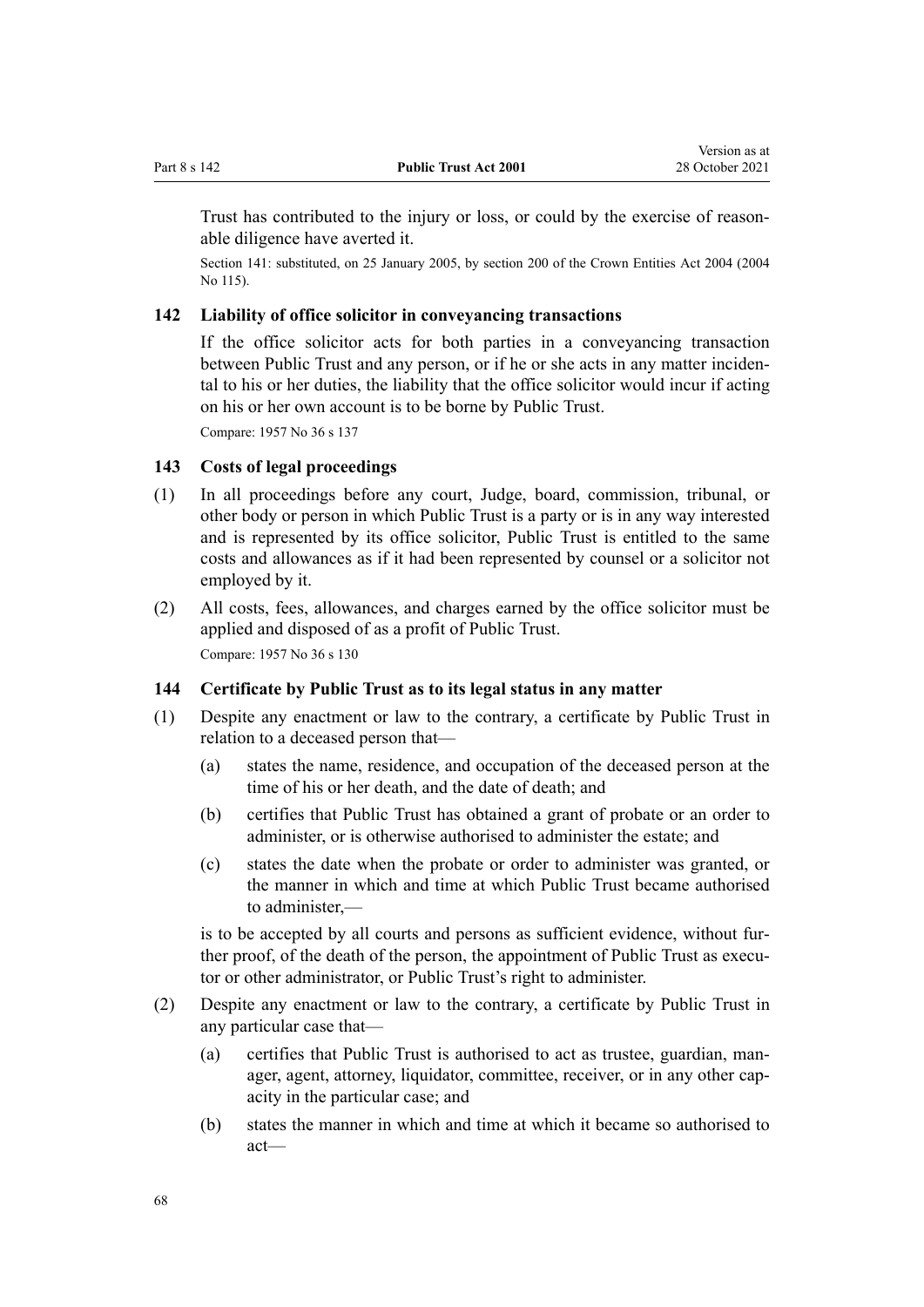Trust has contributed to the injury or loss, or could by the exercise of reasonable diligence have averted it.

Section 141: substituted, on 25 January 2005, by section 200 of the Crown Entities Act 2004 (2004 No 115).

### 142 Liability of office solicitor in conveyancing transactions

If the office solicitor acts for both parties in a conveyancing transaction between Public Trust and any person, or if he or she acts in any matter incidental to his or her duties, the liability that the office solicitor would incur if acting on his or her own account is to be borne by Public Trust.

Compare: 1957 No 36 s 137

### 143 Costs of legal proceedings

(1) In all proceedings before any court, Judge, board, commission, tribunal, or other body or person in which Public Trust is a party or is in any way interested and is represented by its office solicitor, Public Trust is entitled to the same costs and allowances as if it had been represented by counsel or a solicitor not employed by it.

(2) All costs, fees, allowances, and charges earned by the office solicitor must be applied and disposed of as a profit of Public Trust.

Compare: 1957 No 36 s 130

### 144 Certificate by Public Trust as to its legal status in any matter

(1) Despite any enactment or law to the contrary, a certificate by Public Trust in relation to a deceased person that—

- (a) states the name, residence, and occupation of the deceased person at the time of his or her death, and the date of death; and
- (b) certifies that Public Trust has obtained a grant of probate or an order to administer, or is otherwise authorised to administer the estate; and
- (c) states the date when the probate or order to administer was granted, or the manner in which and time at which Public Trust became authorised to administer,—

is to be accepted by all courts and persons as sufficient evidence, without further proof, of the death of the person, the appointment of Public Trust as executor or other administrator, or Public Trust's right to administer.

(2) Despite any enactment or law to the contrary, a certificate by Public Trust in any particular case that—

- (a) certifies that Public Trust is authorised to act as trustee, guardian, manager, agent, attorney, liquidator, committee, receiver, or in any other capacity in the particular case; and
- (b) states the manner in which and time at which it became so authorised to act—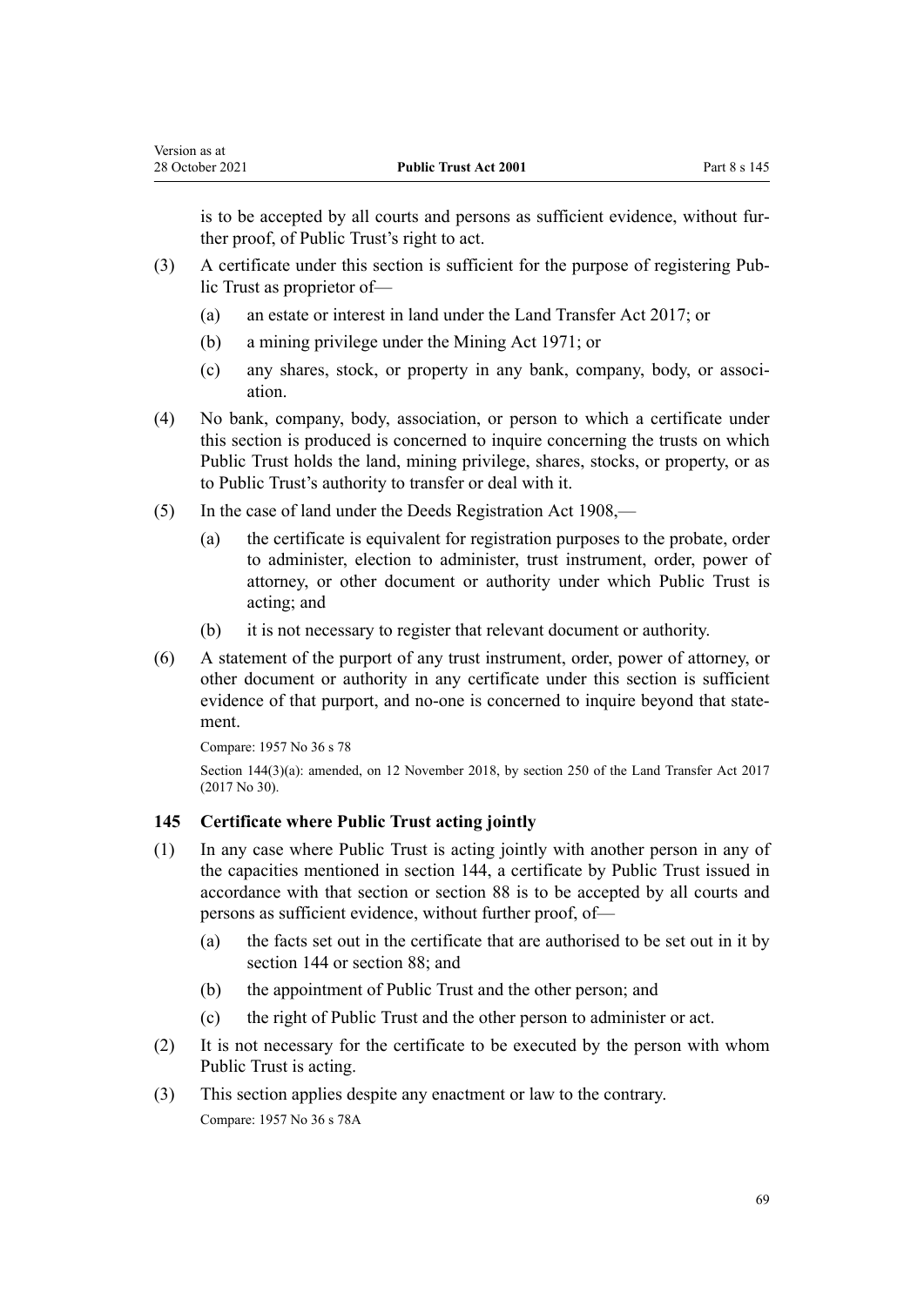is to be accepted by all courts and persons as sufficient evidence, without further proof, of Public Trust's right to act.

(3) A certificate under this section is sufficient for the purpose of registering Public Trust as proprietor of—

(a) an estate or interest in land under the Land Transfer Act 2017; or

(b) a mining privilege under the Mining Act 1971; or

(c) any shares, stock, or property in any bank, company, body, or association.

(4) No bank, company, body, association, or person to which a certificate under this section is produced is concerned to inquire concerning the trusts on which Public Trust holds the land, mining privilege, shares, stocks, or property, or as to Public Trust's authority to transfer or deal with it.

(5) In the case of land under the Deeds Registration Act 1908,—

(a) the certificate is equivalent for registration purposes to the probate, order to administer, election to administer, trust instrument, order, power of attorney, or other document or authority under which Public Trust is acting; and

(b) it is not necessary to register that relevant document or authority.

(6) A statement of the purport of any trust instrument, order, power of attorney, or other document or authority in any certificate under this section is sufficient evidence of that purport, and no-one is concerned to inquire beyond that statement.

Compare: 1957 No 36 s 78

Section 144(3)(a): amended, on 12 November 2018, by section 250 of the Land Transfer Act 2017 (2017 No 30).

### 145 Certificate where Public Trust acting jointly

(1) In any case where Public Trust is acting jointly with another person in any of the capacities mentioned in section 144, a certificate by Public Trust issued in accordance with that section or section 88 is to be accepted by all courts and persons as sufficient evidence, without further proof, of—

(a) the facts set out in the certificate that are authorised to be set out in it by section 144 or section 88; and

(b) the appointment of Public Trust and the other person; and

(c) the right of Public Trust and the other person to administer or act.

(2) It is not necessary for the certificate to be executed by the person with whom Public Trust is acting.

(3) This section applies despite any enactment or law to the contrary.

Compare: 1957 No 36 s 78A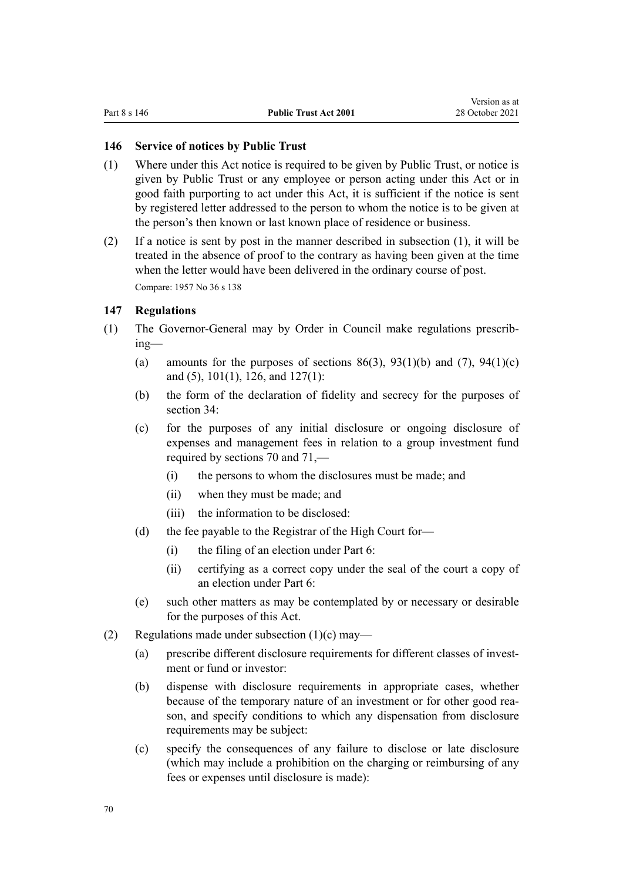### 146 Service of notices by Public Trust

(1) Where under this Act notice is required to be given by Public Trust, or notice is given by Public Trust or any employee or person acting under this Act or in good faith purporting to act under this Act, it is sufficient if the notice is sent by registered letter addressed to the person to whom the notice is to be given at the person's then known or last known place of residence or business.

(2) If a notice is sent by post in the manner described in subsection (1), it will be treated in the absence of proof to the contrary as having been given at the time when the letter would have been delivered in the ordinary course of post.

Compare: 1957 No 36 s 138

### 147 Regulations

(1) The Governor-General may by Order in Council make regulations prescribing—

- (a) amounts for the purposes of sections 86(3), 93(1)(b) and (7), 94(1)(c) and (5), 101(1), 126, and 127(1):
- (b) the form of the declaration of fidelity and secrecy for the purposes of section 34:
- (c) for the purposes of any initial disclosure or ongoing disclosure of expenses and management fees in relation to a group investment fund required by sections 70 and 71,—
  - (i) the persons to whom the disclosures must be made; and
  - (ii) when they must be made; and
  - (iii) the information to be disclosed:
- (d) the fee payable to the Registrar of the High Court for—
  - (i) the filing of an election under Part 6:
  - (ii) certifying as a correct copy under the seal of the court a copy of an election under Part 6:
- (e) such other matters as may be contemplated by or necessary or desirable for the purposes of this Act.

(2) Regulations made under subsection (1)(c) may—

- (a) prescribe different disclosure requirements for different classes of investment or fund or investor:
- (b) dispense with disclosure requirements in appropriate cases, whether because of the temporary nature of an investment or for other good reason, and specify conditions to which any dispensation from disclosure requirements may be subject:
- (c) specify the consequences of any failure to disclose or late disclosure (which may include a prohibition on the charging or reimbursing of any fees or expenses until disclosure is made):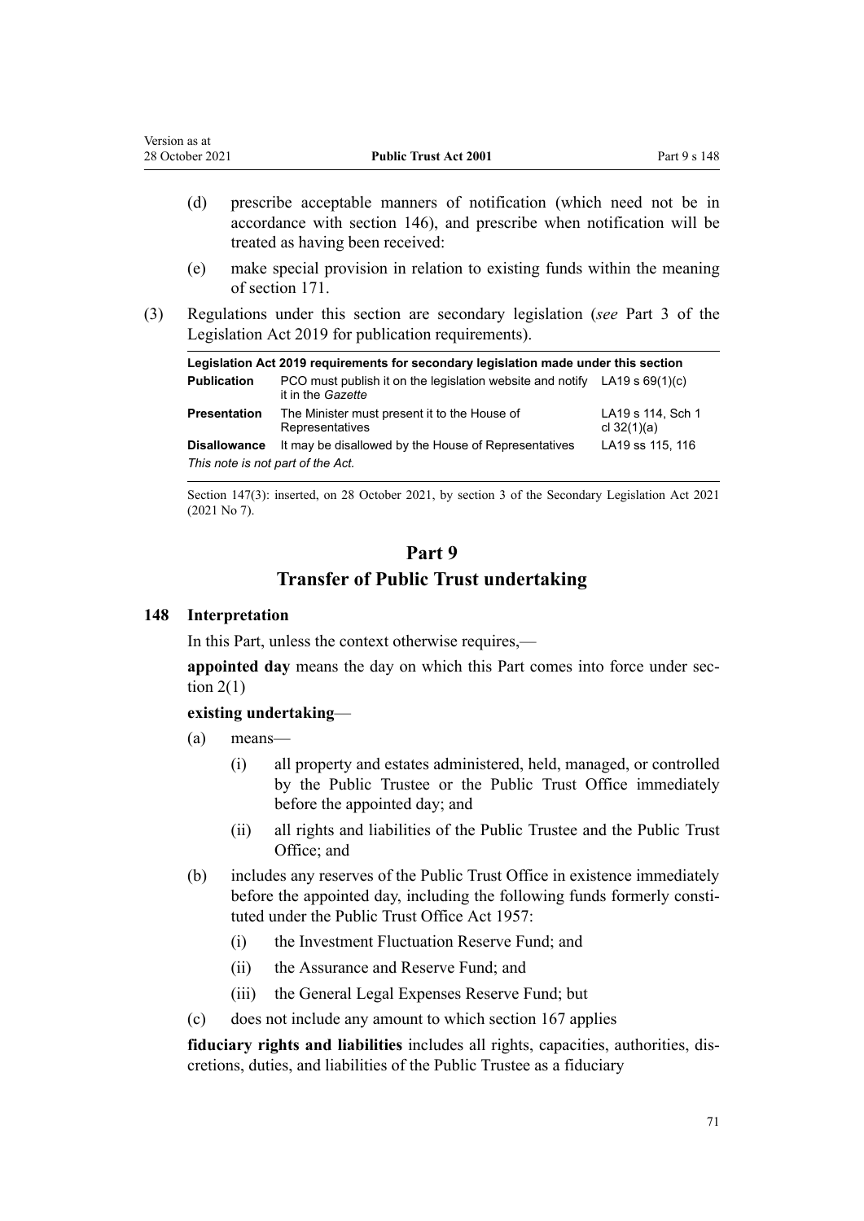(d) prescribe acceptable manners of notification (which need not be in accordance with section 146), and prescribe when notification will be treated as having been received:

(e) make special provision in relation to existing funds within the meaning of section 171.

(3) Regulations under this section are secondary legislation (*see* Part 3 of the Legislation Act 2019 for publication requirements).

| Legislation Act 2019 requirements for secondary legislation made under this section | | |
|---|---|---|
| **Publication** | PCO must publish it on the legislation website and notify it in the *Gazette* | LA19 s 69(1)(c) |
| **Presentation** | The Minister must present it to the House of Representatives | LA19 s 114, Sch 1 cl 32(1)(a) |
| **Disallowance** | It may be disallowed by the House of Representatives | LA19 ss 115, 116 |
| *This note is not part of the Act.* | | |

Section 147(3): inserted, on 28 October 2021, by section 3 of the Secondary Legislation Act 2021 (2021 No 7).

## Part 9
## Transfer of Public Trust undertaking

### 148 Interpretation

In this Part, unless the context otherwise requires,—

**appointed day** means the day on which this Part comes into force under section 2(1)

**existing undertaking**—

(a) means—

(i) all property and estates administered, held, managed, or controlled by the Public Trustee or the Public Trust Office immediately before the appointed day; and

(ii) all rights and liabilities of the Public Trustee and the Public Trust Office; and

(b) includes any reserves of the Public Trust Office in existence immediately before the appointed day, including the following funds formerly constituted under the Public Trust Office Act 1957:

(i) the Investment Fluctuation Reserve Fund; and

(ii) the Assurance and Reserve Fund; and

(iii) the General Legal Expenses Reserve Fund; but

(c) does not include any amount to which section 167 applies

**fiduciary rights and liabilities** includes all rights, capacities, authorities, discretions, duties, and liabilities of the Public Trustee as a fiduciary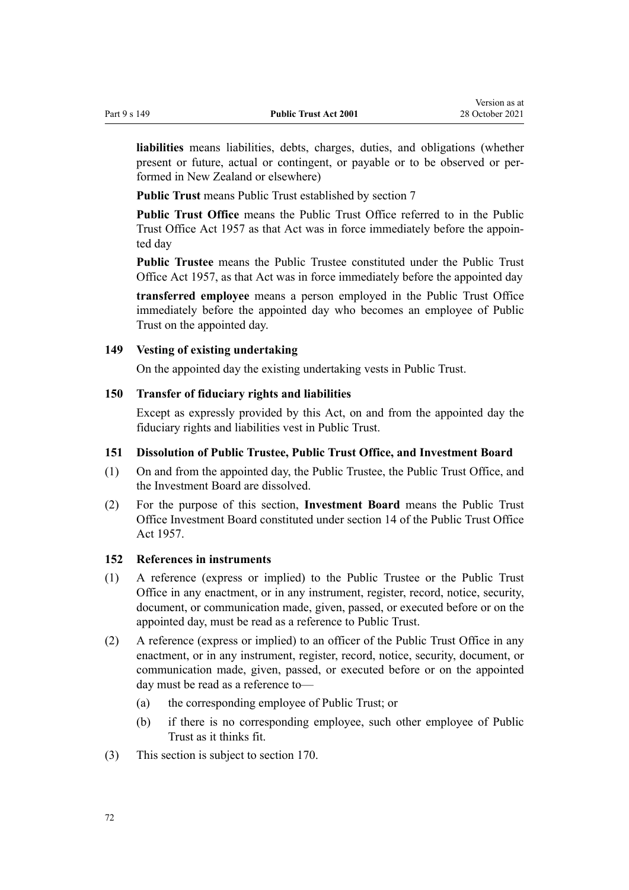**liabilities** means liabilities, debts, charges, duties, and obligations (whether present or future, actual or contingent, or payable or to be observed or performed in New Zealand or elsewhere)

**Public Trust** means Public Trust established by section 7

**Public Trust Office** means the Public Trust Office referred to in the Public Trust Office Act 1957 as that Act was in force immediately before the appointed day

**Public Trustee** means the Public Trustee constituted under the Public Trust Office Act 1957, as that Act was in force immediately before the appointed day

**transferred employee** means a person employed in the Public Trust Office immediately before the appointed day who becomes an employee of Public Trust on the appointed day.

### 149 Vesting of existing undertaking

On the appointed day the existing undertaking vests in Public Trust.

### 150 Transfer of fiduciary rights and liabilities

Except as expressly provided by this Act, on and from the appointed day the fiduciary rights and liabilities vest in Public Trust.

### 151 Dissolution of Public Trustee, Public Trust Office, and Investment Board

(1) On and from the appointed day, the Public Trustee, the Public Trust Office, and the Investment Board are dissolved.

(2) For the purpose of this section, **Investment Board** means the Public Trust Office Investment Board constituted under section 14 of the Public Trust Office Act 1957.

### 152 References in instruments

(1) A reference (express or implied) to the Public Trustee or the Public Trust Office in any enactment, or in any instrument, register, record, notice, security, document, or communication made, given, passed, or executed before or on the appointed day, must be read as a reference to Public Trust.

(2) A reference (express or implied) to an officer of the Public Trust Office in any enactment, or in any instrument, register, record, notice, security, document, or communication made, given, passed, or executed before or on the appointed day must be read as a reference to—

- (a) the corresponding employee of Public Trust; or
- (b) if there is no corresponding employee, such other employee of Public Trust as it thinks fit.

(3) This section is subject to section 170.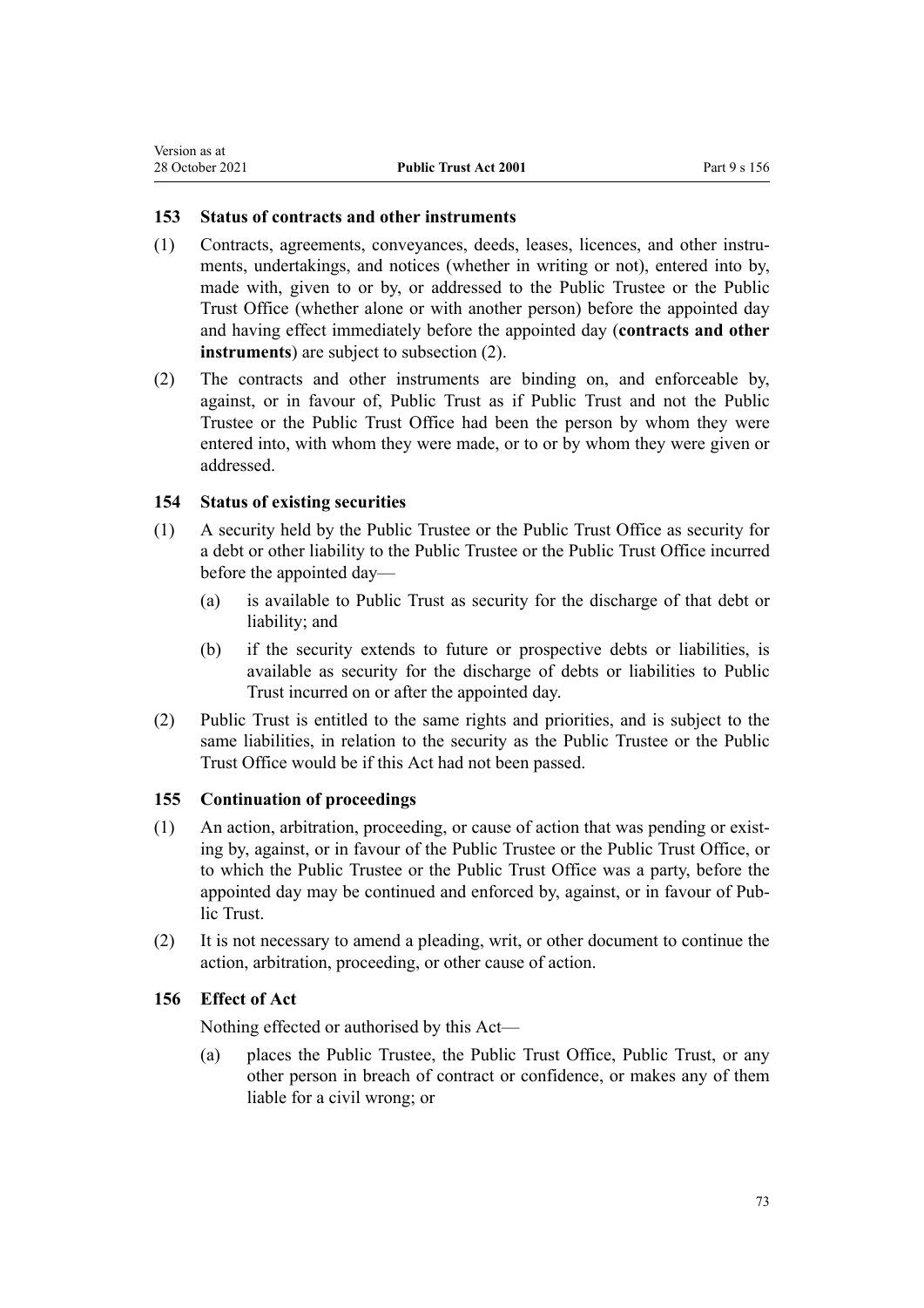### 153 Status of contracts and other instruments

(1) Contracts, agreements, conveyances, deeds, leases, licences, and other instruments, undertakings, and notices (whether in writing or not), entered into by, made with, given to or by, or addressed to the Public Trustee or the Public Trust Office (whether alone or with another person) before the appointed day and having effect immediately before the appointed day (**contracts and other instruments**) are subject to subsection (2).

(2) The contracts and other instruments are binding on, and enforceable by, against, or in favour of, Public Trust as if Public Trust and not the Public Trustee or the Public Trust Office had been the person by whom they were entered into, with whom they were made, or to or by whom they were given or addressed.

### 154 Status of existing securities

(1) A security held by the Public Trustee or the Public Trust Office as security for a debt or other liability to the Public Trustee or the Public Trust Office incurred before the appointed day—

- (a) is available to Public Trust as security for the discharge of that debt or liability; and
- (b) if the security extends to future or prospective debts or liabilities, is available as security for the discharge of debts or liabilities to Public Trust incurred on or after the appointed day.

(2) Public Trust is entitled to the same rights and priorities, and is subject to the same liabilities, in relation to the security as the Public Trustee or the Public Trust Office would be if this Act had not been passed.

### 155 Continuation of proceedings

(1) An action, arbitration, proceeding, or cause of action that was pending or existing by, against, or in favour of the Public Trustee or the Public Trust Office, or to which the Public Trustee or the Public Trust Office was a party, before the appointed day may be continued and enforced by, against, or in favour of Public Trust.

(2) It is not necessary to amend a pleading, writ, or other document to continue the action, arbitration, proceeding, or other cause of action.

### 156 Effect of Act

Nothing effected or authorised by this Act—

- (a) places the Public Trustee, the Public Trust Office, Public Trust, or any other person in breach of contract or confidence, or makes any of them liable for a civil wrong; or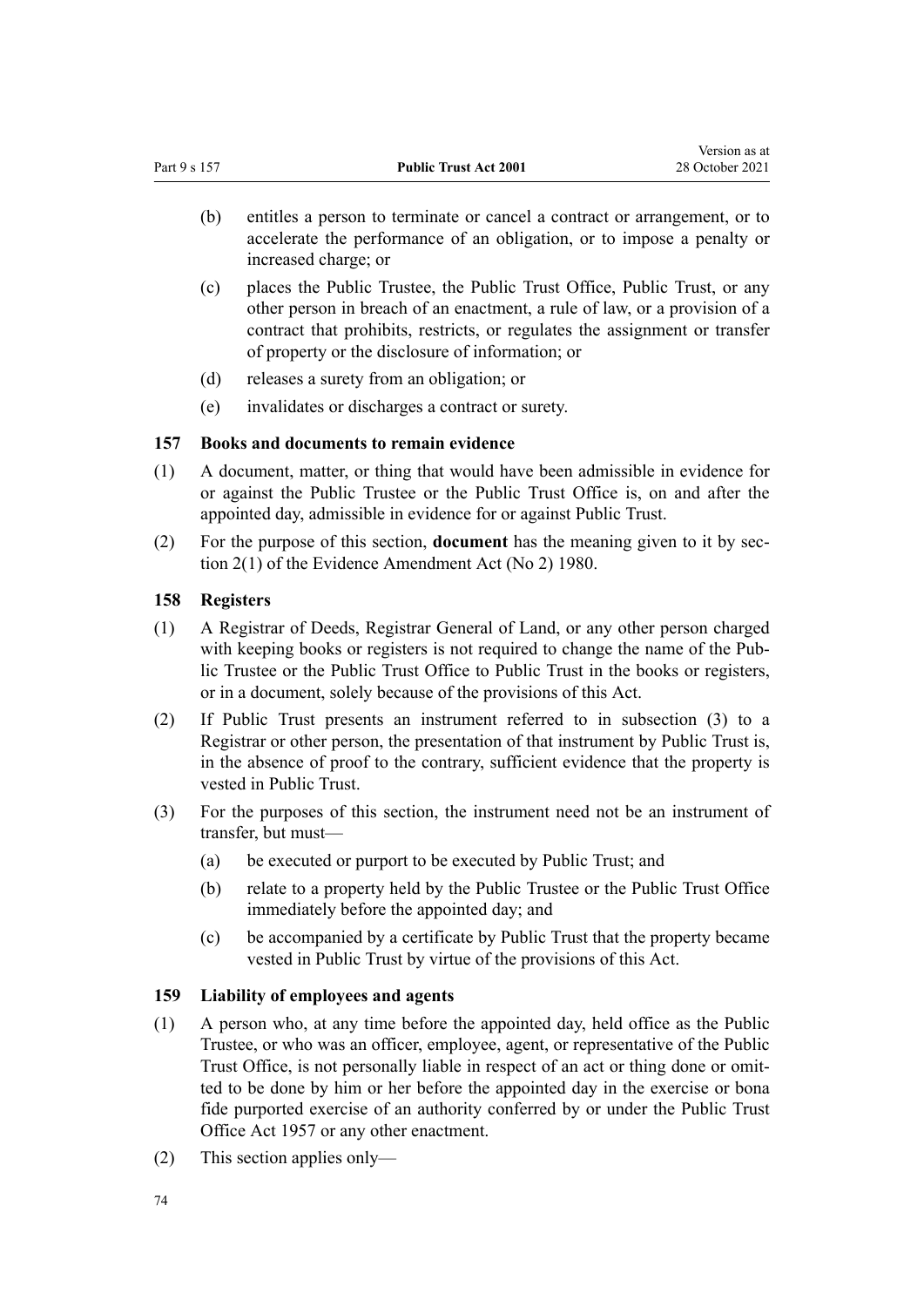(b) entitles a person to terminate or cancel a contract or arrangement, or to accelerate the performance of an obligation, or to impose a penalty or increased charge; or

(c) places the Public Trustee, the Public Trust Office, Public Trust, or any other person in breach of an enactment, a rule of law, or a provision of a contract that prohibits, restricts, or regulates the assignment or transfer of property or the disclosure of information; or

(d) releases a surety from an obligation; or

(e) invalidates or discharges a contract or surety.

### 157 Books and documents to remain evidence

(1) A document, matter, or thing that would have been admissible in evidence for or against the Public Trustee or the Public Trust Office is, on and after the appointed day, admissible in evidence for or against Public Trust.

(2) For the purpose of this section, **document** has the meaning given to it by section 2(1) of the Evidence Amendment Act (No 2) 1980.

### 158 Registers

(1) A Registrar of Deeds, Registrar General of Land, or any other person charged with keeping books or registers is not required to change the name of the Public Trustee or the Public Trust Office to Public Trust in the books or registers, or in a document, solely because of the provisions of this Act.

(2) If Public Trust presents an instrument referred to in subsection (3) to a Registrar or other person, the presentation of that instrument by Public Trust is, in the absence of proof to the contrary, sufficient evidence that the property is vested in Public Trust.

(3) For the purposes of this section, the instrument need not be an instrument of transfer, but must—

(a) be executed or purport to be executed by Public Trust; and

(b) relate to a property held by the Public Trustee or the Public Trust Office immediately before the appointed day; and

(c) be accompanied by a certificate by Public Trust that the property became vested in Public Trust by virtue of the provisions of this Act.

### 159 Liability of employees and agents

(1) A person who, at any time before the appointed day, held office as the Public Trustee, or who was an officer, employee, agent, or representative of the Public Trust Office, is not personally liable in respect of an act or thing done or omitted to be done by him or her before the appointed day in the exercise or bona fide purported exercise of an authority conferred by or under the Public Trust Office Act 1957 or any other enactment.

(2) This section applies only—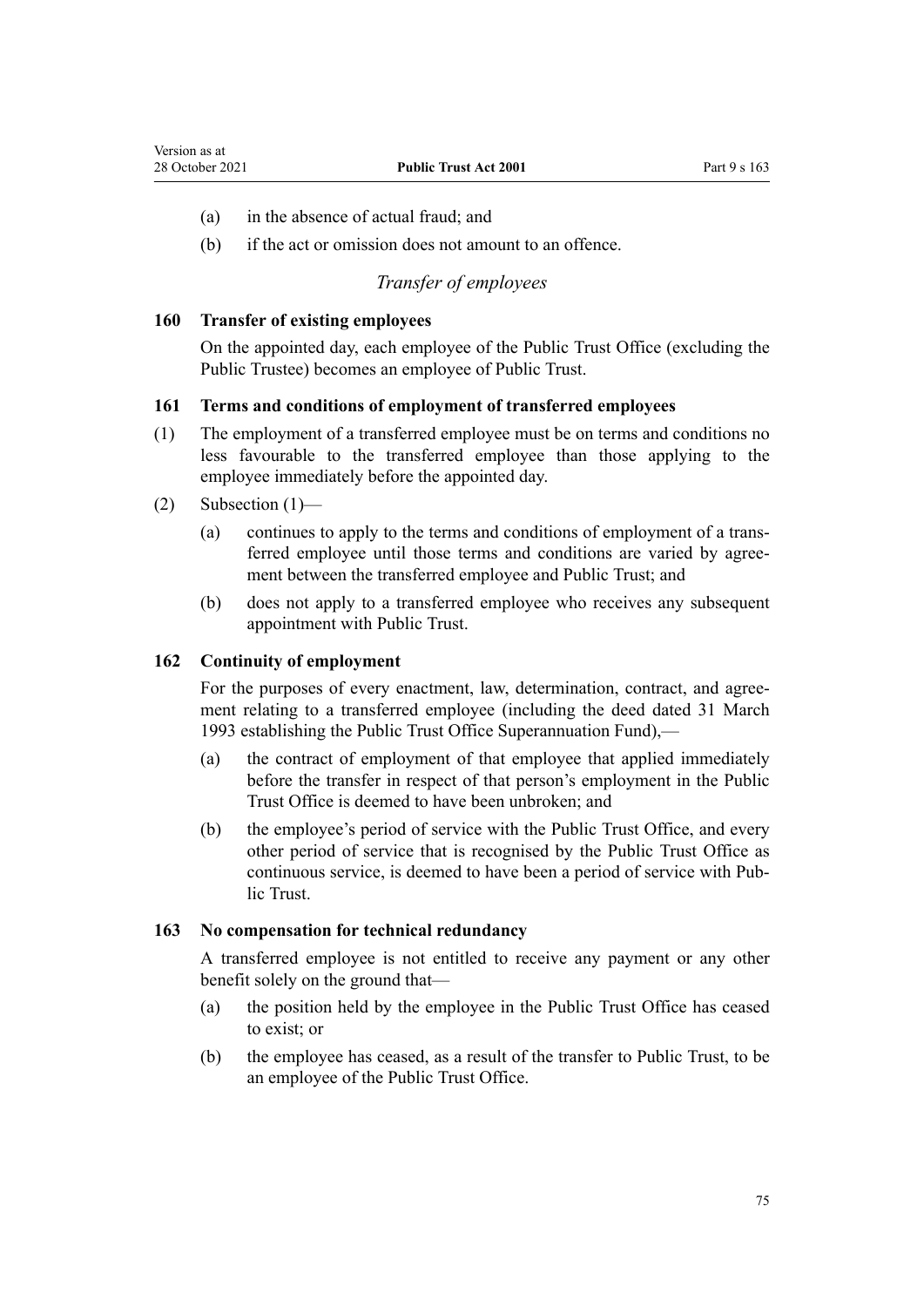(a) in the absence of actual fraud; and

(b) if the act or omission does not amount to an offence.

*Transfer of employees*

### 160 Transfer of existing employees

On the appointed day, each employee of the Public Trust Office (excluding the Public Trustee) becomes an employee of Public Trust.

### 161 Terms and conditions of employment of transferred employees

(1) The employment of a transferred employee must be on terms and conditions no less favourable to the transferred employee than those applying to the employee immediately before the appointed day.

(2) Subsection (1)—

(a) continues to apply to the terms and conditions of employment of a transferred employee until those terms and conditions are varied by agreement between the transferred employee and Public Trust; and

(b) does not apply to a transferred employee who receives any subsequent appointment with Public Trust.

### 162 Continuity of employment

For the purposes of every enactment, law, determination, contract, and agreement relating to a transferred employee (including the deed dated 31 March 1993 establishing the Public Trust Office Superannuation Fund),—

(a) the contract of employment of that employee that applied immediately before the transfer in respect of that person's employment in the Public Trust Office is deemed to have been unbroken; and

(b) the employee's period of service with the Public Trust Office, and every other period of service that is recognised by the Public Trust Office as continuous service, is deemed to have been a period of service with Public Trust.

### 163 No compensation for technical redundancy

A transferred employee is not entitled to receive any payment or any other benefit solely on the ground that—

(a) the position held by the employee in the Public Trust Office has ceased to exist; or

(b) the employee has ceased, as a result of the transfer to Public Trust, to be an employee of the Public Trust Office.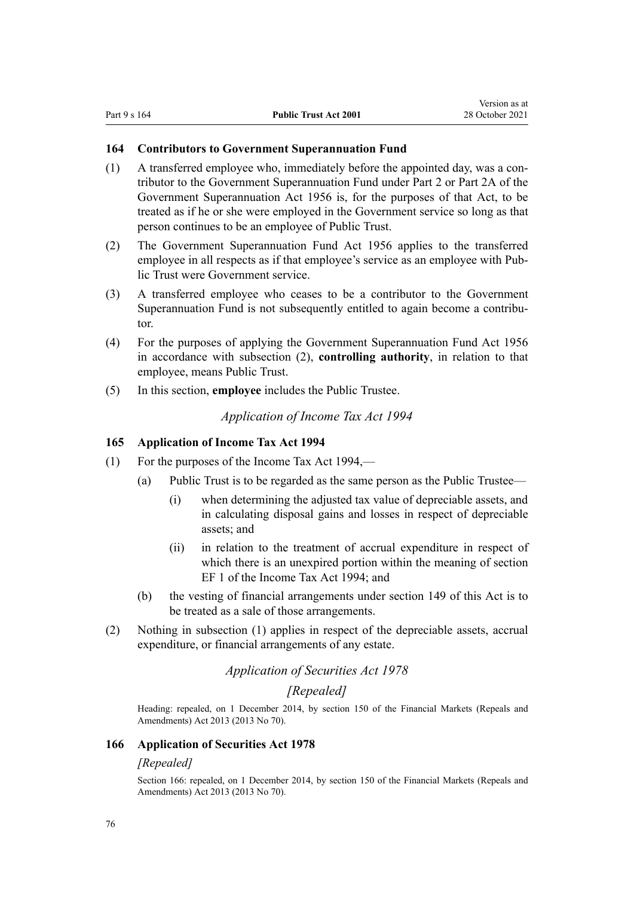### 164 Contributors to Government Superannuation Fund

(1) A transferred employee who, immediately before the appointed day, was a contributor to the Government Superannuation Fund under Part 2 or Part 2A of the Government Superannuation Act 1956 is, for the purposes of that Act, to be treated as if he or she were employed in the Government service so long as that person continues to be an employee of Public Trust.

(2) The Government Superannuation Fund Act 1956 applies to the transferred employee in all respects as if that employee's service as an employee with Public Trust were Government service.

(3) A transferred employee who ceases to be a contributor to the Government Superannuation Fund is not subsequently entitled to again become a contributor.

(4) For the purposes of applying the Government Superannuation Fund Act 1956 in accordance with subsection (2), **controlling authority**, in relation to that employee, means Public Trust.

(5) In this section, **employee** includes the Public Trustee.

*Application of Income Tax Act 1994*

### 165 Application of Income Tax Act 1994

(1) For the purposes of the Income Tax Act 1994,—

   (a) Public Trust is to be regarded as the same person as the Public Trustee—

      (i) when determining the adjusted tax value of depreciable assets, and in calculating disposal gains and losses in respect of depreciable assets; and

      (ii) in relation to the treatment of accrual expenditure in respect of which there is an unexpired portion within the meaning of section EF 1 of the Income Tax Act 1994; and

   (b) the vesting of financial arrangements under section 149 of this Act is to be treated as a sale of those arrangements.

(2) Nothing in subsection (1) applies in respect of the depreciable assets, accrual expenditure, or financial arrangements of any estate.

*Application of Securities Act 1978*

*[Repealed]*

Heading: repealed, on 1 December 2014, by section 150 of the Financial Markets (Repeals and Amendments) Act 2013 (2013 No 70).

### 166 Application of Securities Act 1978

*[Repealed]*

Section 166: repealed, on 1 December 2014, by section 150 of the Financial Markets (Repeals and Amendments) Act 2013 (2013 No 70).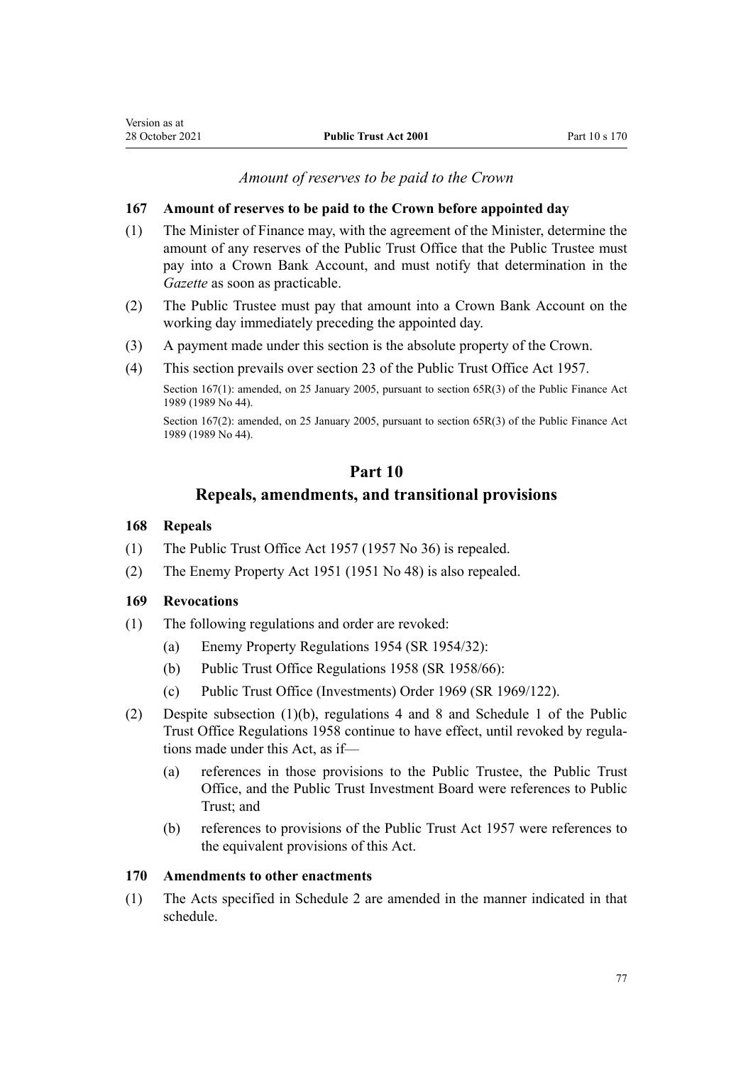*Amount of reserves to be paid to the Crown*

### 167 Amount of reserves to be paid to the Crown before appointed day

(1) The Minister of Finance may, with the agreement of the Minister, determine the amount of any reserves of the Public Trust Office that the Public Trustee must pay into a Crown Bank Account, and must notify that determination in the *Gazette* as soon as practicable.

(2) The Public Trustee must pay that amount into a Crown Bank Account on the working day immediately preceding the appointed day.

(3) A payment made under this section is the absolute property of the Crown.

(4) This section prevails over section 23 of the Public Trust Office Act 1957.

Section 167(1): amended, on 25 January 2005, pursuant to section 65R(3) of the Public Finance Act 1989 (1989 No 44).

Section 167(2): amended, on 25 January 2005, pursuant to section 65R(3) of the Public Finance Act 1989 (1989 No 44).

## Part 10
## Repeals, amendments, and transitional provisions

### 168 Repeals

(1) The Public Trust Office Act 1957 (1957 No 36) is repealed.

(2) The Enemy Property Act 1951 (1951 No 48) is also repealed.

### 169 Revocations

(1) The following regulations and order are revoked:

- (a) Enemy Property Regulations 1954 (SR 1954/32):
- (b) Public Trust Office Regulations 1958 (SR 1958/66):
- (c) Public Trust Office (Investments) Order 1969 (SR 1969/122).

(2) Despite subsection (1)(b), regulations 4 and 8 and Schedule 1 of the Public Trust Office Regulations 1958 continue to have effect, until revoked by regulations made under this Act, as if—

- (a) references in those provisions to the Public Trustee, the Public Trust Office, and the Public Trust Investment Board were references to Public Trust; and
- (b) references to provisions of the Public Trust Act 1957 were references to the equivalent provisions of this Act.

### 170 Amendments to other enactments

(1) The Acts specified in Schedule 2 are amended in the manner indicated in that schedule.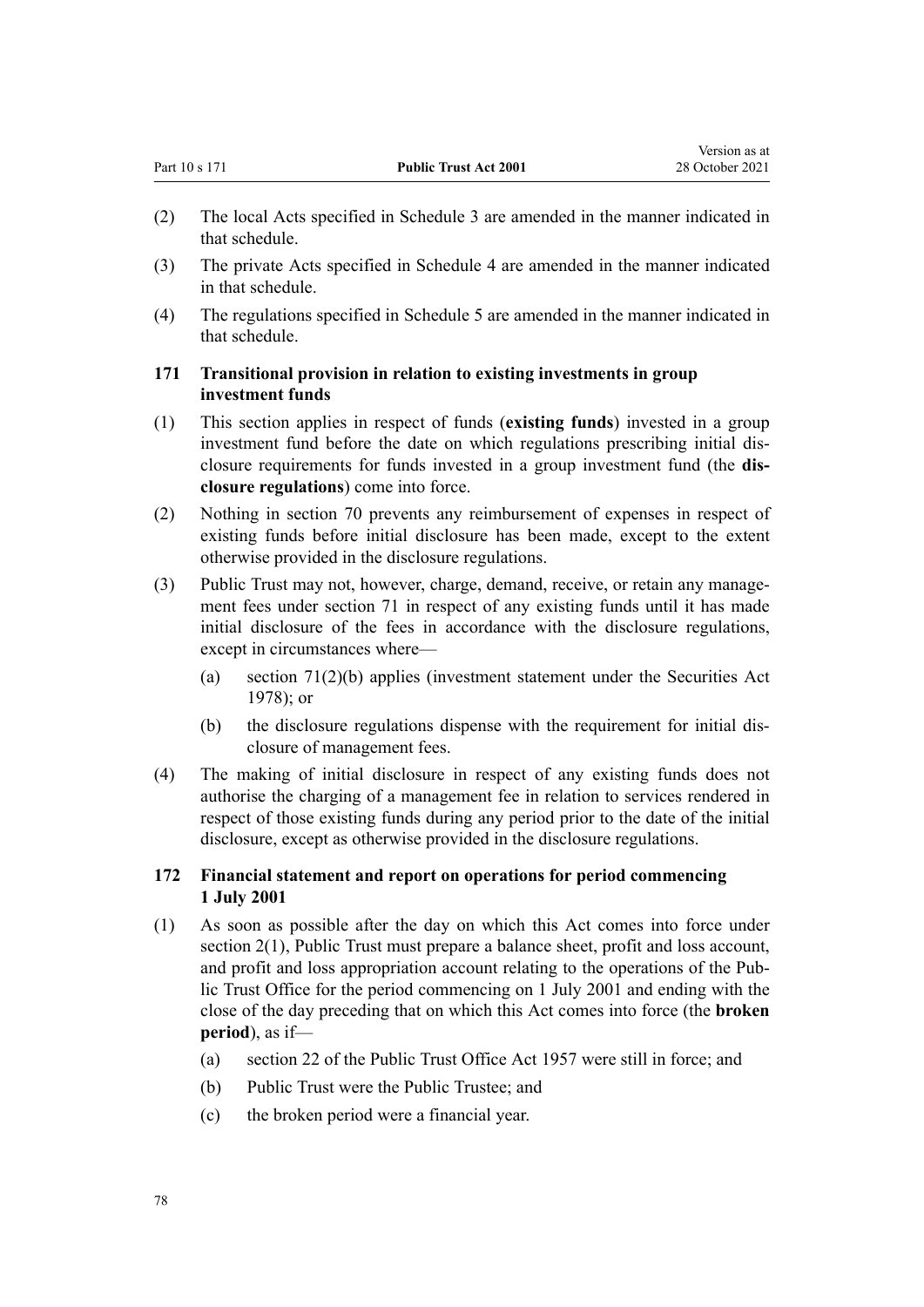(2) The local Acts specified in Schedule 3 are amended in the manner indicated in that schedule.

(3) The private Acts specified in Schedule 4 are amended in the manner indicated in that schedule.

(4) The regulations specified in Schedule 5 are amended in the manner indicated in that schedule.

### 171 Transitional provision in relation to existing investments in group investment funds

(1) This section applies in respect of funds (**existing funds**) invested in a group investment fund before the date on which regulations prescribing initial disclosure requirements for funds invested in a group investment fund (the **disclosure regulations**) come into force.

(2) Nothing in section 70 prevents any reimbursement of expenses in respect of existing funds before initial disclosure has been made, except to the extent otherwise provided in the disclosure regulations.

(3) Public Trust may not, however, charge, demand, receive, or retain any management fees under section 71 in respect of any existing funds until it has made initial disclosure of the fees in accordance with the disclosure regulations, except in circumstances where—

- (a) section 71(2)(b) applies (investment statement under the Securities Act 1978); or
- (b) the disclosure regulations dispense with the requirement for initial disclosure of management fees.

(4) The making of initial disclosure in respect of any existing funds does not authorise the charging of a management fee in relation to services rendered in respect of those existing funds during any period prior to the date of the initial disclosure, except as otherwise provided in the disclosure regulations.

### 172 Financial statement and report on operations for period commencing 1 July 2001

(1) As soon as possible after the day on which this Act comes into force under section 2(1), Public Trust must prepare a balance sheet, profit and loss account, and profit and loss appropriation account relating to the operations of the Public Trust Office for the period commencing on 1 July 2001 and ending with the close of the day preceding that on which this Act comes into force (the **broken period**), as if—

- (a) section 22 of the Public Trust Office Act 1957 were still in force; and
- (b) Public Trust were the Public Trustee; and
- (c) the broken period were a financial year.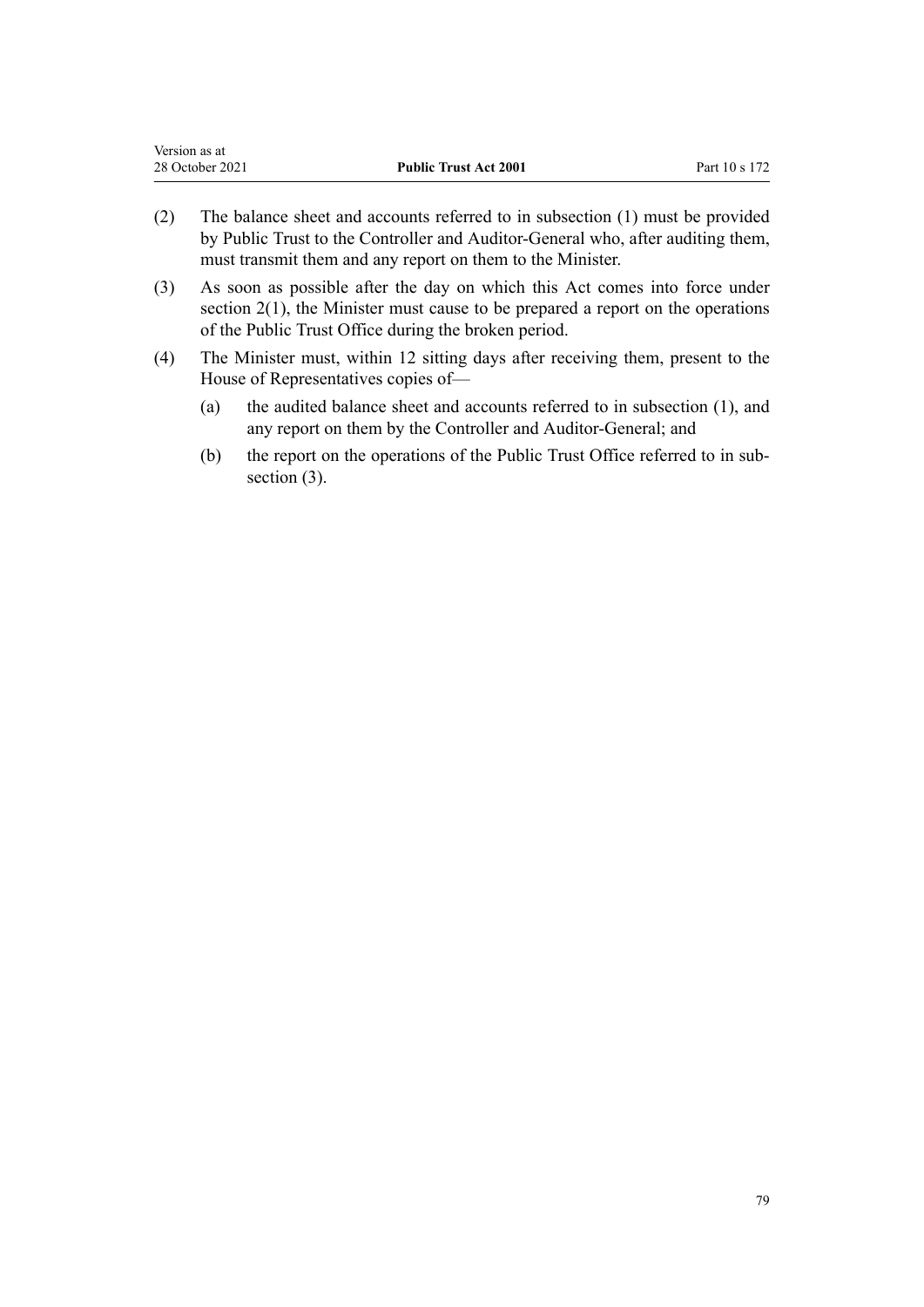(2) The balance sheet and accounts referred to in subsection (1) must be provided by Public Trust to the Controller and Auditor-General who, after auditing them, must transmit them and any report on them to the Minister.

(3) As soon as possible after the day on which this Act comes into force under section 2(1), the Minister must cause to be prepared a report on the operations of the Public Trust Office during the broken period.

(4) The Minister must, within 12 sitting days after receiving them, present to the House of Representatives copies of—

  (a) the audited balance sheet and accounts referred to in subsection (1), and any report on them by the Controller and Auditor-General; and

  (b) the report on the operations of the Public Trust Office referred to in subsection (3).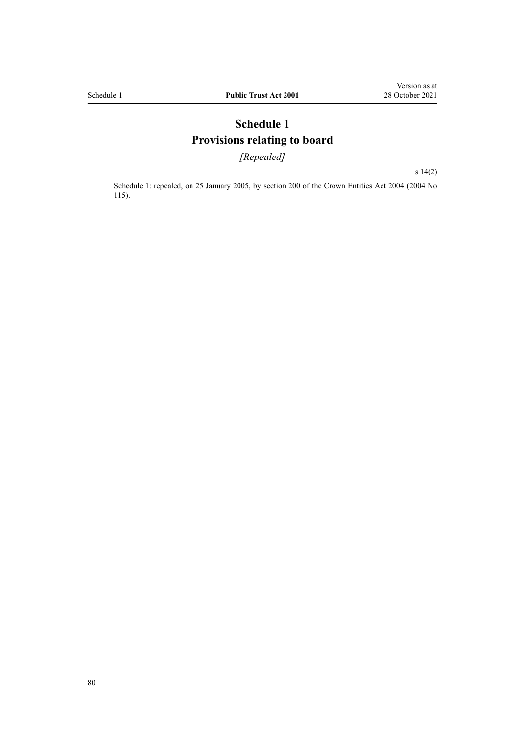# Schedule 1
# Provisions relating to board

*[Repealed]*

s 14(2)

Schedule 1: repealed, on 25 January 2005, by section 200 of the Crown Entities Act 2004 (2004 No 115).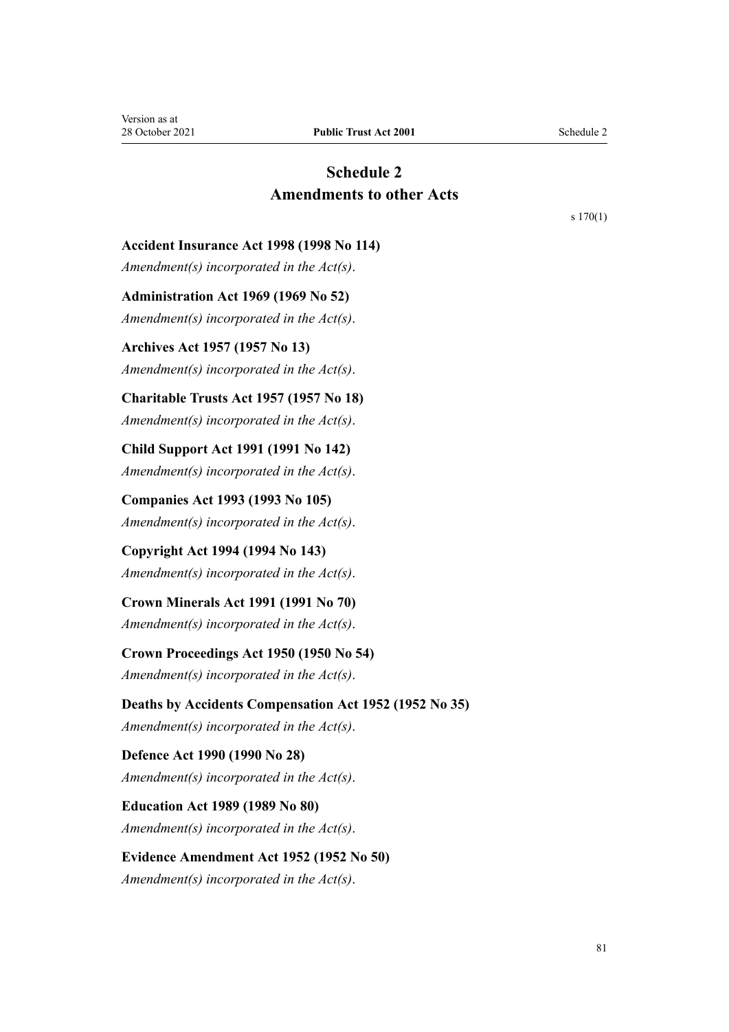# Schedule 2
# Amendments to other Acts

s 170(1)

**Accident Insurance Act 1998 (1998 No 114)**

*Amendment(s) incorporated in the Act(s).*

**Administration Act 1969 (1969 No 52)**

*Amendment(s) incorporated in the Act(s).*

**Archives Act 1957 (1957 No 13)**

*Amendment(s) incorporated in the Act(s).*

**Charitable Trusts Act 1957 (1957 No 18)**

*Amendment(s) incorporated in the Act(s).*

**Child Support Act 1991 (1991 No 142)**

*Amendment(s) incorporated in the Act(s).*

**Companies Act 1993 (1993 No 105)**

*Amendment(s) incorporated in the Act(s).*

**Copyright Act 1994 (1994 No 143)**

*Amendment(s) incorporated in the Act(s).*

**Crown Minerals Act 1991 (1991 No 70)**

*Amendment(s) incorporated in the Act(s).*

**Crown Proceedings Act 1950 (1950 No 54)**

*Amendment(s) incorporated in the Act(s).*

**Deaths by Accidents Compensation Act 1952 (1952 No 35)**

*Amendment(s) incorporated in the Act(s).*

**Defence Act 1990 (1990 No 28)**

*Amendment(s) incorporated in the Act(s).*

**Education Act 1989 (1989 No 80)**

*Amendment(s) incorporated in the Act(s).*

**Evidence Amendment Act 1952 (1952 No 50)**

*Amendment(s) incorporated in the Act(s).*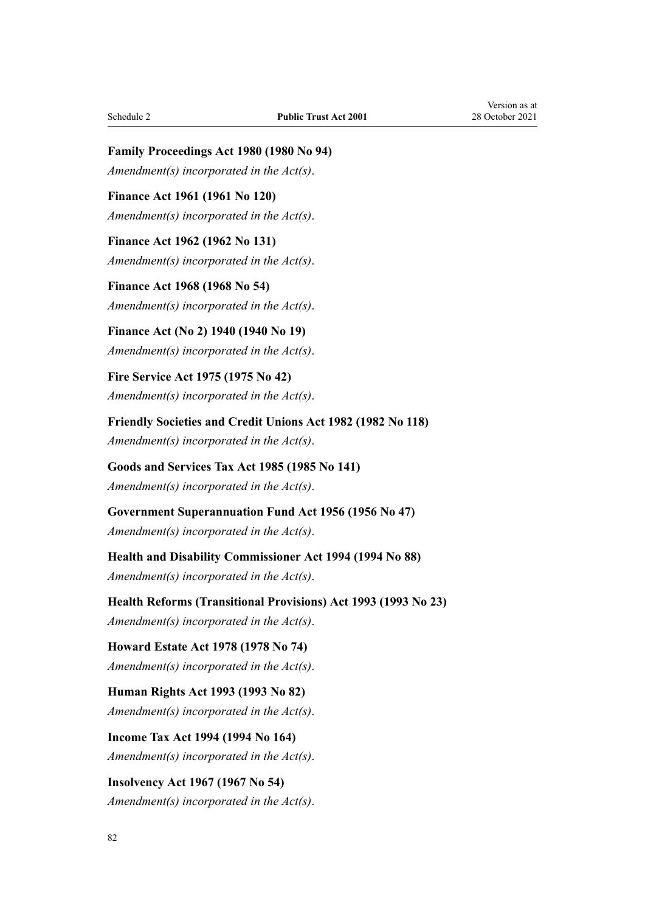**Family Proceedings Act 1980 (1980 No 94)**

*Amendment(s) incorporated in the Act(s).*

**Finance Act 1961 (1961 No 120)**

*Amendment(s) incorporated in the Act(s).*

**Finance Act 1962 (1962 No 131)**

*Amendment(s) incorporated in the Act(s).*

**Finance Act 1968 (1968 No 54)**

*Amendment(s) incorporated in the Act(s).*

**Finance Act (No 2) 1940 (1940 No 19)**

*Amendment(s) incorporated in the Act(s).*

**Fire Service Act 1975 (1975 No 42)**

*Amendment(s) incorporated in the Act(s).*

**Friendly Societies and Credit Unions Act 1982 (1982 No 118)**

*Amendment(s) incorporated in the Act(s).*

**Goods and Services Tax Act 1985 (1985 No 141)**

*Amendment(s) incorporated in the Act(s).*

**Government Superannuation Fund Act 1956 (1956 No 47)**

*Amendment(s) incorporated in the Act(s).*

**Health and Disability Commissioner Act 1994 (1994 No 88)**

*Amendment(s) incorporated in the Act(s).*

**Health Reforms (Transitional Provisions) Act 1993 (1993 No 23)**

*Amendment(s) incorporated in the Act(s).*

**Howard Estate Act 1978 (1978 No 74)**

*Amendment(s) incorporated in the Act(s).*

**Human Rights Act 1993 (1993 No 82)**

*Amendment(s) incorporated in the Act(s).*

**Income Tax Act 1994 (1994 No 164)**

*Amendment(s) incorporated in the Act(s).*

**Insolvency Act 1967 (1967 No 54)**

*Amendment(s) incorporated in the Act(s).*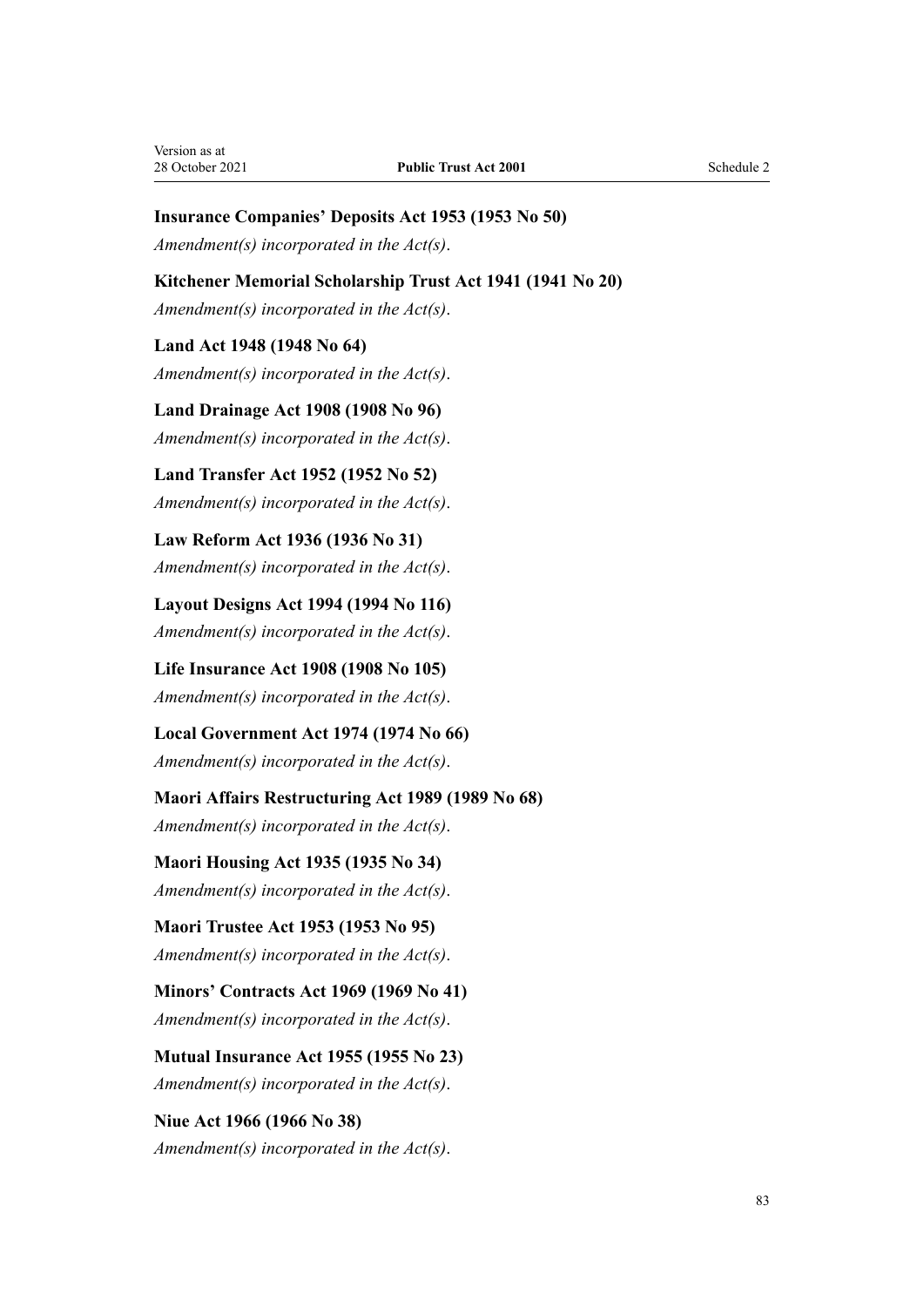**Insurance Companies' Deposits Act 1953 (1953 No 50)**

*Amendment(s) incorporated in the Act(s).*

**Kitchener Memorial Scholarship Trust Act 1941 (1941 No 20)**

*Amendment(s) incorporated in the Act(s).*

**Land Act 1948 (1948 No 64)**

*Amendment(s) incorporated in the Act(s).*

**Land Drainage Act 1908 (1908 No 96)**

*Amendment(s) incorporated in the Act(s).*

**Land Transfer Act 1952 (1952 No 52)**

*Amendment(s) incorporated in the Act(s).*

**Law Reform Act 1936 (1936 No 31)**

*Amendment(s) incorporated in the Act(s).*

**Layout Designs Act 1994 (1994 No 116)**

*Amendment(s) incorporated in the Act(s).*

**Life Insurance Act 1908 (1908 No 105)**

*Amendment(s) incorporated in the Act(s).*

**Local Government Act 1974 (1974 No 66)**

*Amendment(s) incorporated in the Act(s).*

**Maori Affairs Restructuring Act 1989 (1989 No 68)**

*Amendment(s) incorporated in the Act(s).*

**Maori Housing Act 1935 (1935 No 34)**

*Amendment(s) incorporated in the Act(s).*

**Maori Trustee Act 1953 (1953 No 95)**

*Amendment(s) incorporated in the Act(s).*

**Minors' Contracts Act 1969 (1969 No 41)**

*Amendment(s) incorporated in the Act(s).*

**Mutual Insurance Act 1955 (1955 No 23)**

*Amendment(s) incorporated in the Act(s).*

**Niue Act 1966 (1966 No 38)**

*Amendment(s) incorporated in the Act(s).*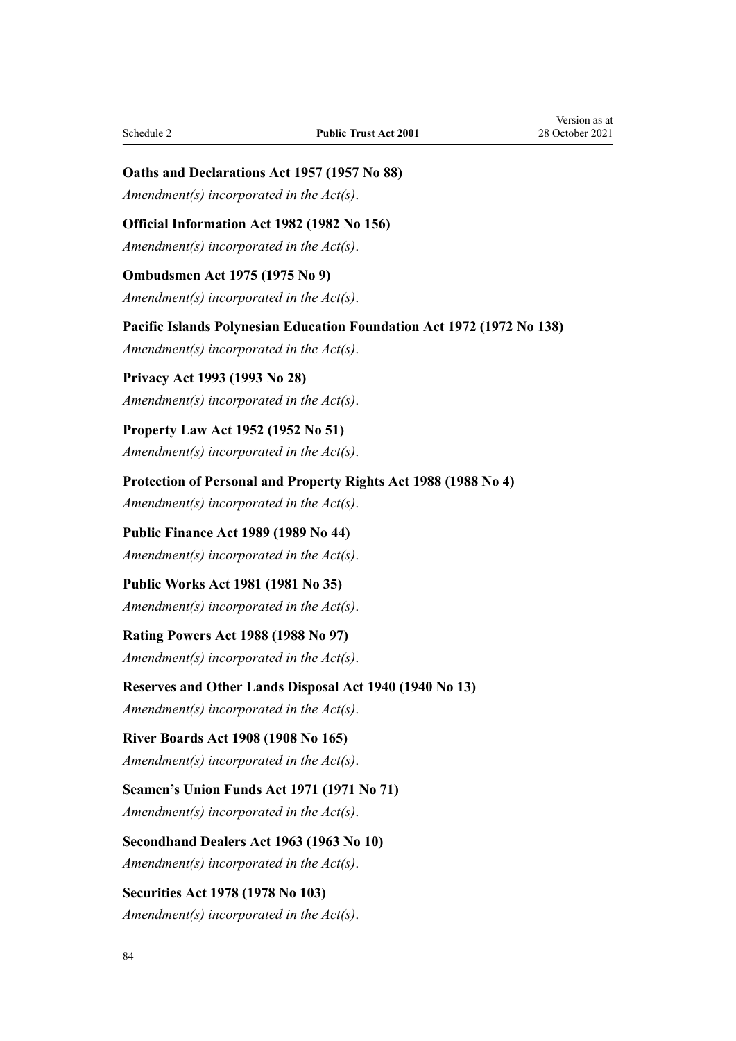**Oaths and Declarations Act 1957 (1957 No 88)**

*Amendment(s) incorporated in the Act(s).*

**Official Information Act 1982 (1982 No 156)**

*Amendment(s) incorporated in the Act(s).*

**Ombudsmen Act 1975 (1975 No 9)**

*Amendment(s) incorporated in the Act(s).*

**Pacific Islands Polynesian Education Foundation Act 1972 (1972 No 138)**

*Amendment(s) incorporated in the Act(s).*

**Privacy Act 1993 (1993 No 28)**

*Amendment(s) incorporated in the Act(s).*

**Property Law Act 1952 (1952 No 51)**

*Amendment(s) incorporated in the Act(s).*

**Protection of Personal and Property Rights Act 1988 (1988 No 4)**

*Amendment(s) incorporated in the Act(s).*

**Public Finance Act 1989 (1989 No 44)**

*Amendment(s) incorporated in the Act(s).*

**Public Works Act 1981 (1981 No 35)**

*Amendment(s) incorporated in the Act(s).*

**Rating Powers Act 1988 (1988 No 97)**

*Amendment(s) incorporated in the Act(s).*

**Reserves and Other Lands Disposal Act 1940 (1940 No 13)**

*Amendment(s) incorporated in the Act(s).*

**River Boards Act 1908 (1908 No 165)**

*Amendment(s) incorporated in the Act(s).*

**Seamen's Union Funds Act 1971 (1971 No 71)**

*Amendment(s) incorporated in the Act(s).*

**Secondhand Dealers Act 1963 (1963 No 10)**

*Amendment(s) incorporated in the Act(s).*

**Securities Act 1978 (1978 No 103)**

*Amendment(s) incorporated in the Act(s).*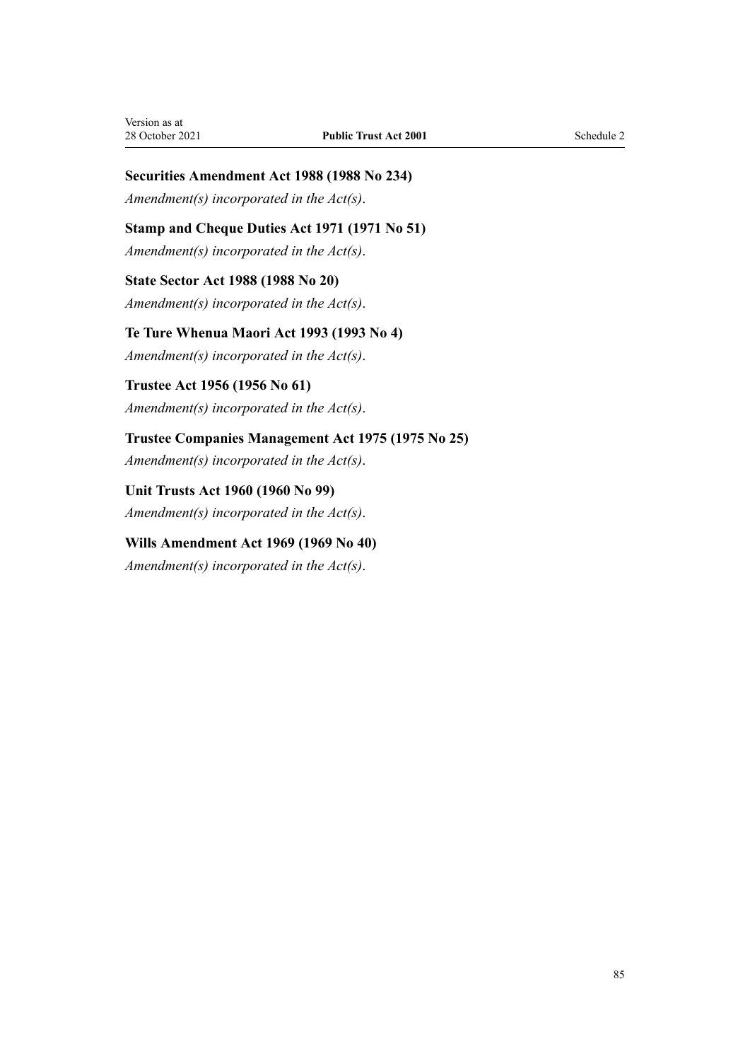**Securities Amendment Act 1988 (1988 No 234)**

*Amendment(s) incorporated in the Act(s).*

**Stamp and Cheque Duties Act 1971 (1971 No 51)**

*Amendment(s) incorporated in the Act(s).*

**State Sector Act 1988 (1988 No 20)**

*Amendment(s) incorporated in the Act(s).*

**Te Ture Whenua Maori Act 1993 (1993 No 4)**

*Amendment(s) incorporated in the Act(s).*

**Trustee Act 1956 (1956 No 61)**

*Amendment(s) incorporated in the Act(s).*

**Trustee Companies Management Act 1975 (1975 No 25)**

*Amendment(s) incorporated in the Act(s).*

**Unit Trusts Act 1960 (1960 No 99)**

*Amendment(s) incorporated in the Act(s).*

**Wills Amendment Act 1969 (1969 No 40)**

*Amendment(s) incorporated in the Act(s).*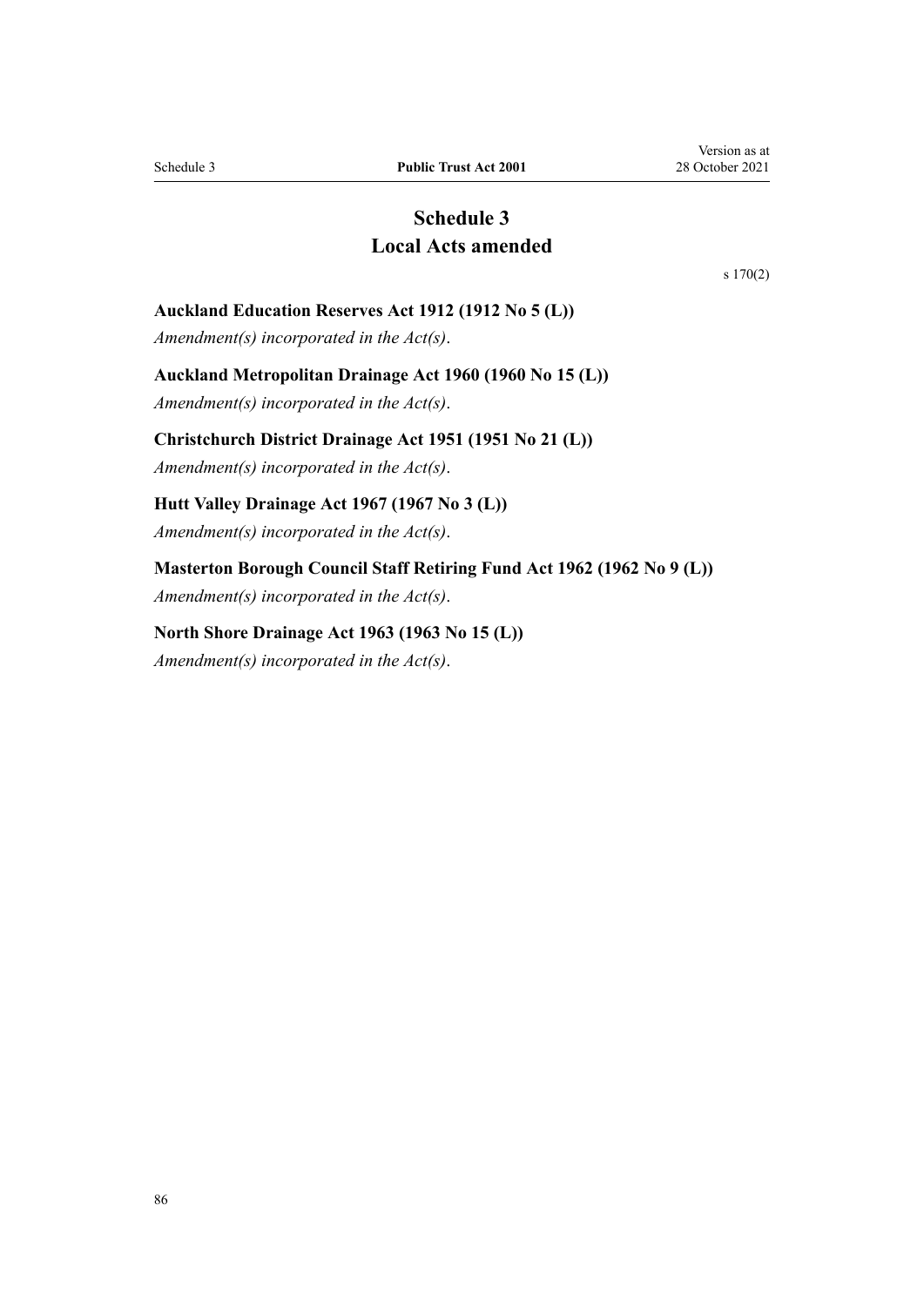# Schedule 3
# Local Acts amended

s 170(2)

**Auckland Education Reserves Act 1912 (1912 No 5 (L))**

*Amendment(s) incorporated in the Act(s).*

**Auckland Metropolitan Drainage Act 1960 (1960 No 15 (L))**

*Amendment(s) incorporated in the Act(s).*

**Christchurch District Drainage Act 1951 (1951 No 21 (L))**

*Amendment(s) incorporated in the Act(s).*

**Hutt Valley Drainage Act 1967 (1967 No 3 (L))**

*Amendment(s) incorporated in the Act(s).*

**Masterton Borough Council Staff Retiring Fund Act 1962 (1962 No 9 (L))**

*Amendment(s) incorporated in the Act(s).*

**North Shore Drainage Act 1963 (1963 No 15 (L))**

*Amendment(s) incorporated in the Act(s).*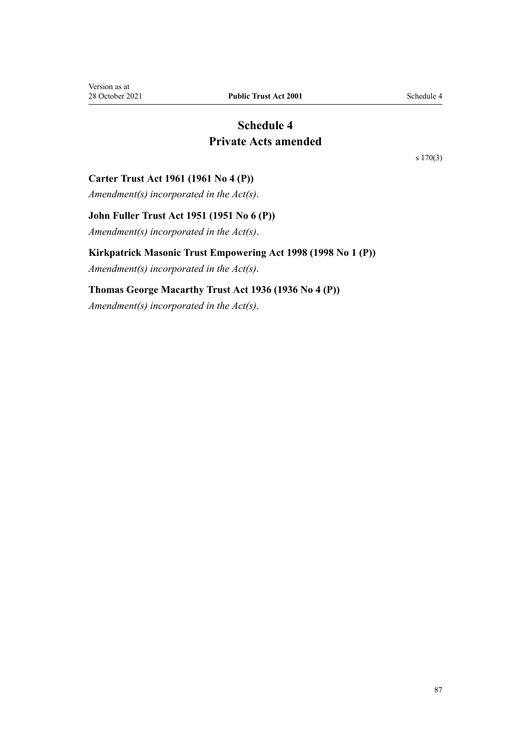# Schedule 4
# Private Acts amended

s 170(3)

### Carter Trust Act 1961 (1961 No 4 (P))

*Amendment(s) incorporated in the Act(s).*

### John Fuller Trust Act 1951 (1951 No 6 (P))

*Amendment(s) incorporated in the Act(s).*

### Kirkpatrick Masonic Trust Empowering Act 1998 (1998 No 1 (P))

*Amendment(s) incorporated in the Act(s).*

### Thomas George Macarthy Trust Act 1936 (1936 No 4 (P))

*Amendment(s) incorporated in the Act(s).*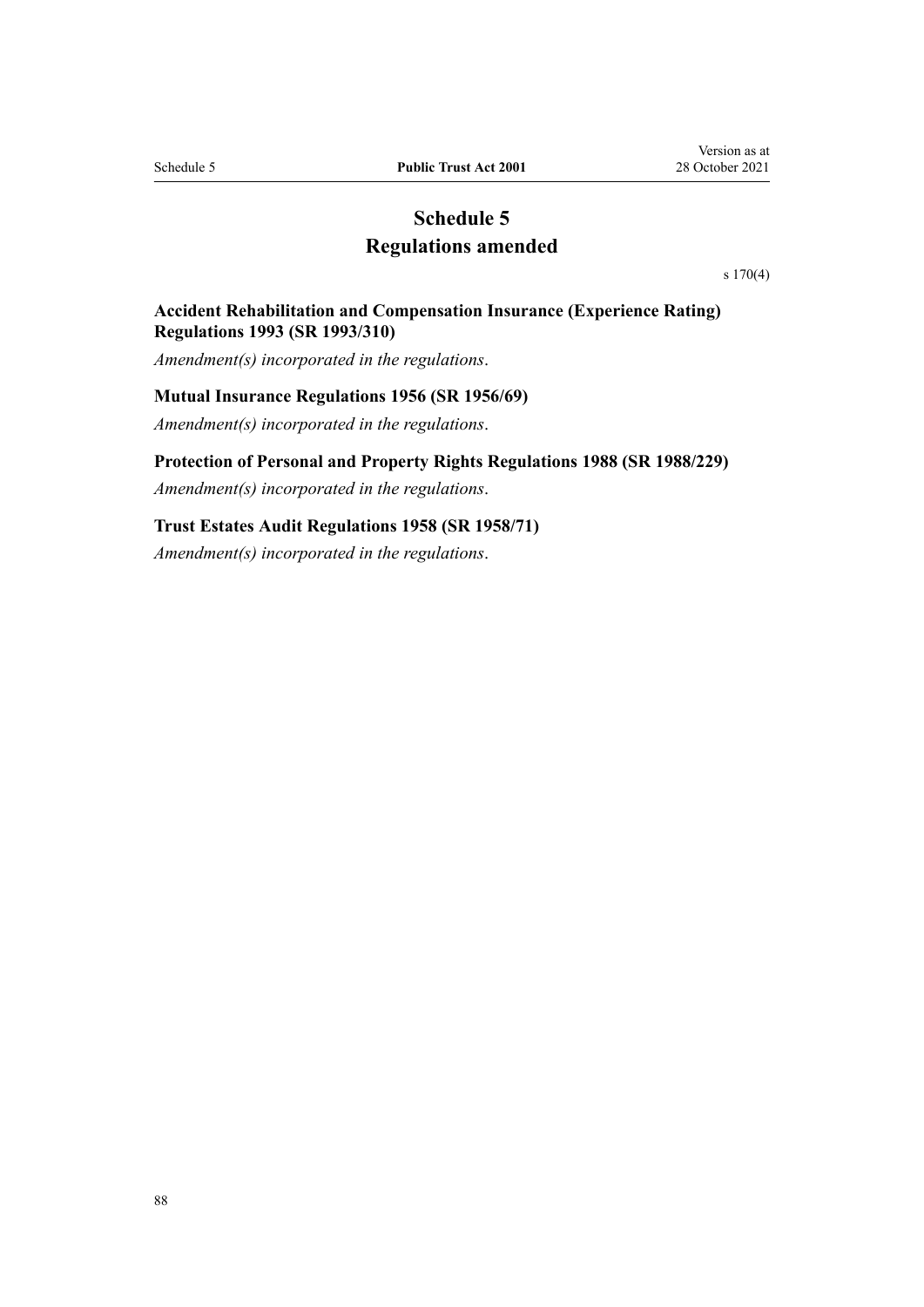# Schedule 5
# Regulations amended

s 170(4)

### Accident Rehabilitation and Compensation Insurance (Experience Rating) Regulations 1993 (SR 1993/310)

*Amendment(s) incorporated in the regulations*.

### Mutual Insurance Regulations 1956 (SR 1956/69)

*Amendment(s) incorporated in the regulations*.

### Protection of Personal and Property Rights Regulations 1988 (SR 1988/229)

*Amendment(s) incorporated in the regulations*.

### Trust Estates Audit Regulations 1958 (SR 1958/71)

*Amendment(s) incorporated in the regulations*.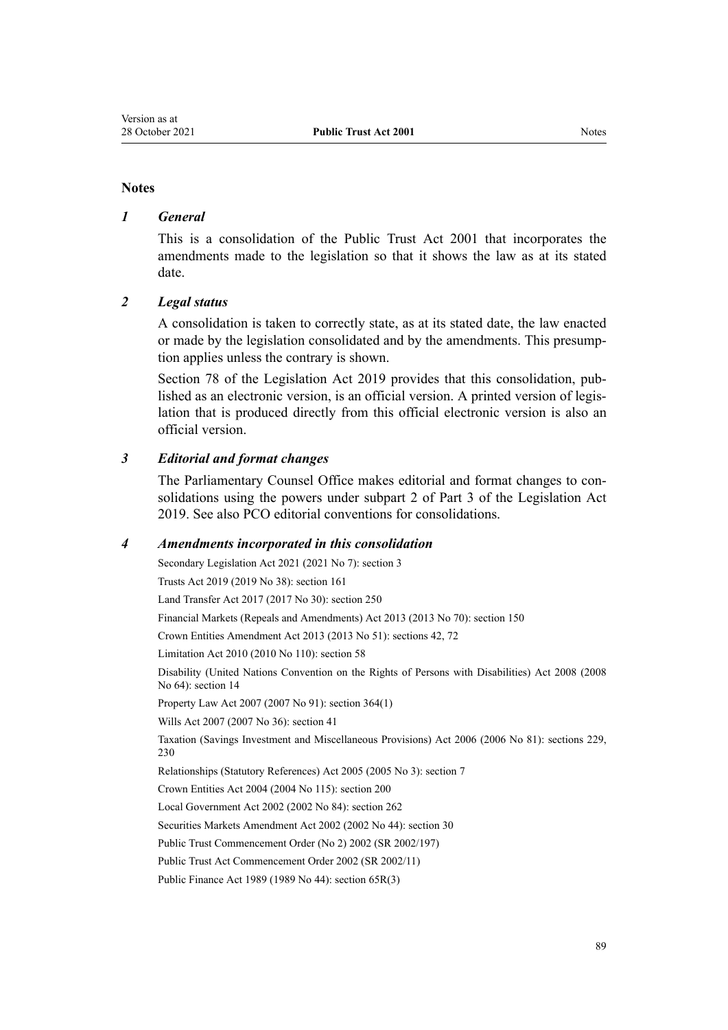## Notes

### *1 General*

This is a consolidation of the Public Trust Act 2001 that incorporates the amendments made to the legislation so that it shows the law as at its stated date.

### *2 Legal status*

A consolidation is taken to correctly state, as at its stated date, the law enacted or made by the legislation consolidated and by the amendments. This presumption applies unless the contrary is shown.

Section 78 of the Legislation Act 2019 provides that this consolidation, published as an electronic version, is an official version. A printed version of legislation that is produced directly from this official electronic version is also an official version.

### *3 Editorial and format changes*

The Parliamentary Counsel Office makes editorial and format changes to consolidations using the powers under subpart 2 of Part 3 of the Legislation Act 2019. See also PCO editorial conventions for consolidations.

### *4 Amendments incorporated in this consolidation*

Secondary Legislation Act 2021 (2021 No 7): section 3

Trusts Act 2019 (2019 No 38): section 161

Land Transfer Act 2017 (2017 No 30): section 250

Financial Markets (Repeals and Amendments) Act 2013 (2013 No 70): section 150

Crown Entities Amendment Act 2013 (2013 No 51): sections 42, 72

Limitation Act 2010 (2010 No 110): section 58

Disability (United Nations Convention on the Rights of Persons with Disabilities) Act 2008 (2008 No 64): section 14

Property Law Act 2007 (2007 No 91): section 364(1)

Wills Act 2007 (2007 No 36): section 41

Taxation (Savings Investment and Miscellaneous Provisions) Act 2006 (2006 No 81): sections 229, 230

Relationships (Statutory References) Act 2005 (2005 No 3): section 7

Crown Entities Act 2004 (2004 No 115): section 200

Local Government Act 2002 (2002 No 84): section 262

Securities Markets Amendment Act 2002 (2002 No 44): section 30

Public Trust Commencement Order (No 2) 2002 (SR 2002/197)

Public Trust Act Commencement Order 2002 (SR 2002/11)

Public Finance Act 1989 (1989 No 44): section 65R(3)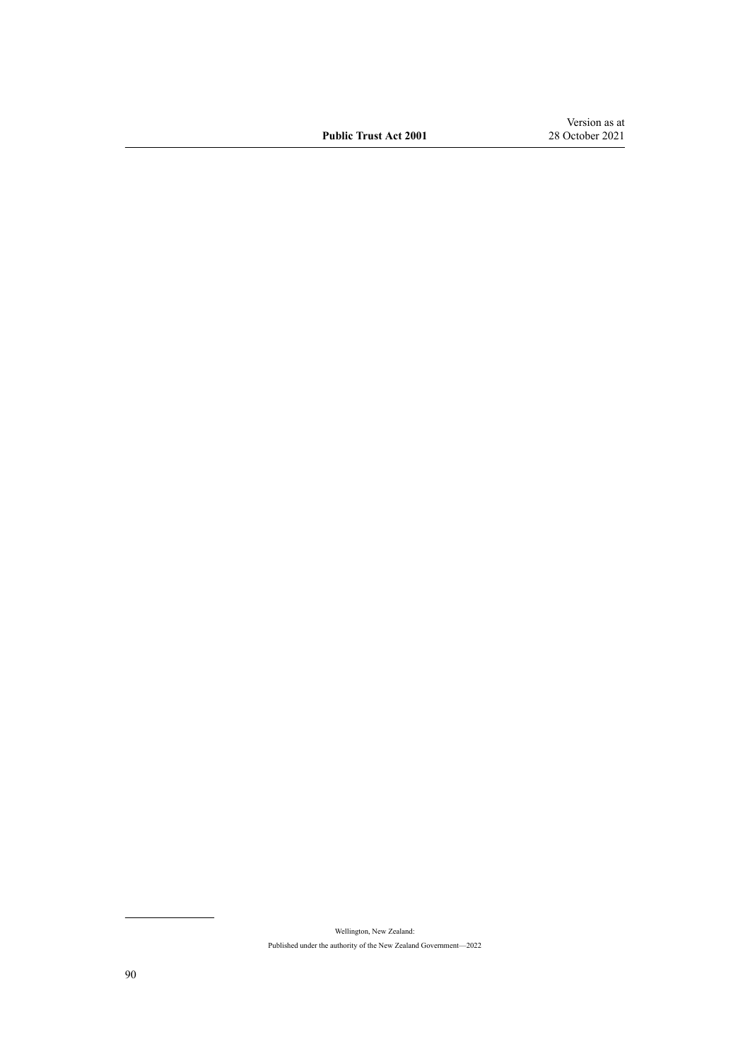Wellington, New Zealand:

Published under the authority of the New Zealand Government—2022